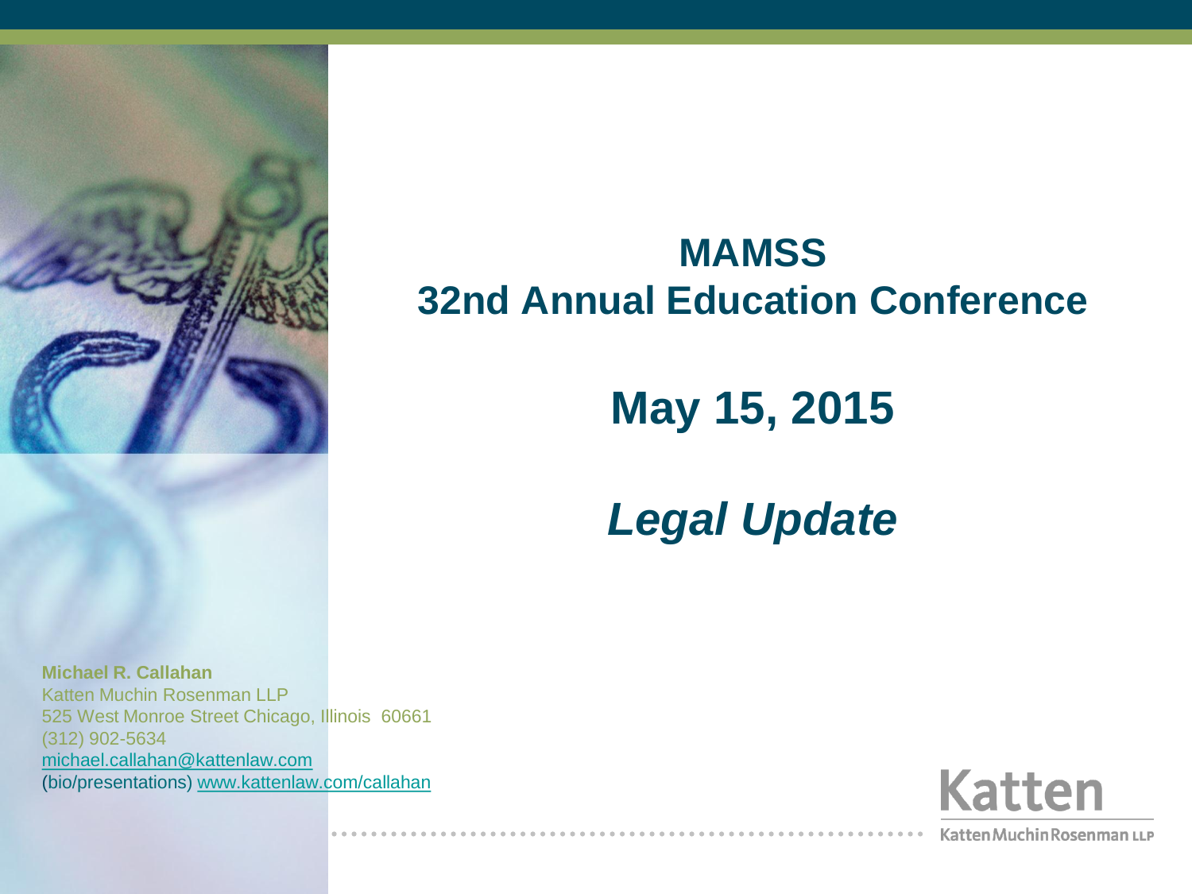# MAMSS
# 32nd Annual Education Conference

## May 15, 2015

## *Legal Update*

**Michael R. Callahan**
Katten Muchin Rosenman LLP
525 West Monroe Street Chicago, Illinois 60661
(312) 902-5634
michael.callahan@kattenlaw.com
(bio/presentations) www.kattenlaw.com/callahan

Katten
Katten Muchin Rosenman LLP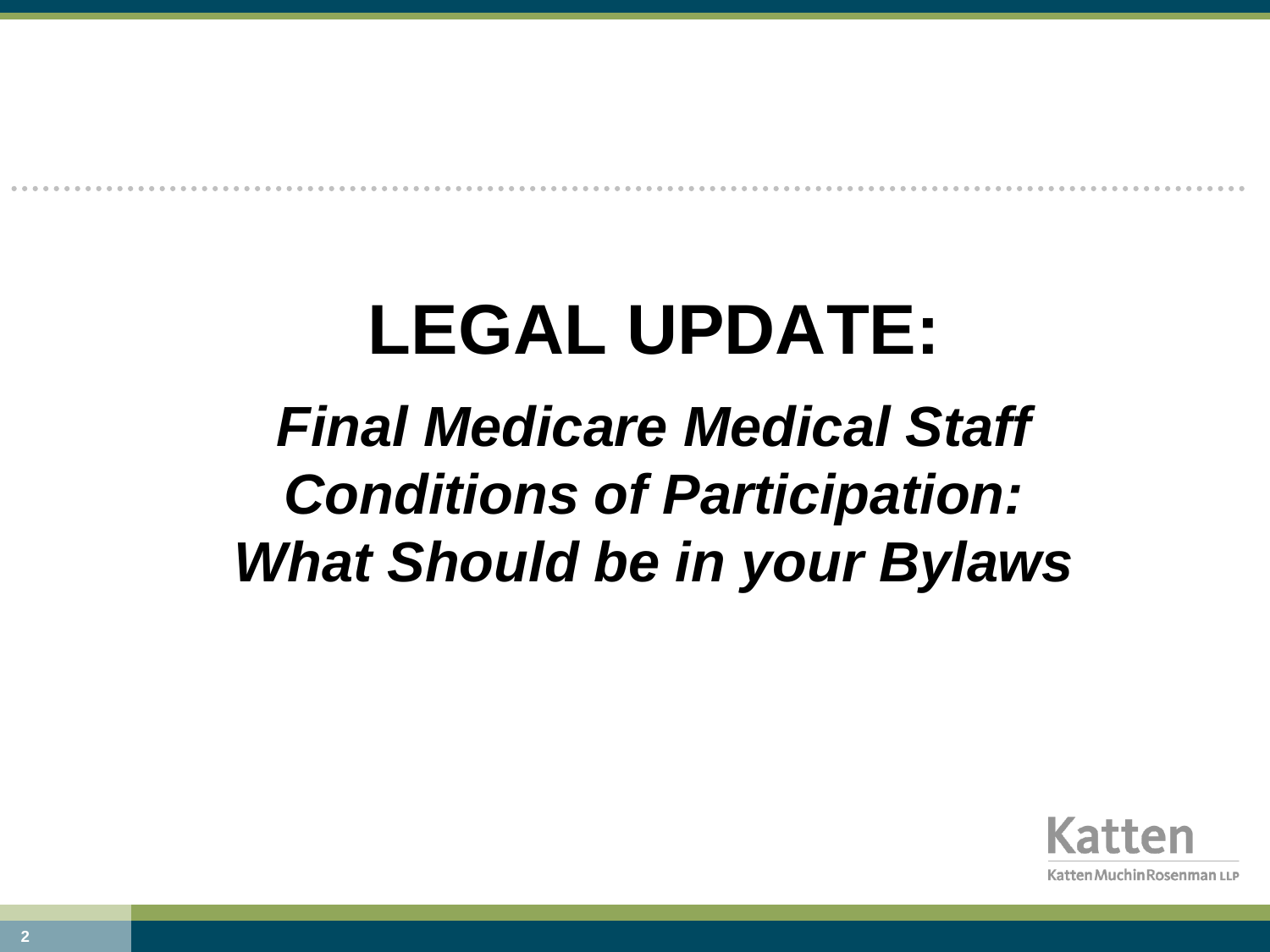# LEGAL UPDATE:

## *Final Medicare Medical Staff Conditions of Participation: What Should be in your Bylaws*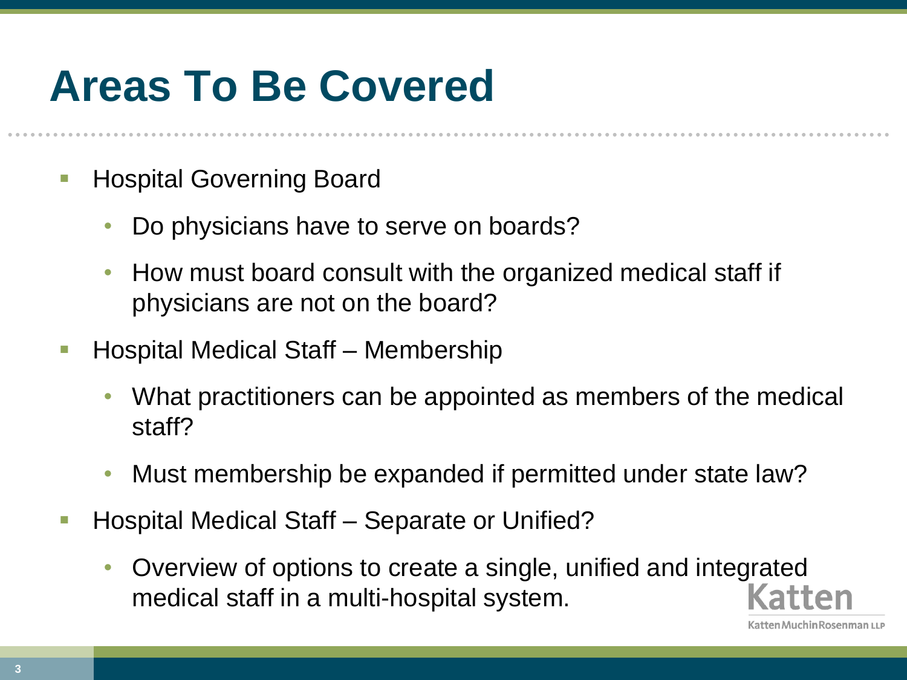# Areas To Be Covered

- Hospital Governing Board
  - Do physicians have to serve on boards?
  - How must board consult with the organized medical staff if physicians are not on the board?
- Hospital Medical Staff – Membership
  - What practitioners can be appointed as members of the medical staff?
  - Must membership be expanded if permitted under state law?
- Hospital Medical Staff – Separate or Unified?
  - Overview of options to create a single, unified and integrated medical staff in a multi-hospital system.

Katten
KattenMuchinRosenman LLP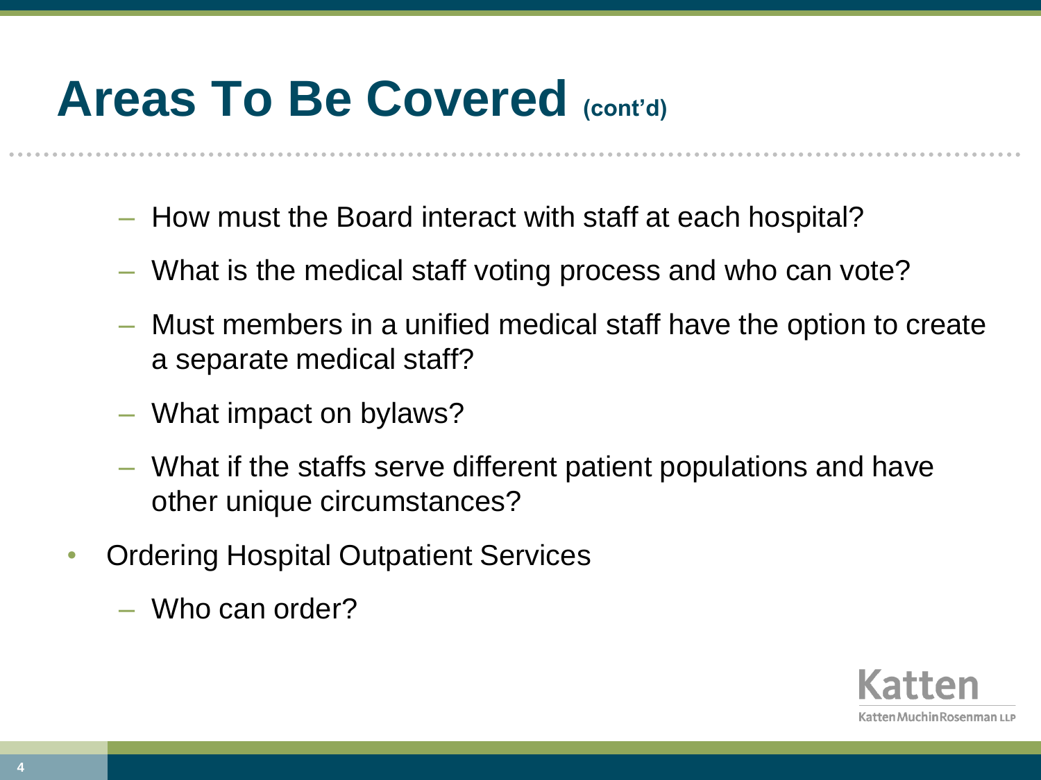# Areas To Be Covered (cont'd)

- How must the Board interact with staff at each hospital?
- What is the medical staff voting process and who can vote?
- Must members in a unified medical staff have the option to create a separate medical staff?
- What impact on bylaws?
- What if the staffs serve different patient populations and have other unique circumstances?

- Ordering Hospital Outpatient Services
  - Who can order?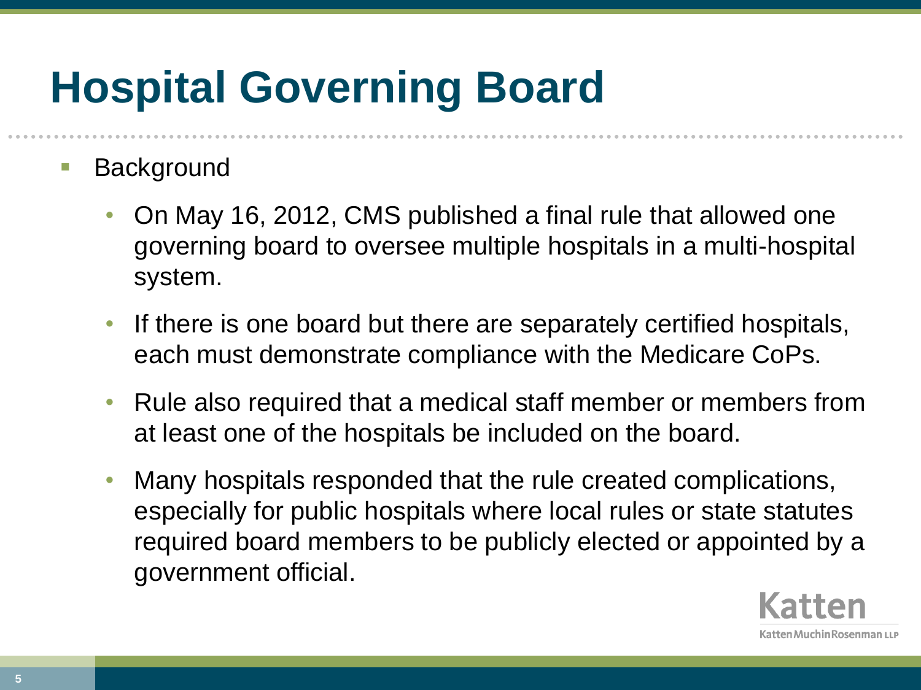# Hospital Governing Board

- Background
  - On May 16, 2012, CMS published a final rule that allowed one governing board to oversee multiple hospitals in a multi-hospital system.
  - If there is one board but there are separately certified hospitals, each must demonstrate compliance with the Medicare CoPs.
  - Rule also required that a medical staff member or members from at least one of the hospitals be included on the board.
  - Many hospitals responded that the rule created complications, especially for public hospitals where local rules or state statutes required board members to be publicly elected or appointed by a government official.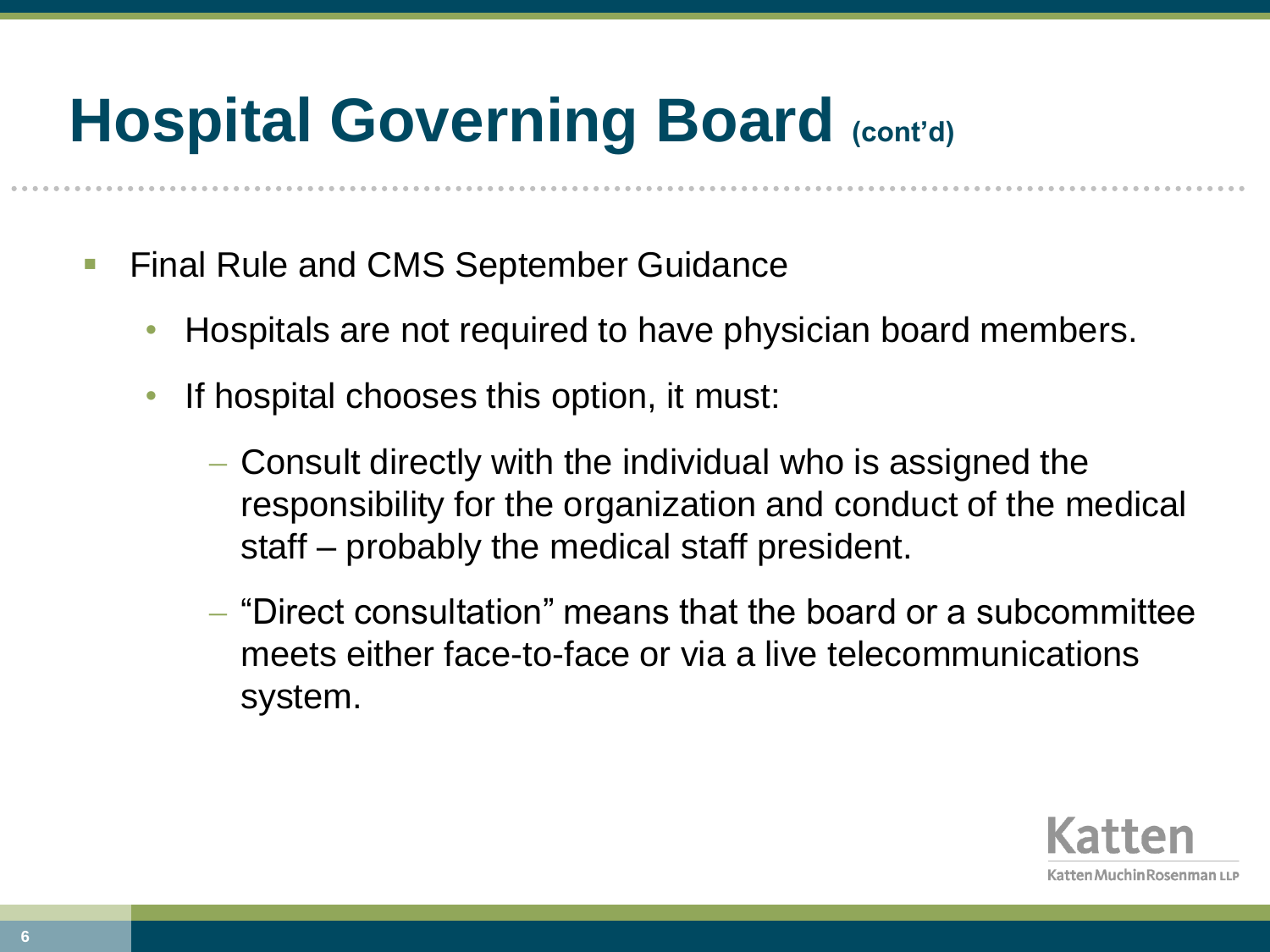# Hospital Governing Board (cont'd)

- Final Rule and CMS September Guidance
  - Hospitals are not required to have physician board members.
  - If hospital chooses this option, it must:
    - Consult directly with the individual who is assigned the responsibility for the organization and conduct of the medical staff – probably the medical staff president.
    - "Direct consultation" means that the board or a subcommittee meets either face-to-face or via a live telecommunications system.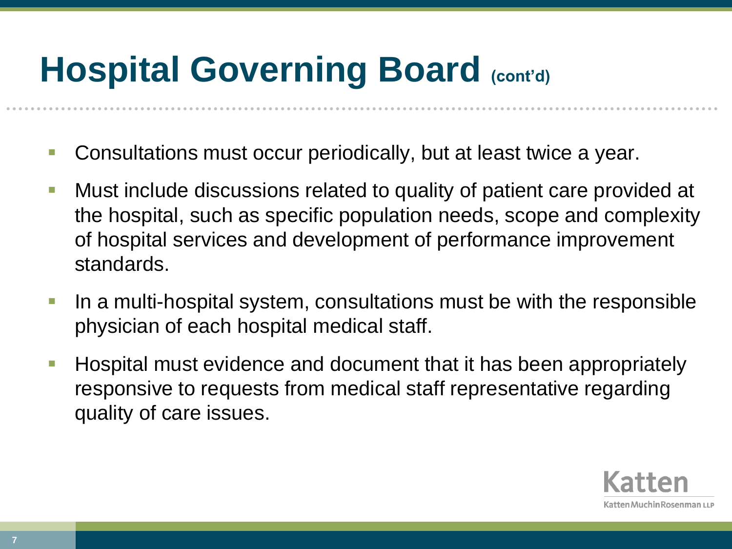# Hospital Governing Board (cont'd)

- Consultations must occur periodically, but at least twice a year.
- Must include discussions related to quality of patient care provided at the hospital, such as specific population needs, scope and complexity of hospital services and development of performance improvement standards.
- In a multi-hospital system, consultations must be with the responsible physician of each hospital medical staff.
- Hospital must evidence and document that it has been appropriately responsive to requests from medical staff representative regarding quality of care issues.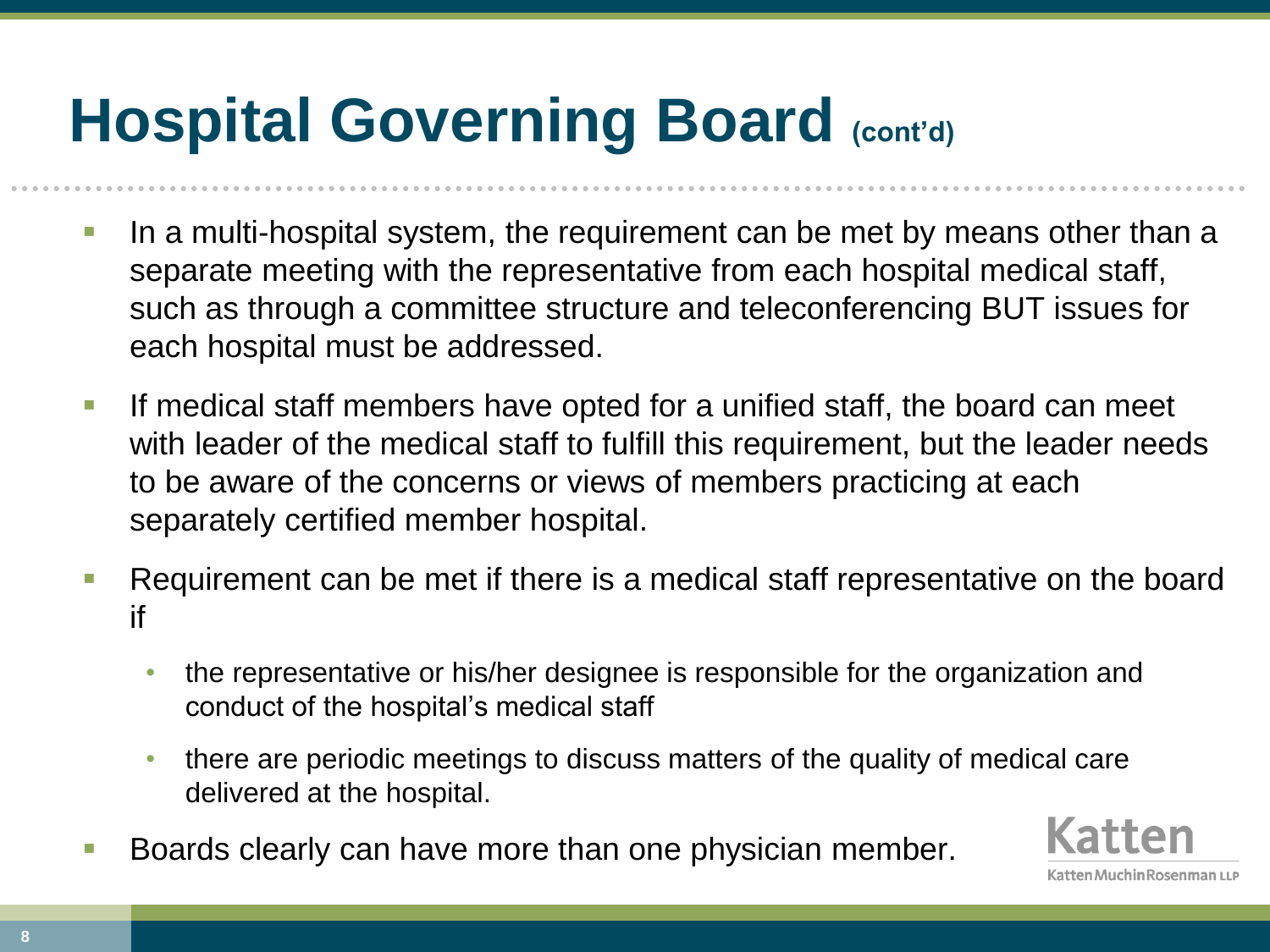# Hospital Governing Board (cont'd)

- In a multi-hospital system, the requirement can be met by means other than a separate meeting with the representative from each hospital medical staff, such as through a committee structure and teleconferencing BUT issues for each hospital must be addressed.
- If medical staff members have opted for a unified staff, the board can meet with leader of the medical staff to fulfill this requirement, but the leader needs to be aware of the concerns or views of members practicing at each separately certified member hospital.
- Requirement can be met if there is a medical staff representative on the board if
  - the representative or his/her designee is responsible for the organization and conduct of the hospital's medical staff
  - there are periodic meetings to discuss matters of the quality of medical care delivered at the hospital.
- Boards clearly can have more than one physician member.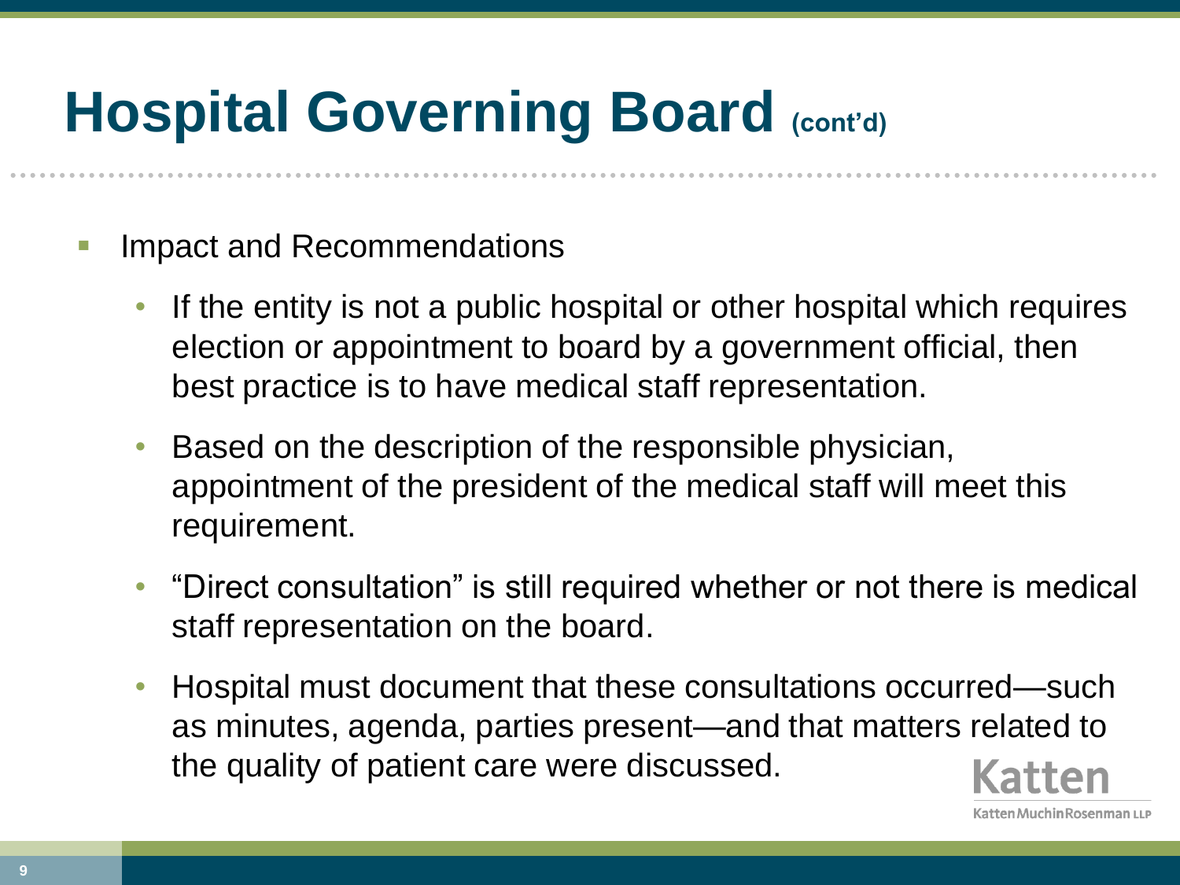# Hospital Governing Board (cont'd)

- Impact and Recommendations
  - If the entity is not a public hospital or other hospital which requires election or appointment to board by a government official, then best practice is to have medical staff representation.
  - Based on the description of the responsible physician, appointment of the president of the medical staff will meet this requirement.
  - "Direct consultation" is still required whether or not there is medical staff representation on the board.
  - Hospital must document that these consultations occurred—such as minutes, agenda, parties present—and that matters related to the quality of patient care were discussed.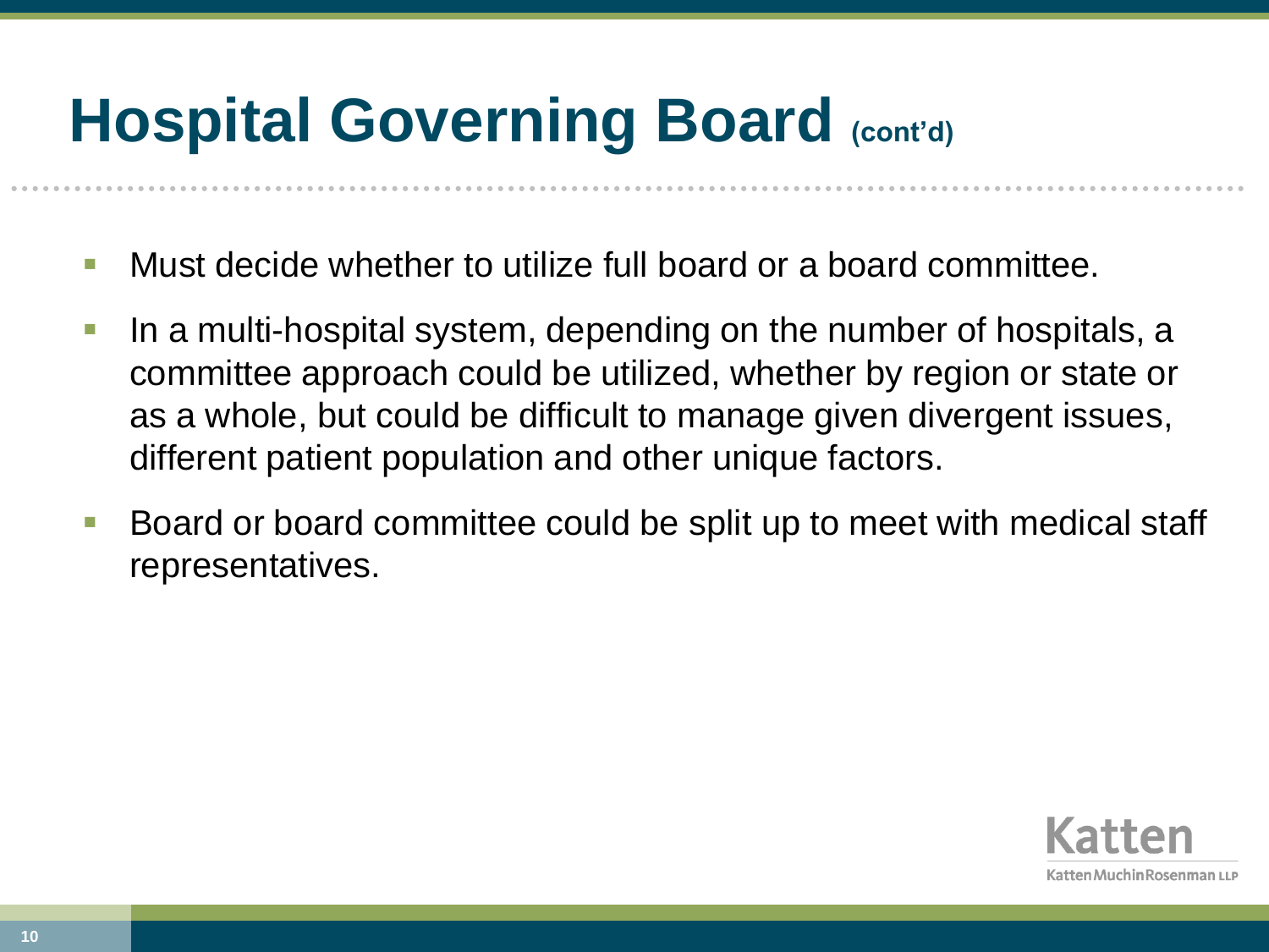# Hospital Governing Board (cont'd)

- Must decide whether to utilize full board or a board committee.
- In a multi-hospital system, depending on the number of hospitals, a committee approach could be utilized, whether by region or state or as a whole, but could be difficult to manage given divergent issues, different patient population and other unique factors.
- Board or board committee could be split up to meet with medical staff representatives.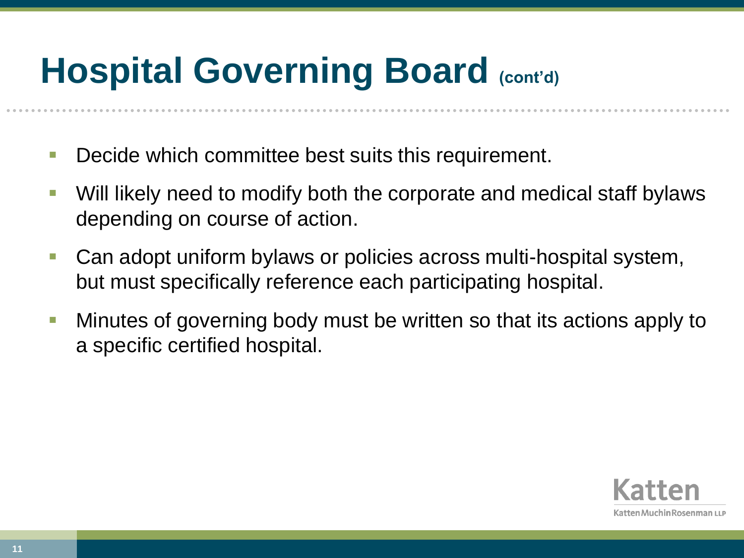# Hospital Governing Board (cont'd)

- Decide which committee best suits this requirement.
- Will likely need to modify both the corporate and medical staff bylaws depending on course of action.
- Can adopt uniform bylaws or policies across multi-hospital system, but must specifically reference each participating hospital.
- Minutes of governing body must be written so that its actions apply to a specific certified hospital.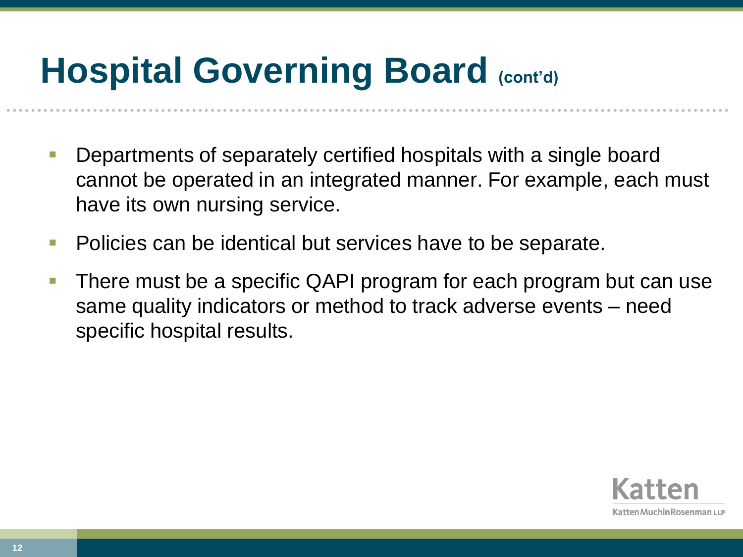# Hospital Governing Board (cont'd)

- Departments of separately certified hospitals with a single board cannot be operated in an integrated manner. For example, each must have its own nursing service.
- Policies can be identical but services have to be separate.
- There must be a specific QAPI program for each program but can use same quality indicators or method to track adverse events – need specific hospital results.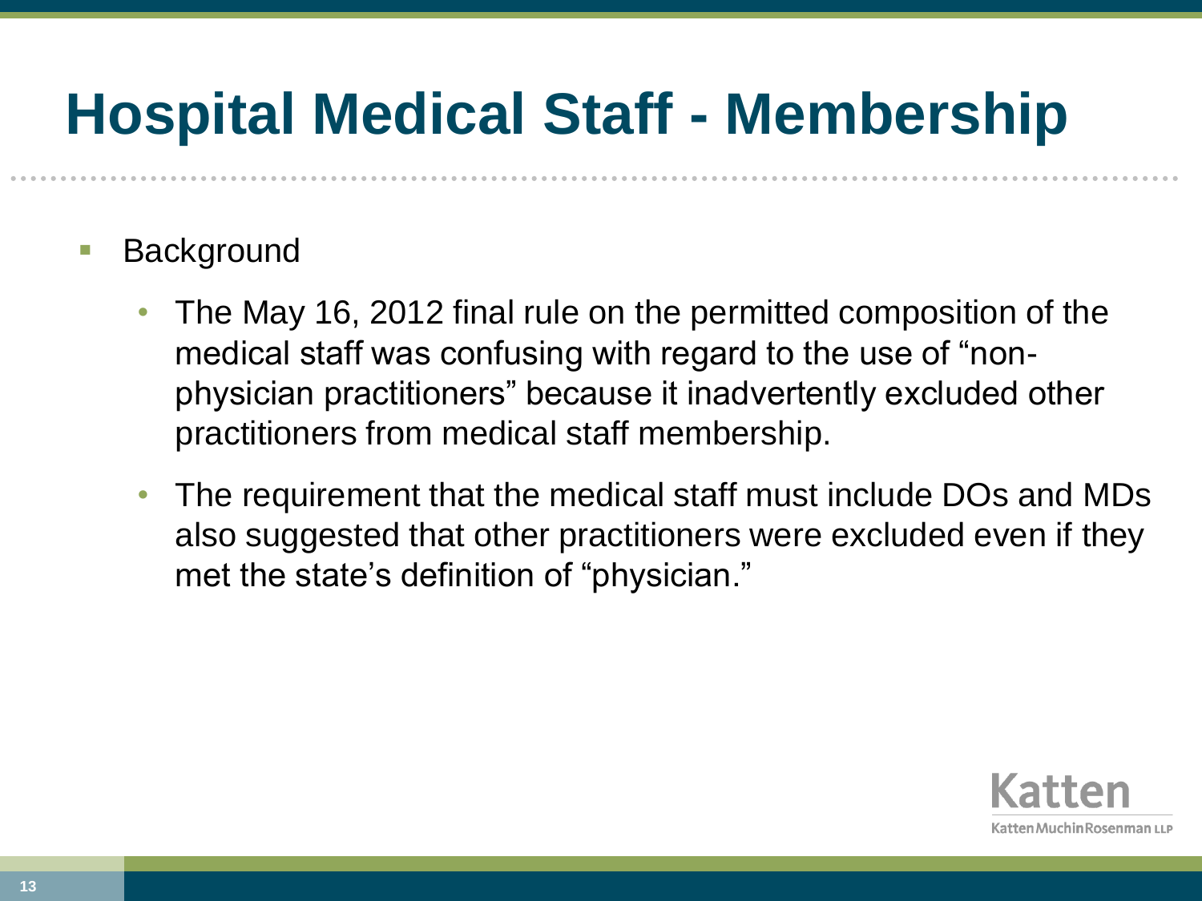# Hospital Medical Staff - Membership

- Background
  - The May 16, 2012 final rule on the permitted composition of the medical staff was confusing with regard to the use of "non-physician practitioners" because it inadvertently excluded other practitioners from medical staff membership.
  - The requirement that the medical staff must include DOs and MDs also suggested that other practitioners were excluded even if they met the state's definition of "physician."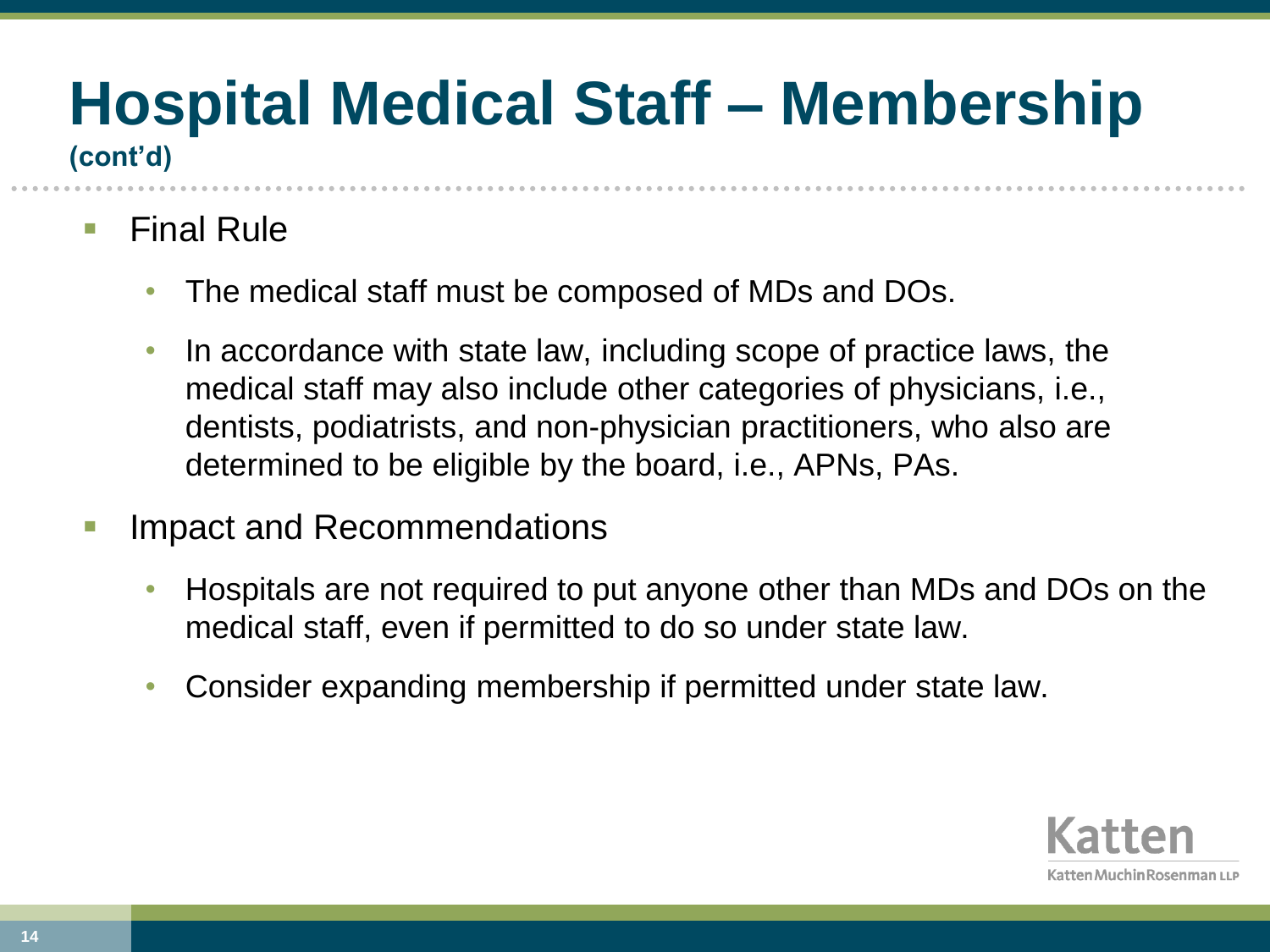# Hospital Medical Staff – Membership

**(cont'd)**

- Final Rule
  - The medical staff must be composed of MDs and DOs.
  - In accordance with state law, including scope of practice laws, the medical staff may also include other categories of physicians, i.e., dentists, podiatrists, and non-physician practitioners, who also are determined to be eligible by the board, i.e., APNs, PAs.
- Impact and Recommendations
  - Hospitals are not required to put anyone other than MDs and DOs on the medical staff, even if permitted to do so under state law.
  - Consider expanding membership if permitted under state law.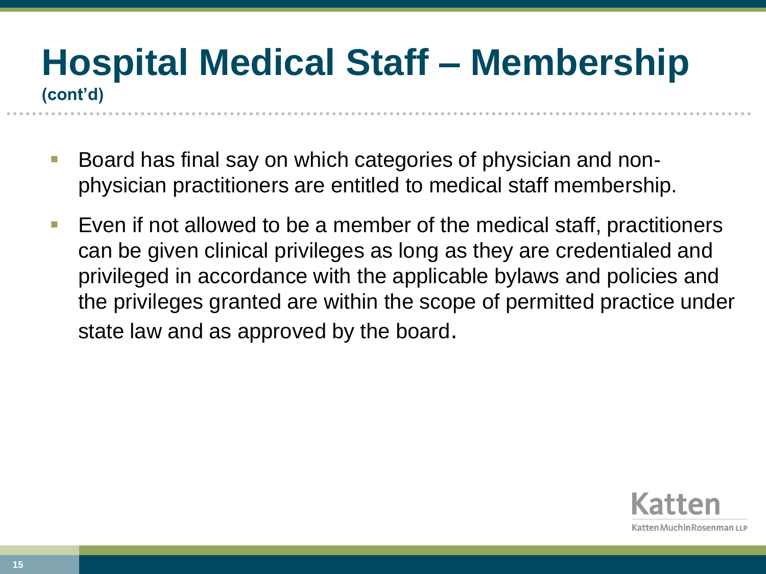# Hospital Medical Staff – Membership

**(cont'd)**

- Board has final say on which categories of physician and non-physician practitioners are entitled to medical staff membership.
- Even if not allowed to be a member of the medical staff, practitioners can be given clinical privileges as long as they are credentialed and privileged in accordance with the applicable bylaws and policies and the privileges granted are within the scope of permitted practice under state law and as approved by the board.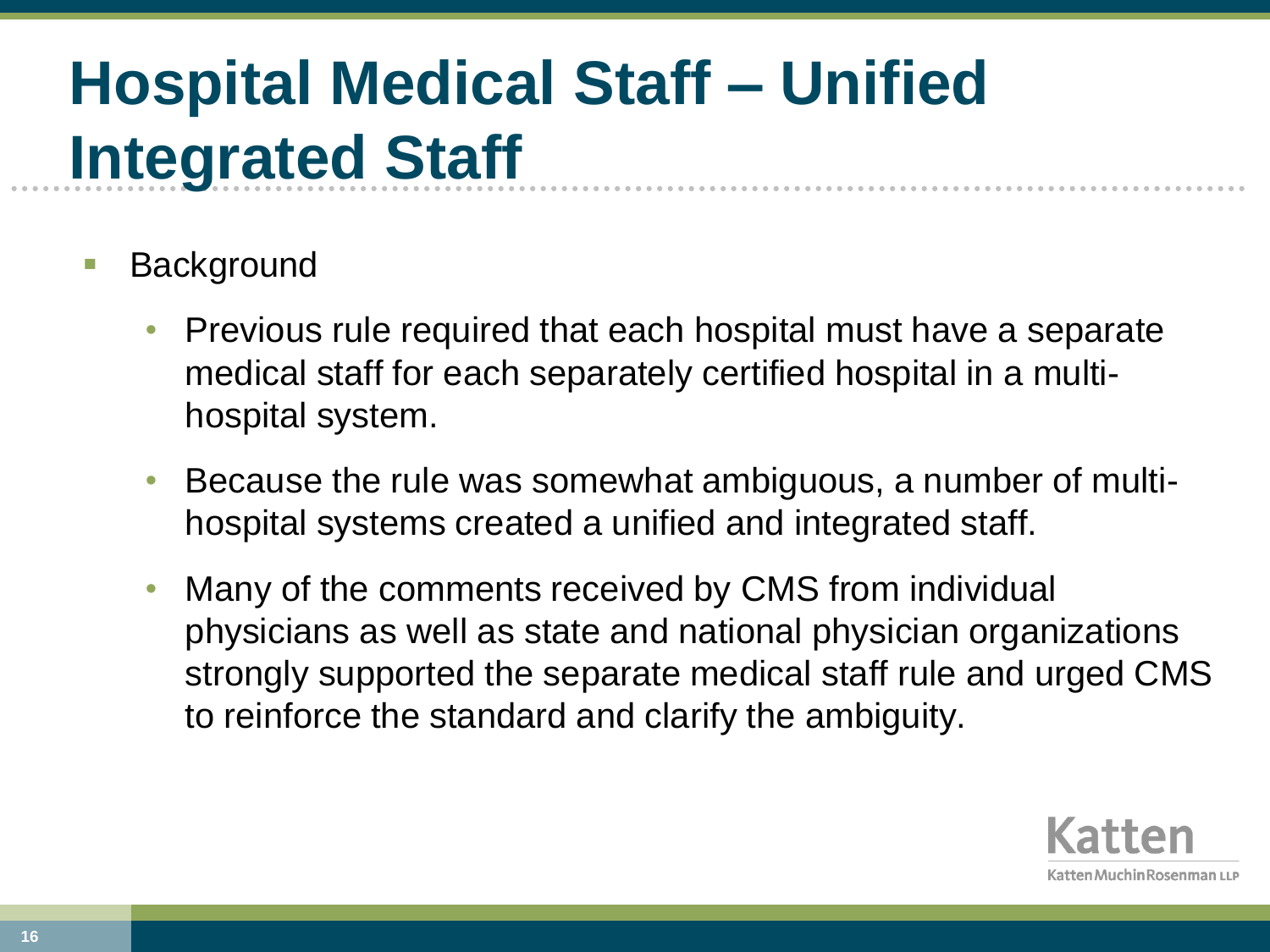# Hospital Medical Staff – Unified Integrated Staff

- Background
  - Previous rule required that each hospital must have a separate medical staff for each separately certified hospital in a multi-hospital system.
  - Because the rule was somewhat ambiguous, a number of multi-hospital systems created a unified and integrated staff.
  - Many of the comments received by CMS from individual physicians as well as state and national physician organizations strongly supported the separate medical staff rule and urged CMS to reinforce the standard and clarify the ambiguity.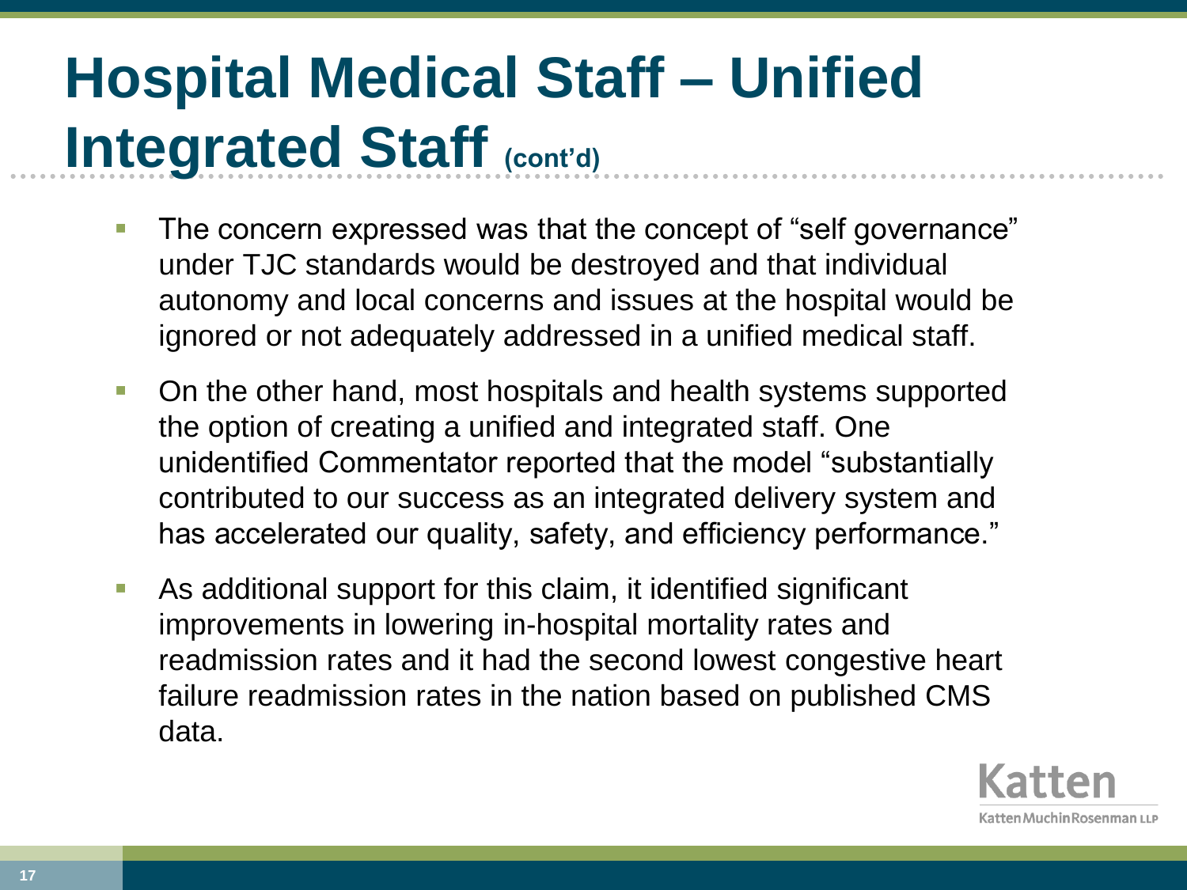# Hospital Medical Staff – Unified Integrated Staff (cont'd)

- The concern expressed was that the concept of "self governance" under TJC standards would be destroyed and that individual autonomy and local concerns and issues at the hospital would be ignored or not adequately addressed in a unified medical staff.
- On the other hand, most hospitals and health systems supported the option of creating a unified and integrated staff. One unidentified Commentator reported that the model "substantially contributed to our success as an integrated delivery system and has accelerated our quality, safety, and efficiency performance."
- As additional support for this claim, it identified significant improvements in lowering in-hospital mortality rates and readmission rates and it had the second lowest congestive heart failure readmission rates in the nation based on published CMS data.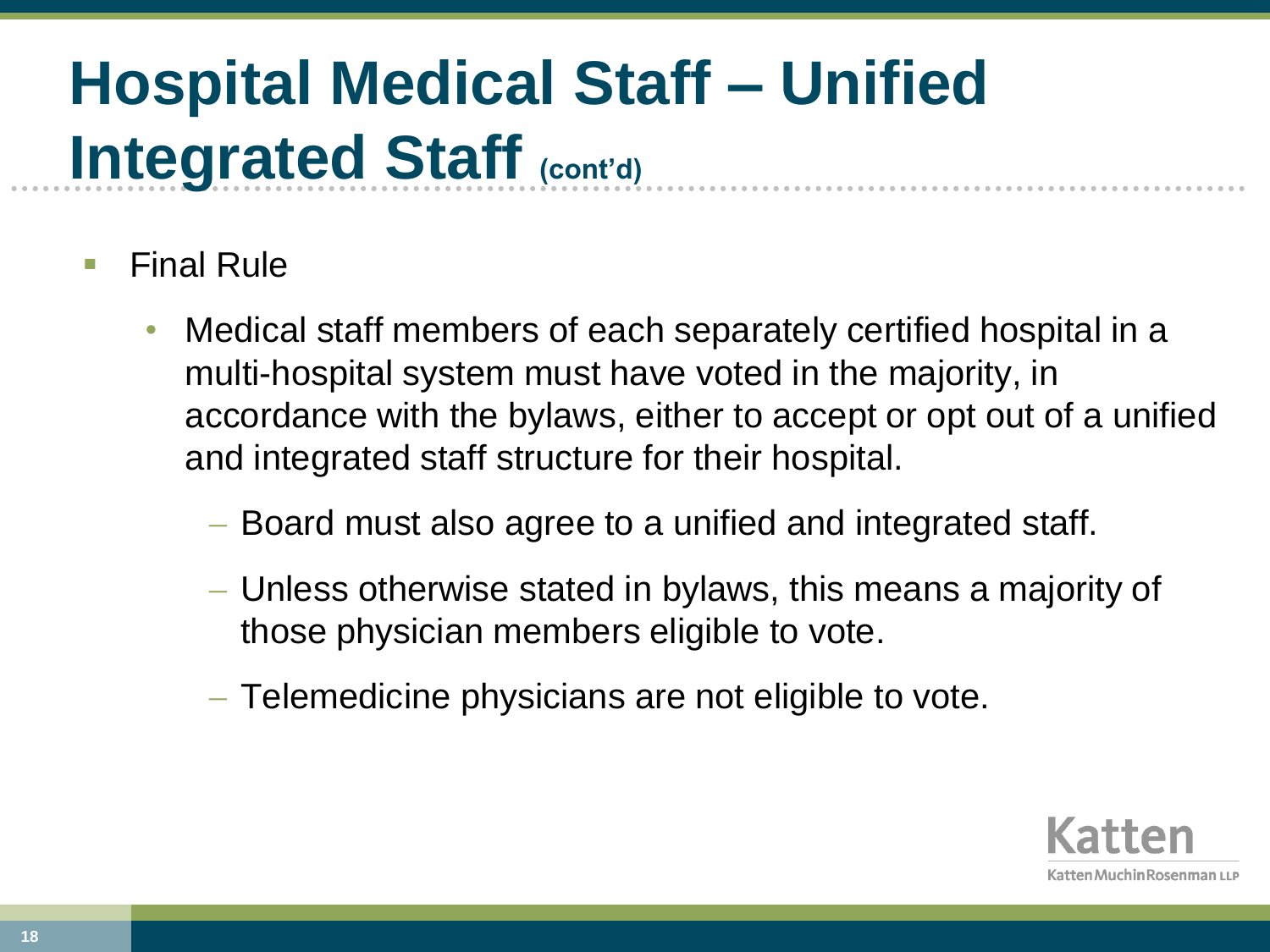# Hospital Medical Staff – Unified Integrated Staff (cont'd)

- Final Rule
  - Medical staff members of each separately certified hospital in a multi-hospital system must have voted in the majority, in accordance with the bylaws, either to accept or opt out of a unified and integrated staff structure for their hospital.
    - Board must also agree to a unified and integrated staff.
    - Unless otherwise stated in bylaws, this means a majority of those physician members eligible to vote.
    - Telemedicine physicians are not eligible to vote.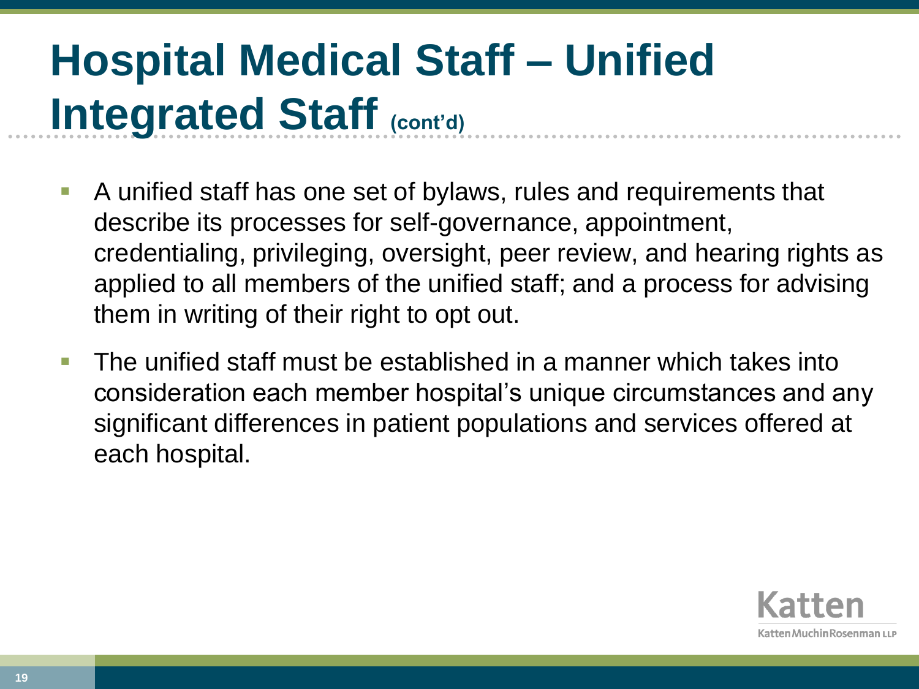# Hospital Medical Staff – Unified Integrated Staff (cont'd)

- A unified staff has one set of bylaws, rules and requirements that describe its processes for self-governance, appointment, credentialing, privileging, oversight, peer review, and hearing rights as applied to all members of the unified staff; and a process for advising them in writing of their right to opt out.
- The unified staff must be established in a manner which takes into consideration each member hospital's unique circumstances and any significant differences in patient populations and services offered at each hospital.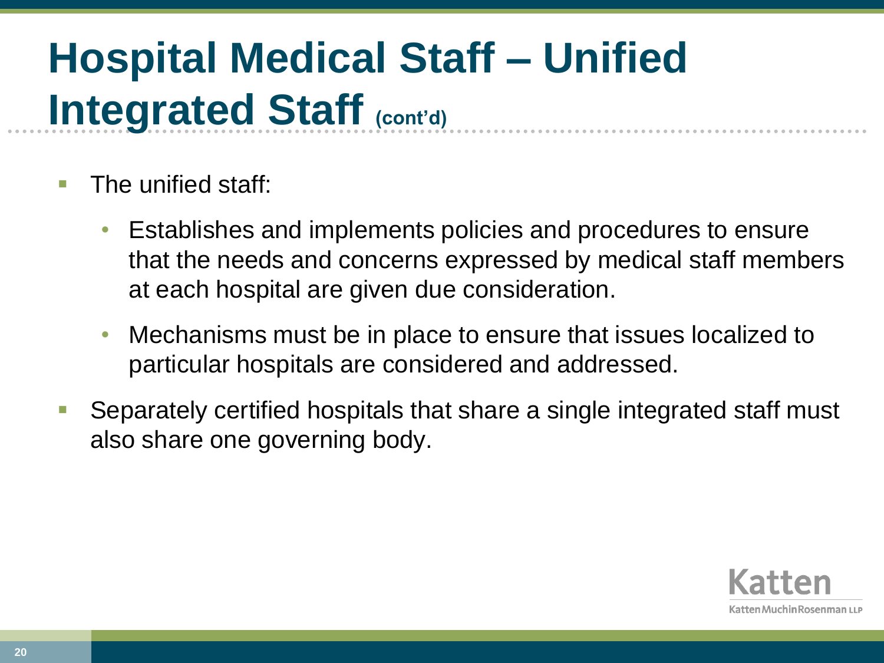# Hospital Medical Staff – Unified Integrated Staff (cont'd)

- The unified staff:
  - Establishes and implements policies and procedures to ensure that the needs and concerns expressed by medical staff members at each hospital are given due consideration.
  - Mechanisms must be in place to ensure that issues localized to particular hospitals are considered and addressed.
- Separately certified hospitals that share a single integrated staff must also share one governing body.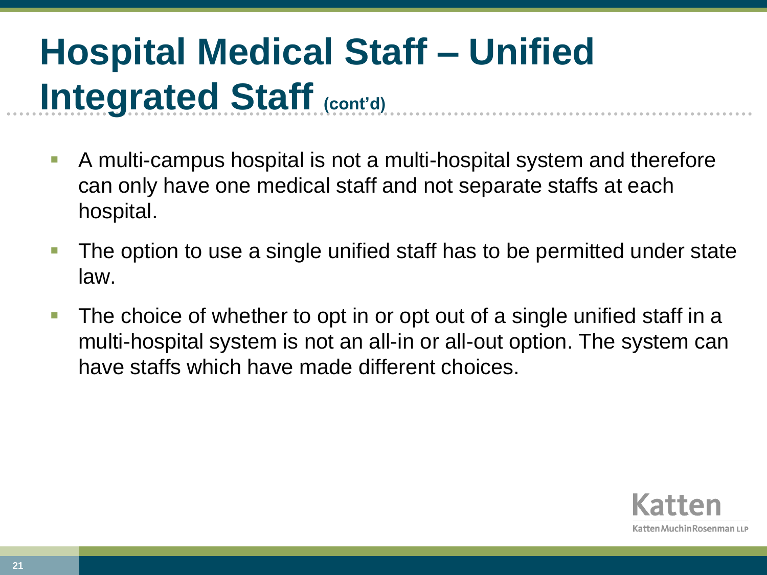# Hospital Medical Staff – Unified Integrated Staff (cont'd)

- A multi-campus hospital is not a multi-hospital system and therefore can only have one medical staff and not separate staffs at each hospital.
- The option to use a single unified staff has to be permitted under state law.
- The choice of whether to opt in or opt out of a single unified staff in a multi-hospital system is not an all-in or all-out option. The system can have staffs which have made different choices.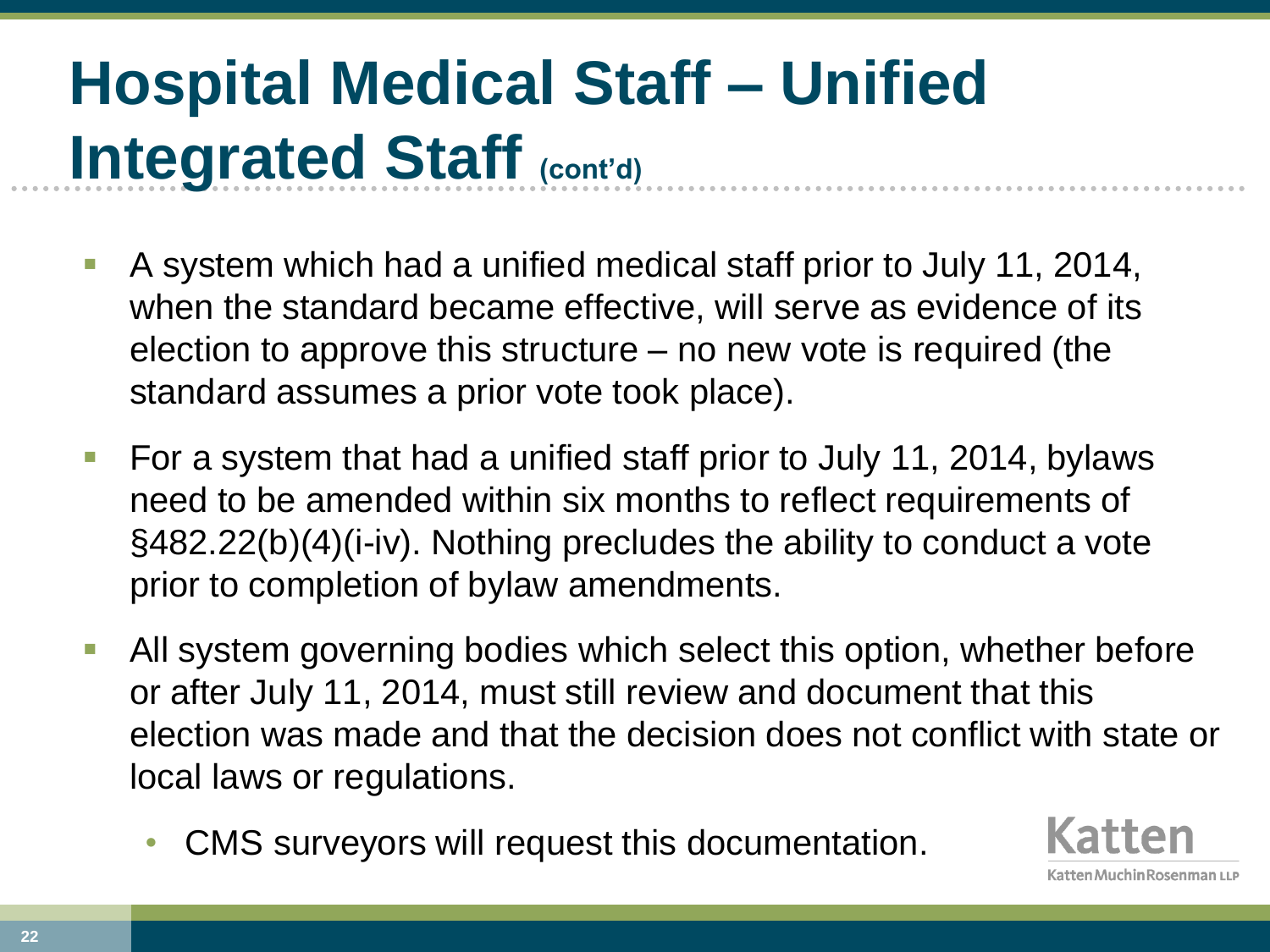# Hospital Medical Staff – Unified Integrated Staff (cont'd)

- A system which had a unified medical staff prior to July 11, 2014, when the standard became effective, will serve as evidence of its election to approve this structure – no new vote is required (the standard assumes a prior vote took place).
- For a system that had a unified staff prior to July 11, 2014, bylaws need to be amended within six months to reflect requirements of §482.22(b)(4)(i-iv). Nothing precludes the ability to conduct a vote prior to completion of bylaw amendments.
- All system governing bodies which select this option, whether before or after July 11, 2014, must still review and document that this election was made and that the decision does not conflict with state or local laws or regulations.
  - CMS surveyors will request this documentation.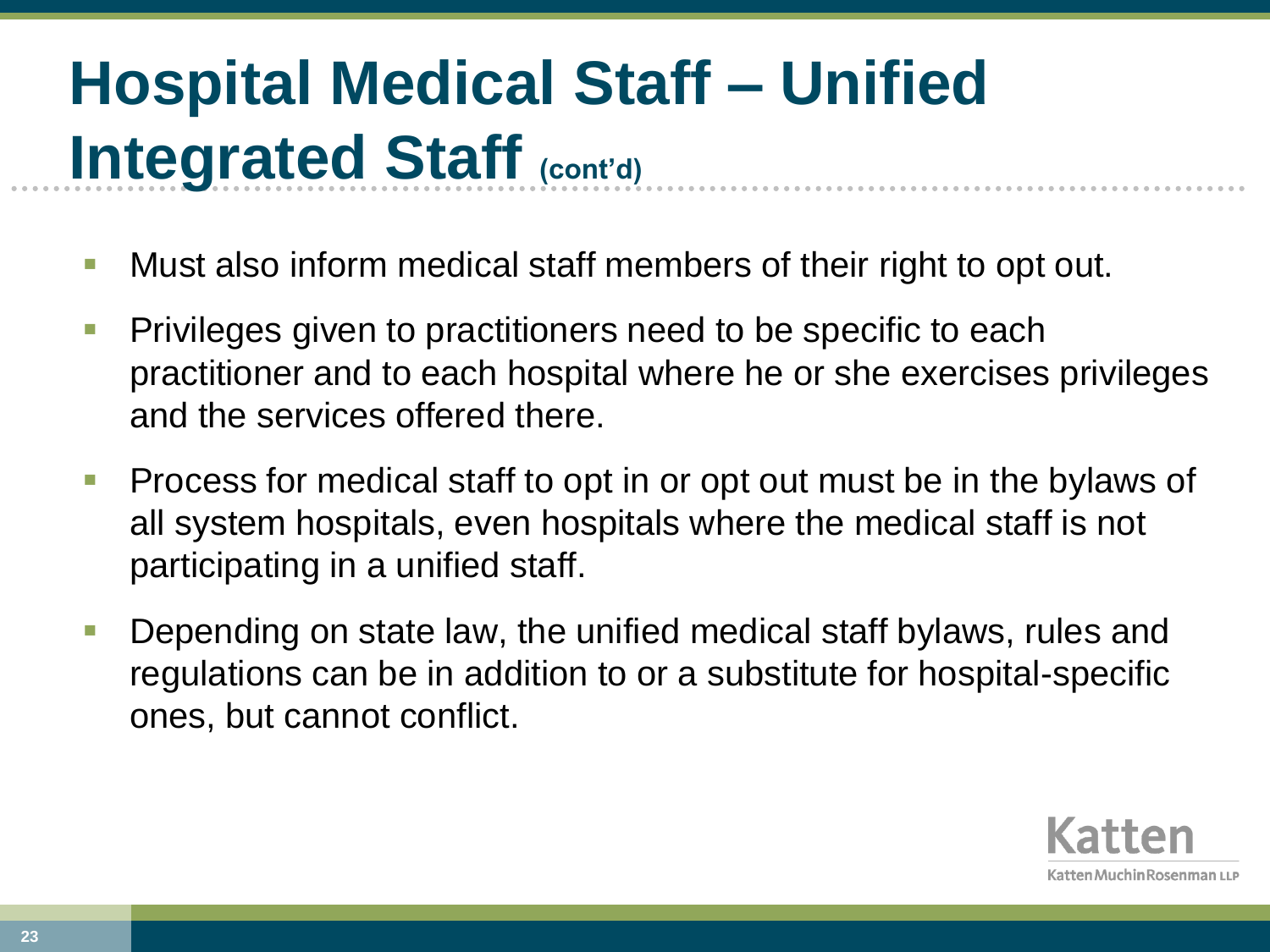# Hospital Medical Staff – Unified Integrated Staff (cont'd)

- Must also inform medical staff members of their right to opt out.
- Privileges given to practitioners need to be specific to each practitioner and to each hospital where he or she exercises privileges and the services offered there.
- Process for medical staff to opt in or opt out must be in the bylaws of all system hospitals, even hospitals where the medical staff is not participating in a unified staff.
- Depending on state law, the unified medical staff bylaws, rules and regulations can be in addition to or a substitute for hospital-specific ones, but cannot conflict.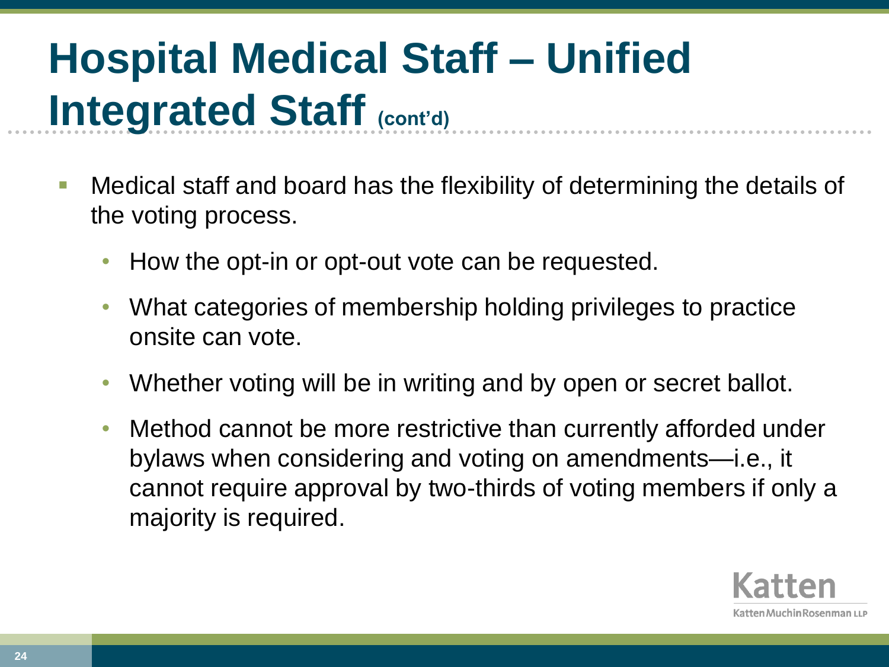# Hospital Medical Staff – Unified Integrated Staff (cont'd)

- Medical staff and board has the flexibility of determining the details of the voting process.
  - How the opt-in or opt-out vote can be requested.
  - What categories of membership holding privileges to practice onsite can vote.
  - Whether voting will be in writing and by open or secret ballot.
  - Method cannot be more restrictive than currently afforded under bylaws when considering and voting on amendments—i.e., it cannot require approval by two-thirds of voting members if only a majority is required.

Katten
Katten Muchin Rosenman LLP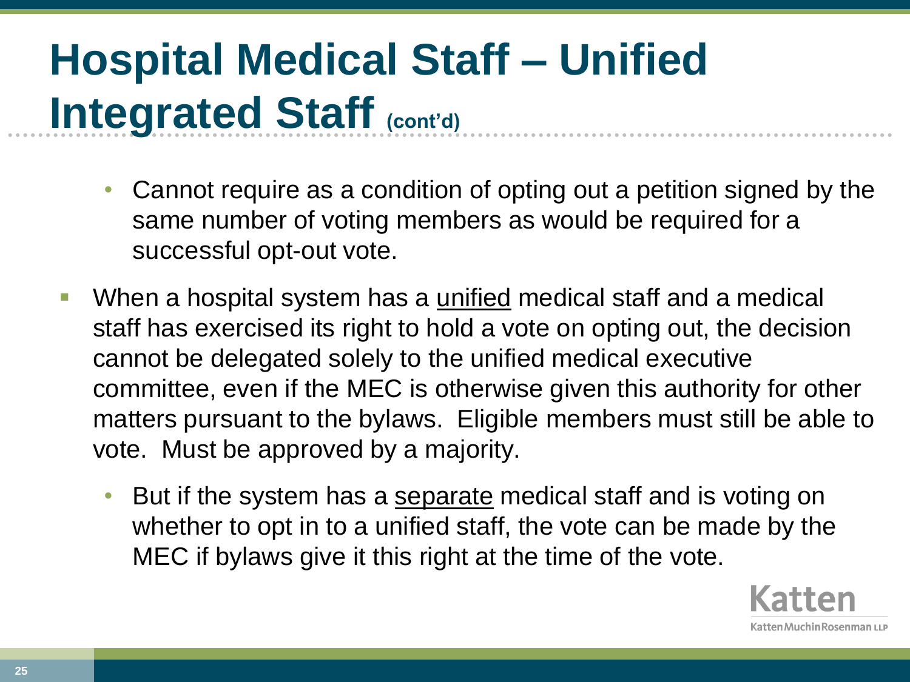# Hospital Medical Staff – Unified Integrated Staff (cont'd)

  - Cannot require as a condition of opting out a petition signed by the same number of voting members as would be required for a successful opt-out vote.
- When a hospital system has a unified medical staff and a medical staff has exercised its right to hold a vote on opting out, the decision cannot be delegated solely to the unified medical executive committee, even if the MEC is otherwise given this authority for other matters pursuant to the bylaws. Eligible members must still be able to vote. Must be approved by a majority.
  - But if the system has a separate medical staff and is voting on whether to opt in to a unified staff, the vote can be made by the MEC if bylaws give it this right at the time of the vote.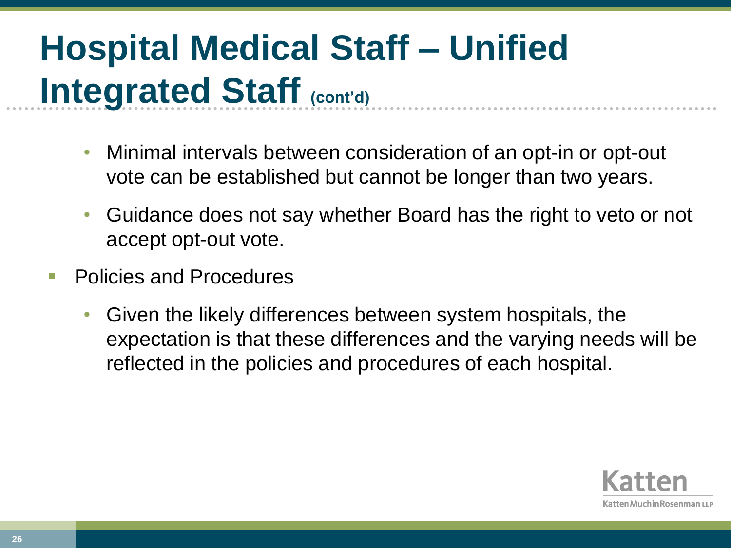# Hospital Medical Staff – Unified Integrated Staff (cont'd)

  - Minimal intervals between consideration of an opt-in or opt-out vote can be established but cannot be longer than two years.
  - Guidance does not say whether Board has the right to veto or not accept opt-out vote.
- Policies and Procedures
  - Given the likely differences between system hospitals, the expectation is that these differences and the varying needs will be reflected in the policies and procedures of each hospital.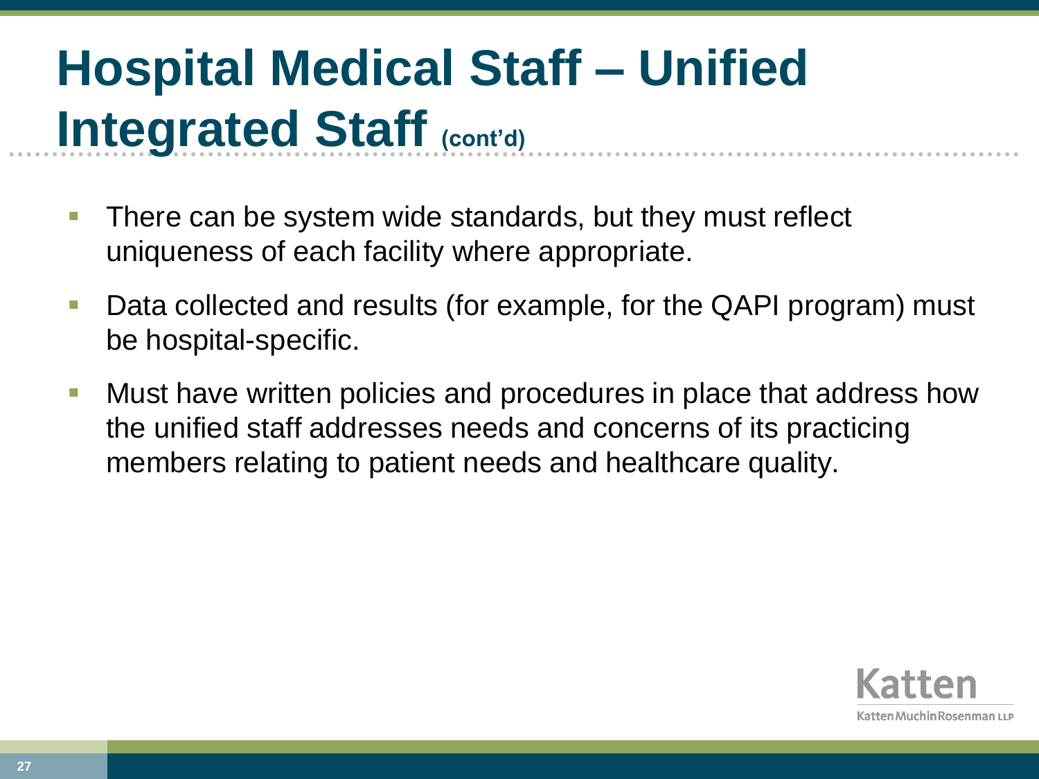# Hospital Medical Staff – Unified Integrated Staff (cont'd)

- There can be system wide standards, but they must reflect uniqueness of each facility where appropriate.
- Data collected and results (for example, for the QAPI program) must be hospital-specific.
- Must have written policies and procedures in place that address how the unified staff addresses needs and concerns of its practicing members relating to patient needs and healthcare quality.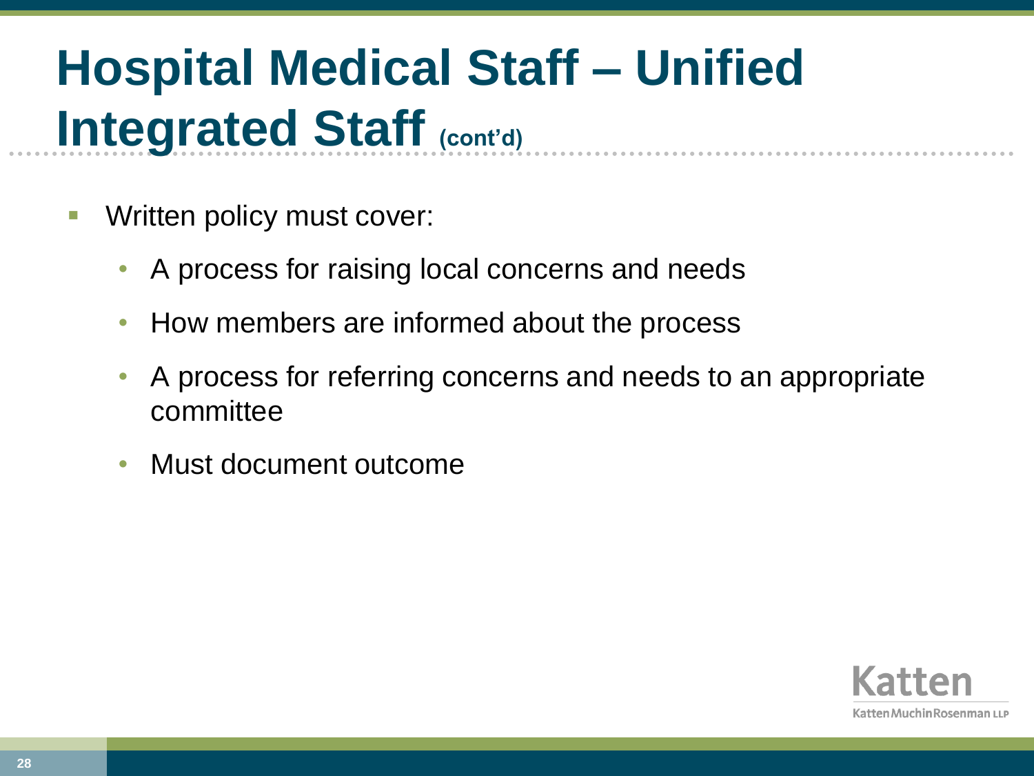# Hospital Medical Staff – Unified Integrated Staff (cont'd)

- Written policy must cover:
  - A process for raising local concerns and needs
  - How members are informed about the process
  - A process for referring concerns and needs to an appropriate committee
  - Must document outcome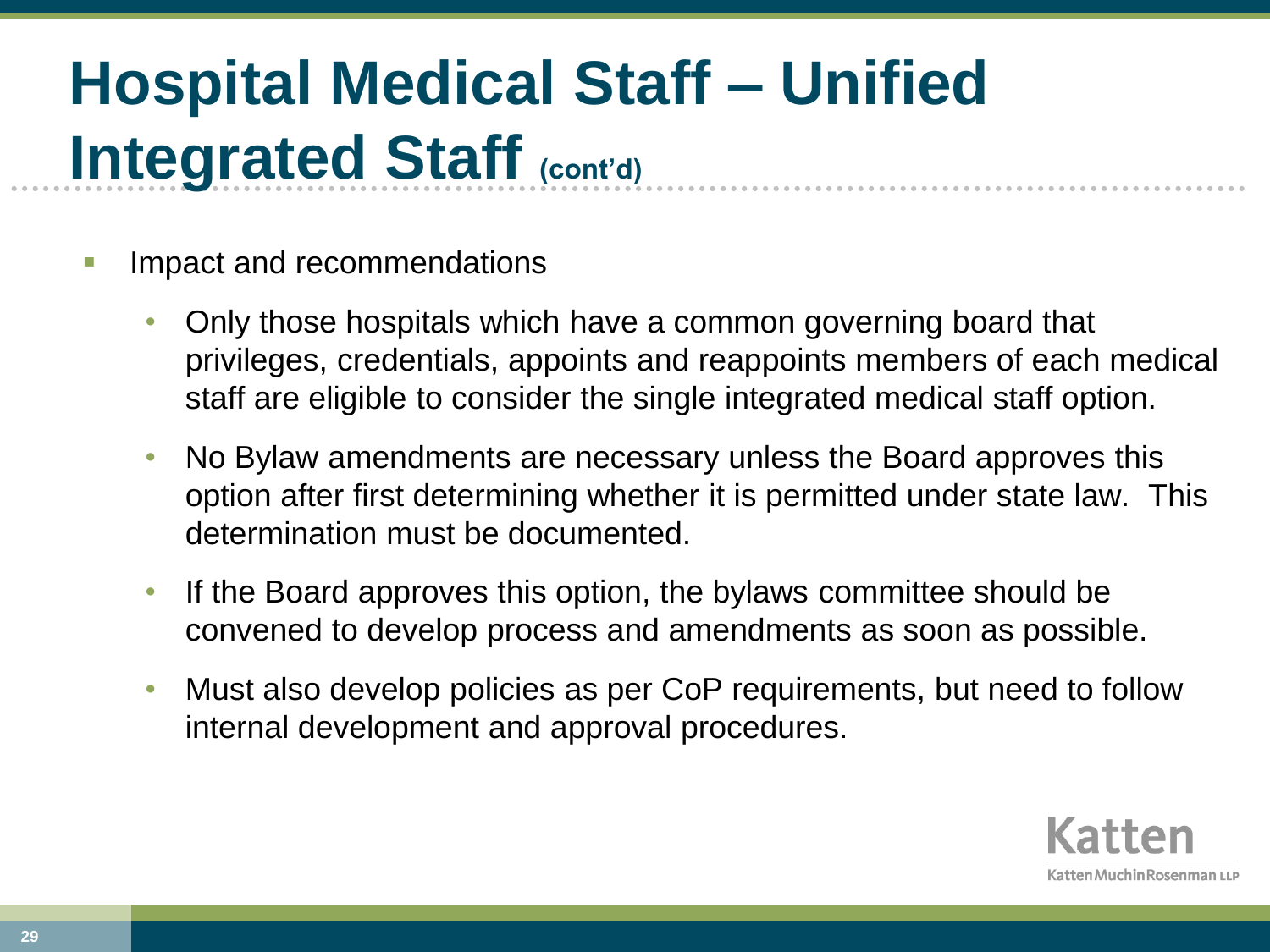# Hospital Medical Staff – Unified Integrated Staff (cont'd)

- Impact and recommendations
  - Only those hospitals which have a common governing board that privileges, credentials, appoints and reappoints members of each medical staff are eligible to consider the single integrated medical staff option.
  - No Bylaw amendments are necessary unless the Board approves this option after first determining whether it is permitted under state law. This determination must be documented.
  - If the Board approves this option, the bylaws committee should be convened to develop process and amendments as soon as possible.
  - Must also develop policies as per CoP requirements, but need to follow internal development and approval procedures.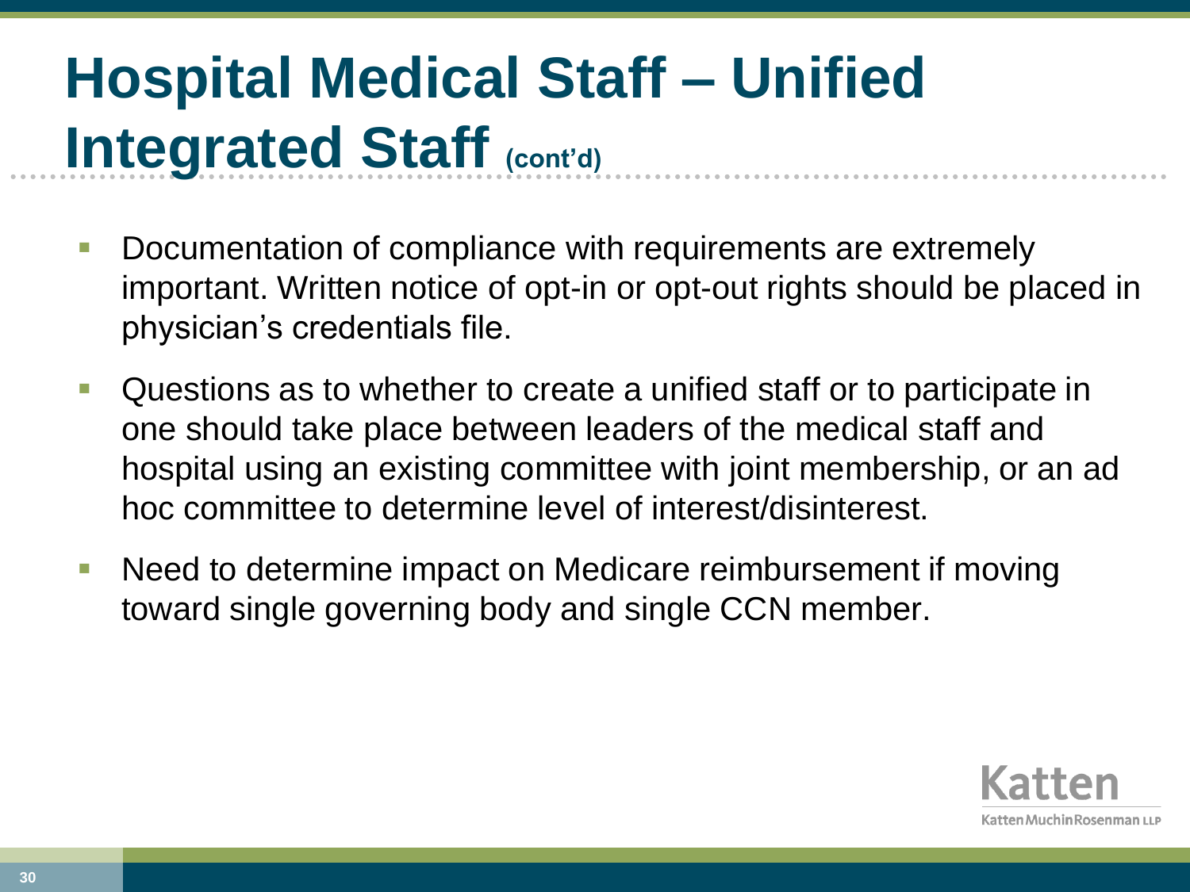# Hospital Medical Staff – Unified Integrated Staff (cont'd)

- Documentation of compliance with requirements are extremely important. Written notice of opt-in or opt-out rights should be placed in physician's credentials file.
- Questions as to whether to create a unified staff or to participate in one should take place between leaders of the medical staff and hospital using an existing committee with joint membership, or an ad hoc committee to determine level of interest/disinterest.
- Need to determine impact on Medicare reimbursement if moving toward single governing body and single CCN member.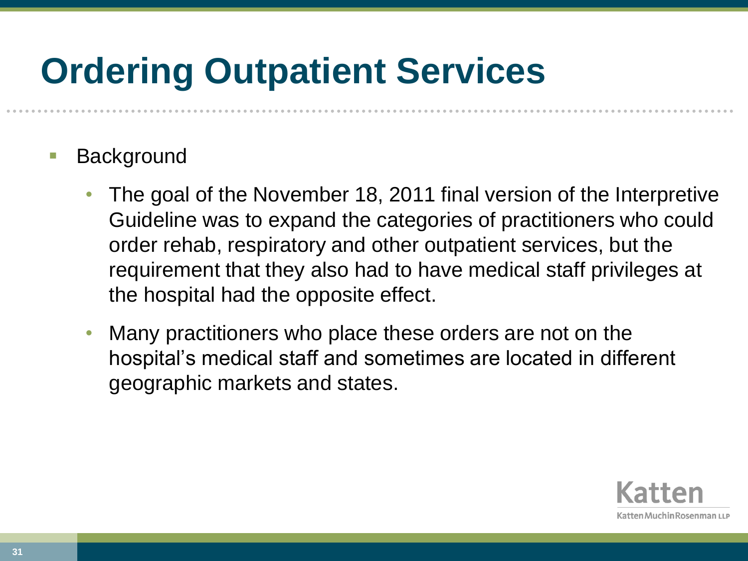# Ordering Outpatient Services

- Background
  - The goal of the November 18, 2011 final version of the Interpretive Guideline was to expand the categories of practitioners who could order rehab, respiratory and other outpatient services, but the requirement that they also had to have medical staff privileges at the hospital had the opposite effect.
  - Many practitioners who place these orders are not on the hospital's medical staff and sometimes are located in different geographic markets and states.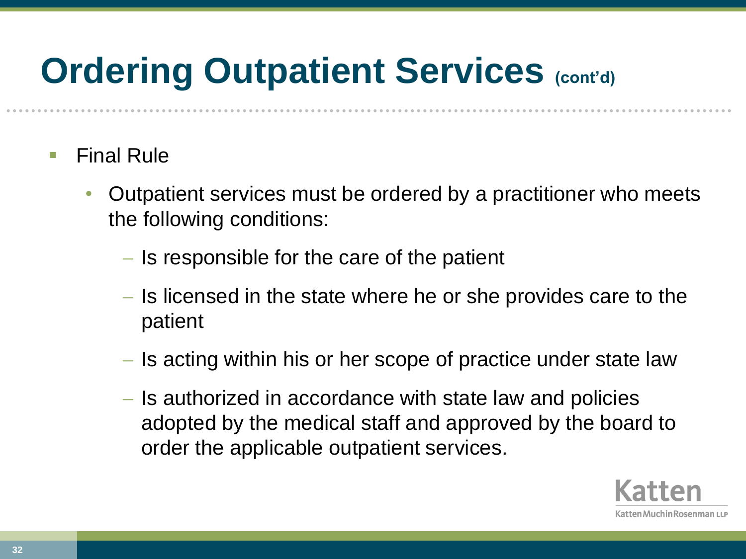# Ordering Outpatient Services (cont'd)

- Final Rule
  - Outpatient services must be ordered by a practitioner who meets the following conditions:
    - Is responsible for the care of the patient
    - Is licensed in the state where he or she provides care to the patient
    - Is acting within his or her scope of practice under state law
    - Is authorized in accordance with state law and policies adopted by the medical staff and approved by the board to order the applicable outpatient services.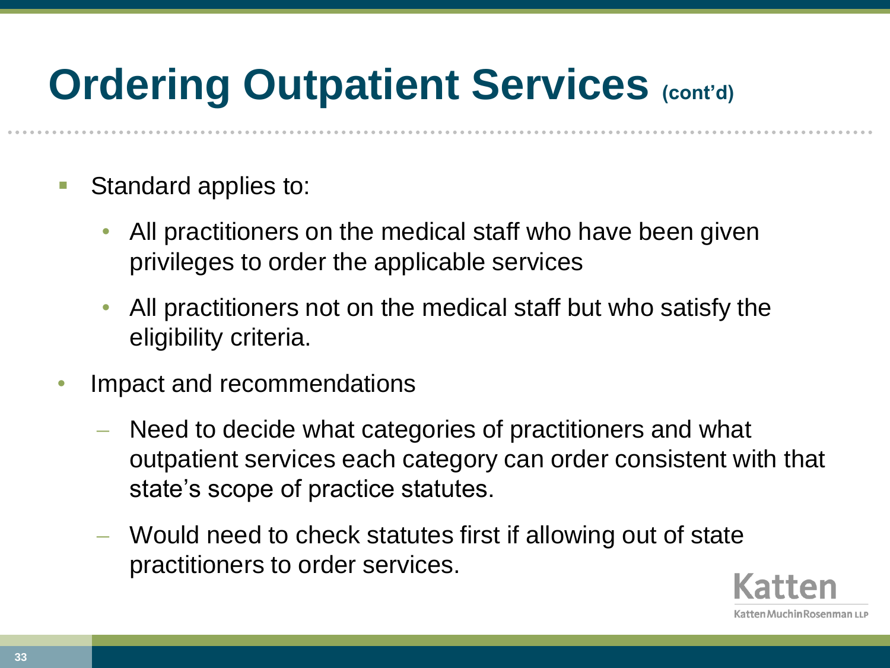# Ordering Outpatient Services (cont'd)

- Standard applies to:
  - All practitioners on the medical staff who have been given privileges to order the applicable services
  - All practitioners not on the medical staff but who satisfy the eligibility criteria.
- Impact and recommendations
  - Need to decide what categories of practitioners and what outpatient services each category can order consistent with that state's scope of practice statutes.
  - Would need to check statutes first if allowing out of state practitioners to order services.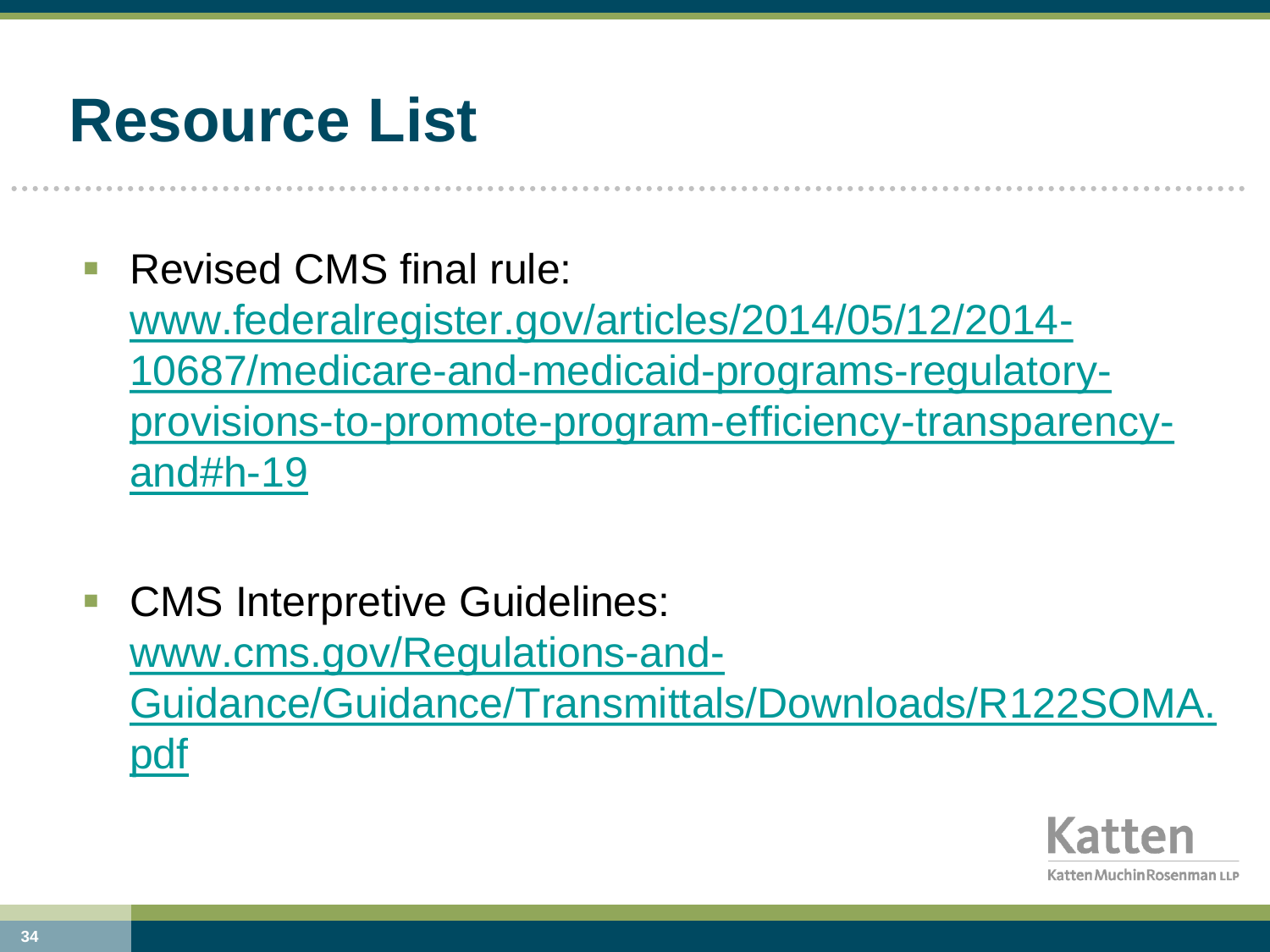# Resource List

- Revised CMS final rule: www.federalregister.gov/articles/2014/05/12/2014-10687/medicare-and-medicaid-programs-regulatory-provisions-to-promote-program-efficiency-transparency-and#h-19

- CMS Interpretive Guidelines: www.cms.gov/Regulations-and-Guidance/Guidance/Transmittals/Downloads/R122SOMA.pdf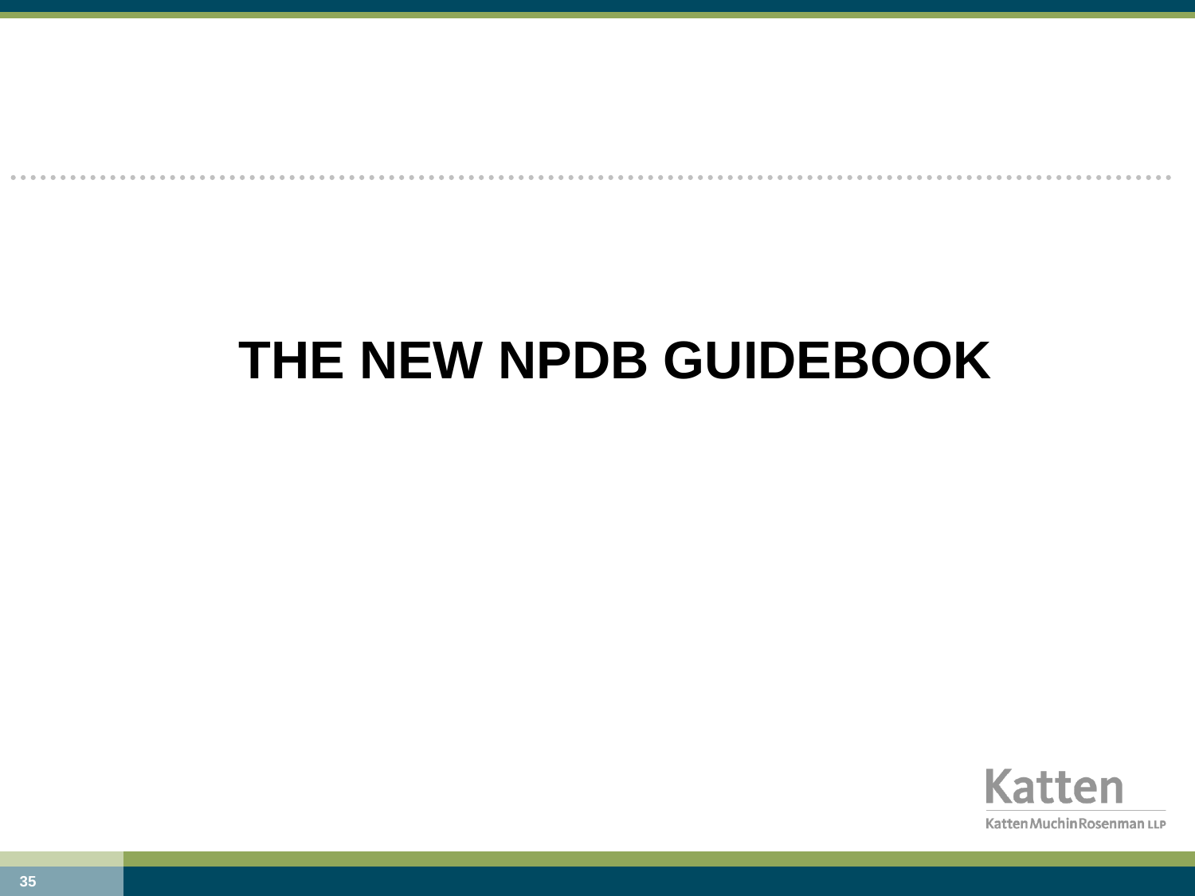# THE NEW NPDB GUIDEBOOK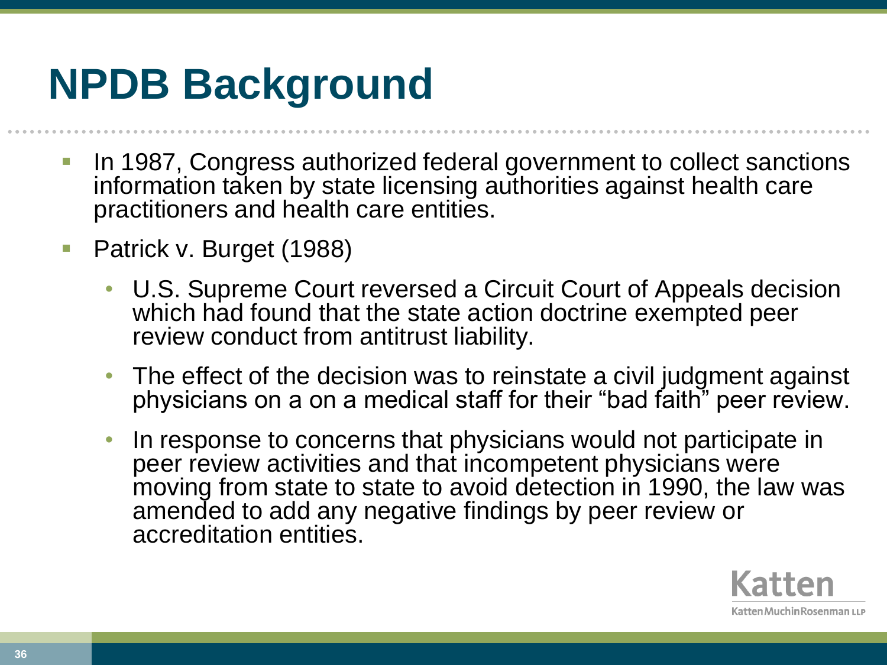# NPDB Background

- In 1987, Congress authorized federal government to collect sanctions information taken by state licensing authorities against health care practitioners and health care entities.
- Patrick v. Burget (1988)
  - U.S. Supreme Court reversed a Circuit Court of Appeals decision which had found that the state action doctrine exempted peer review conduct from antitrust liability.
  - The effect of the decision was to reinstate a civil judgment against physicians on a on a medical staff for their "bad faith" peer review.
  - In response to concerns that physicians would not participate in peer review activities and that incompetent physicians were moving from state to state to avoid detection in 1990, the law was amended to add any negative findings by peer review or accreditation entities.

Katten
KattenMuchinRosenman LLP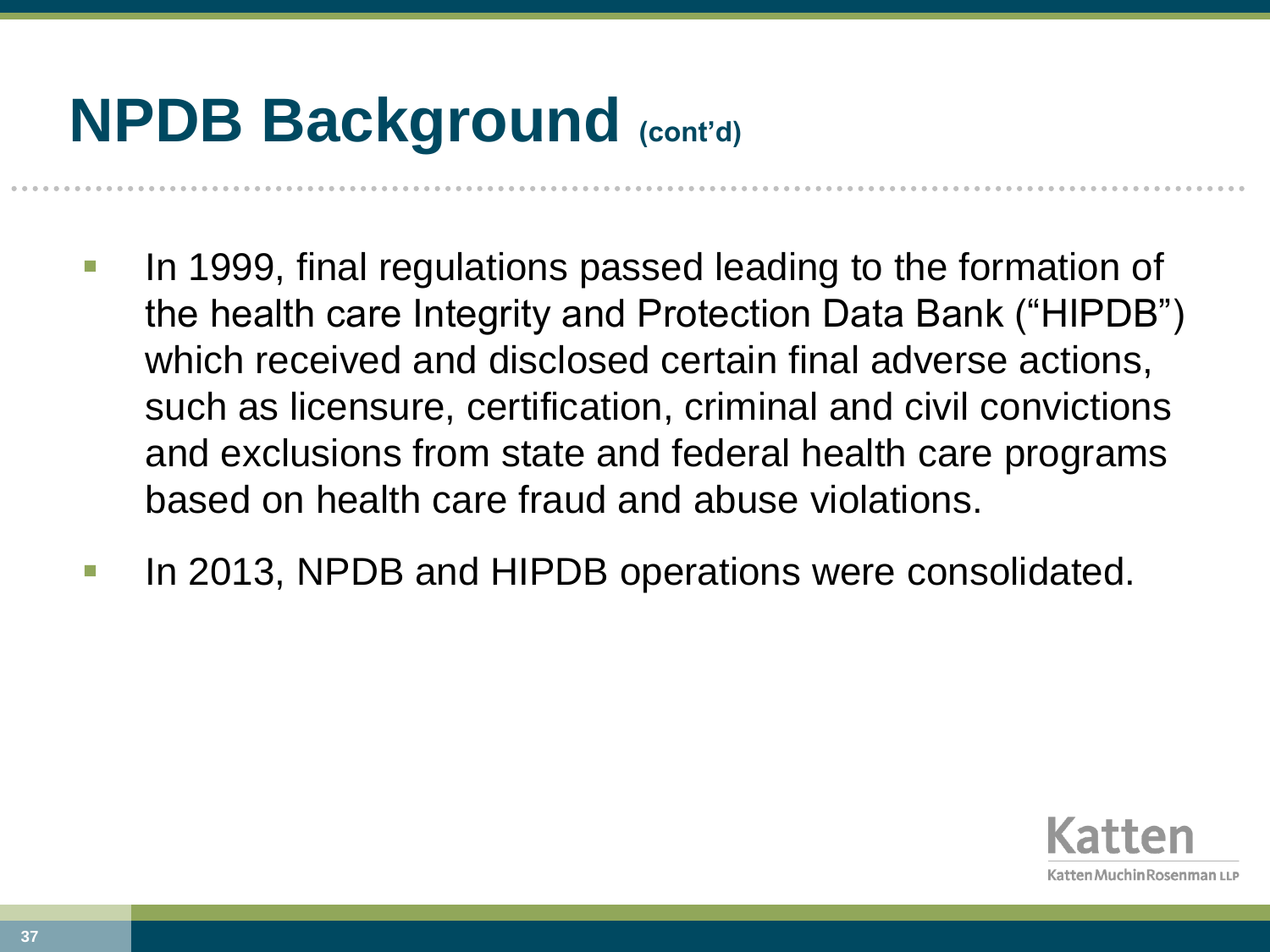# NPDB Background (cont'd)

- In 1999, final regulations passed leading to the formation of the health care Integrity and Protection Data Bank ("HIPDB") which received and disclosed certain final adverse actions, such as licensure, certification, criminal and civil convictions and exclusions from state and federal health care programs based on health care fraud and abuse violations.
- In 2013, NPDB and HIPDB operations were consolidated.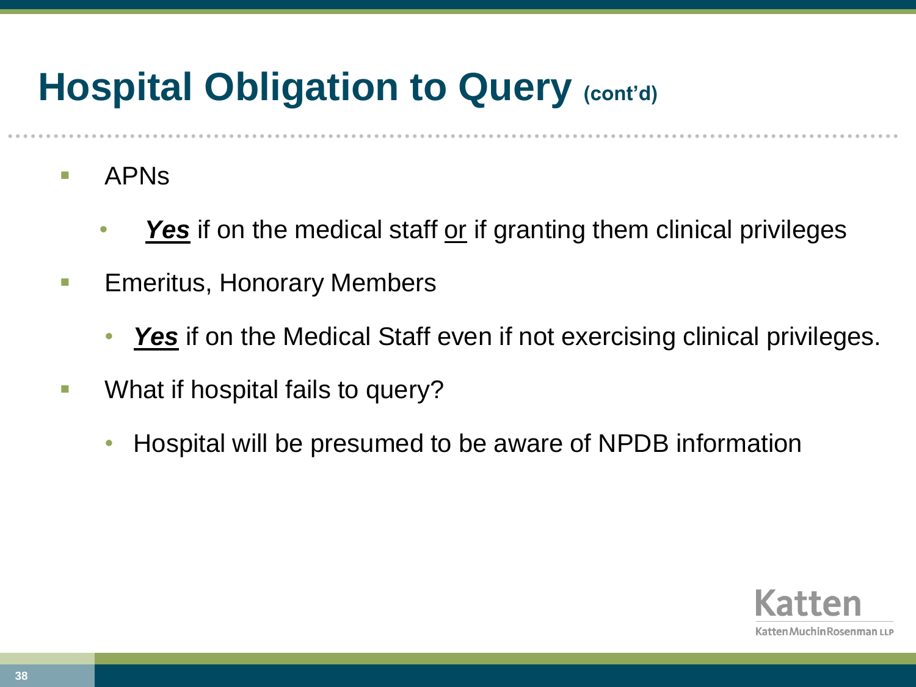# Hospital Obligation to Query (cont'd)

- APNs
  - ***Yes*** if on the medical staff or if granting them clinical privileges
- Emeritus, Honorary Members
  - ***Yes*** if on the Medical Staff even if not exercising clinical privileges.
- What if hospital fails to query?
  - Hospital will be presumed to be aware of NPDB information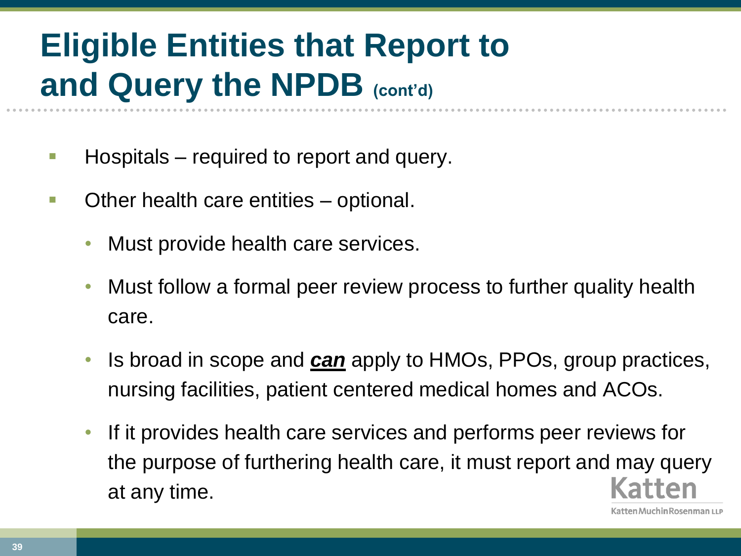# Eligible Entities that Report to and Query the NPDB (cont'd)

- Hospitals – required to report and query.
- Other health care entities – optional.
  - Must provide health care services.
  - Must follow a formal peer review process to further quality health care.
  - Is broad in scope and ***<u>can</u>*** apply to HMOs, PPOs, group practices, nursing facilities, patient centered medical homes and ACOs.
  - If it provides health care services and performs peer reviews for the purpose of furthering health care, it must report and may query at any time.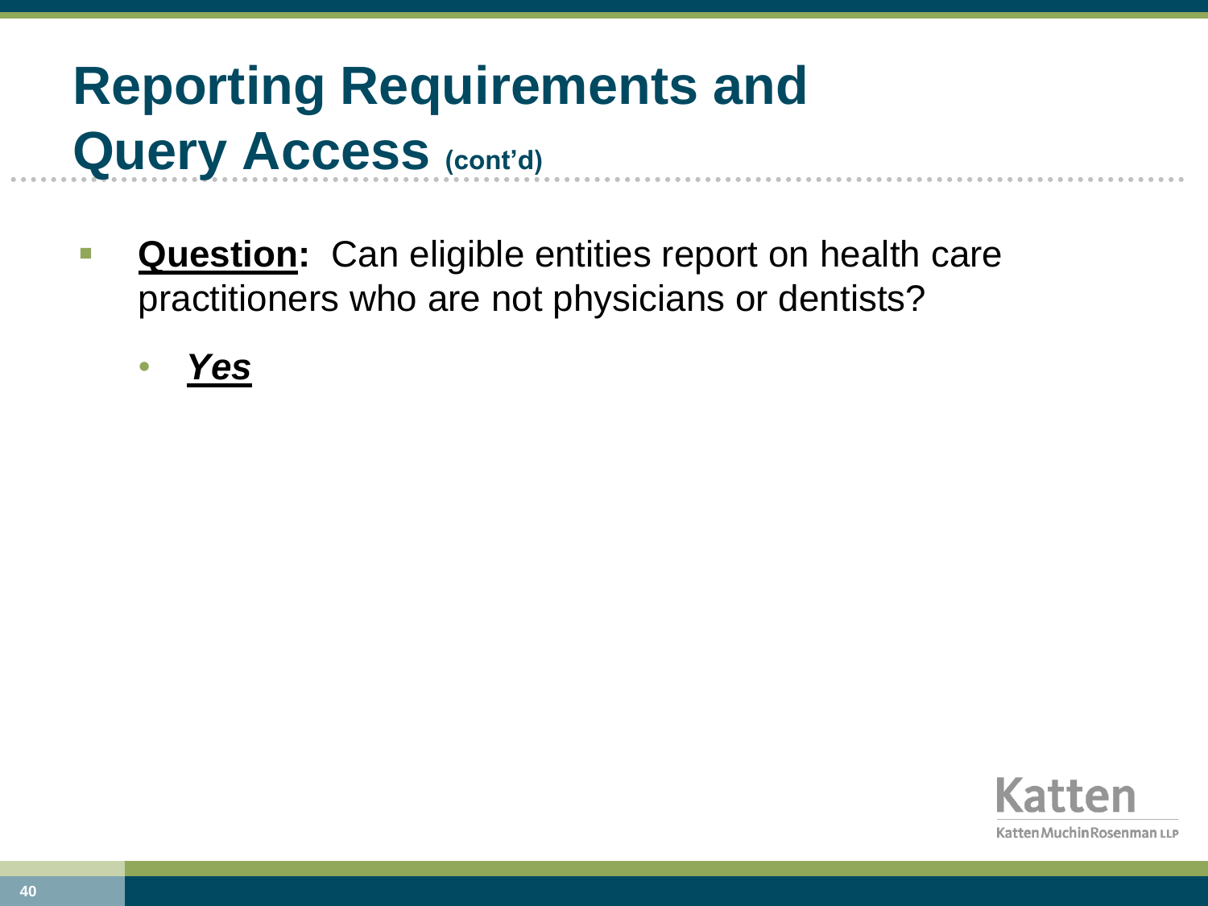# Reporting Requirements and Query Access (cont'd)

- **Question:** Can eligible entities report on health care practitioners who are not physicians or dentists?
  - ***Yes***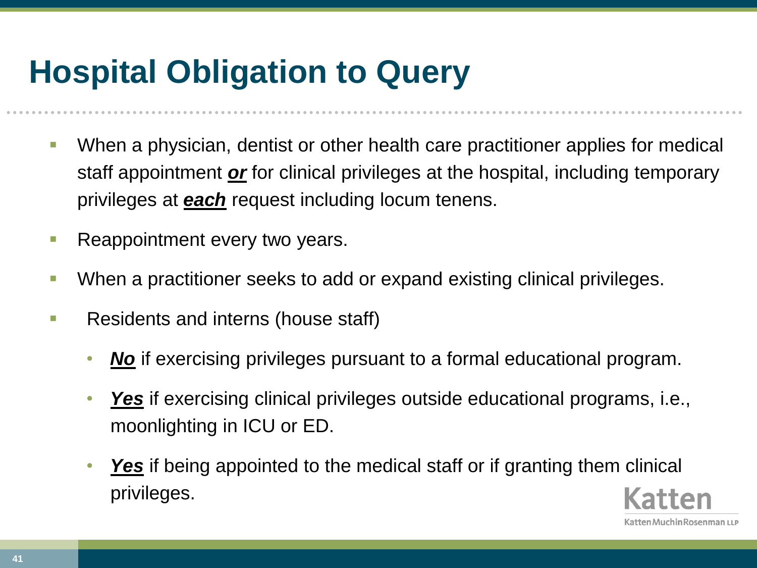# Hospital Obligation to Query

- When a physician, dentist or other health care practitioner applies for medical staff appointment ***or*** for clinical privileges at the hospital, including temporary privileges at ***each*** request including locum tenens.
- Reappointment every two years.
- When a practitioner seeks to add or expand existing clinical privileges.
- Residents and interns (house staff)
  - ***No*** if exercising privileges pursuant to a formal educational program.
  - ***Yes*** if exercising clinical privileges outside educational programs, i.e., moonlighting in ICU or ED.
  - ***Yes*** if being appointed to the medical staff or if granting them clinical privileges.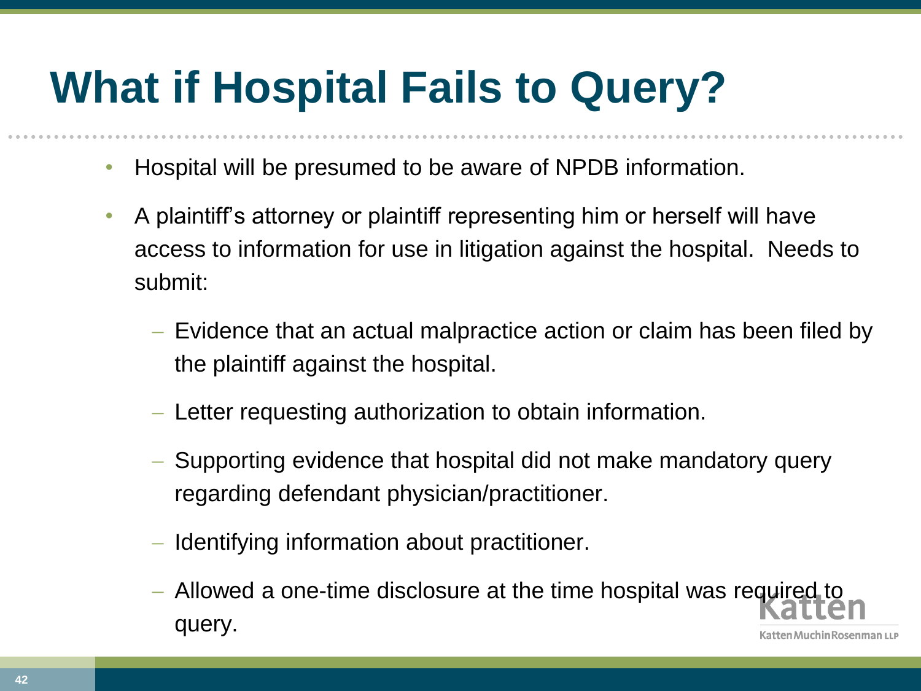# What if Hospital Fails to Query?

- Hospital will be presumed to be aware of NPDB information.
- A plaintiff's attorney or plaintiff representing him or herself will have access to information for use in litigation against the hospital. Needs to submit:
  - Evidence that an actual malpractice action or claim has been filed by the plaintiff against the hospital.
  - Letter requesting authorization to obtain information.
  - Supporting evidence that hospital did not make mandatory query regarding defendant physician/practitioner.
  - Identifying information about practitioner.
  - Allowed a one-time disclosure at the time hospital was required to query.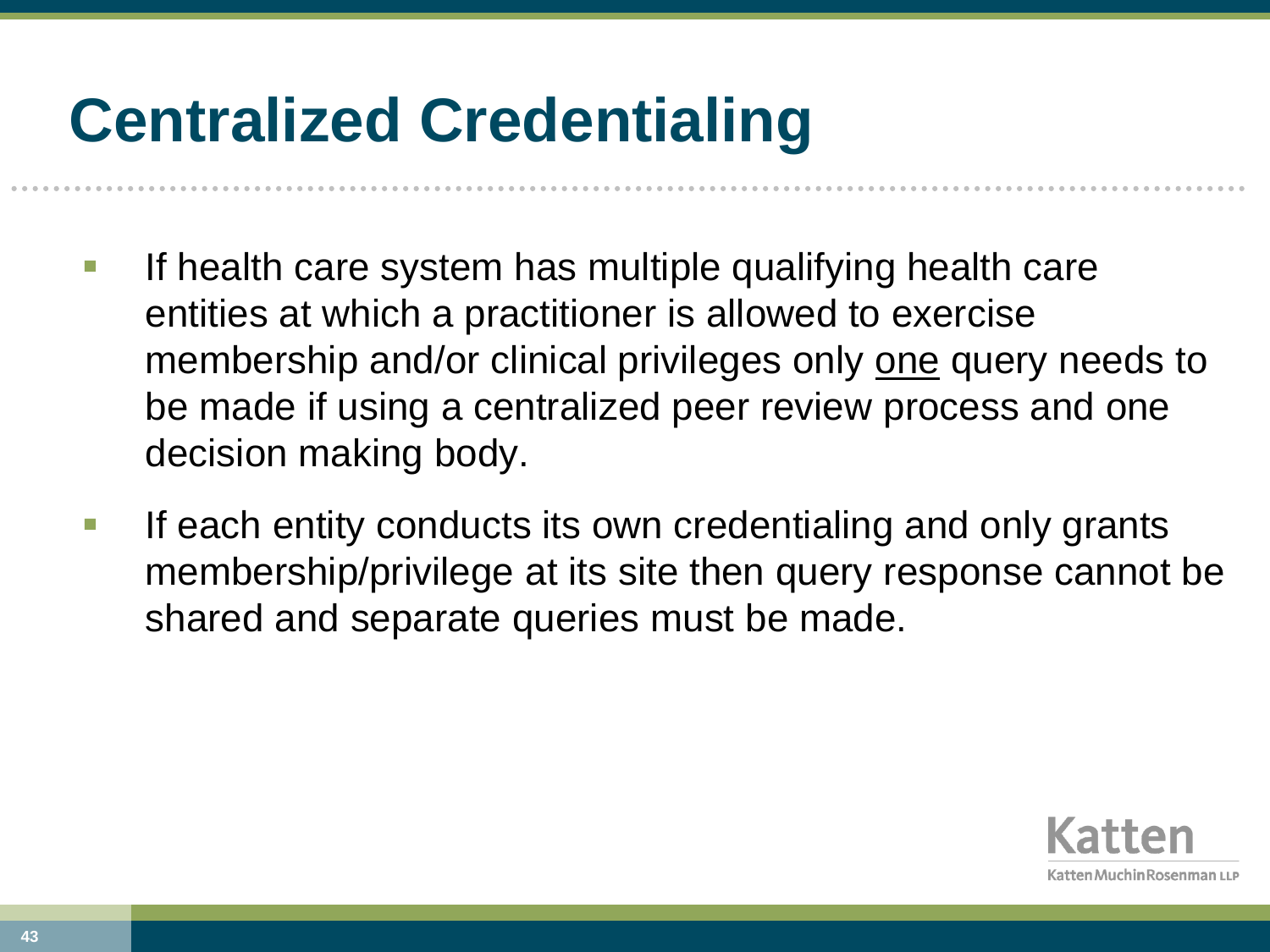# Centralized Credentialing

- If health care system has multiple qualifying health care entities at which a practitioner is allowed to exercise membership and/or clinical privileges only <u>one</u> query needs to be made if using a centralized peer review process and one decision making body.
- If each entity conducts its own credentialing and only grants membership/privilege at its site then query response cannot be shared and separate queries must be made.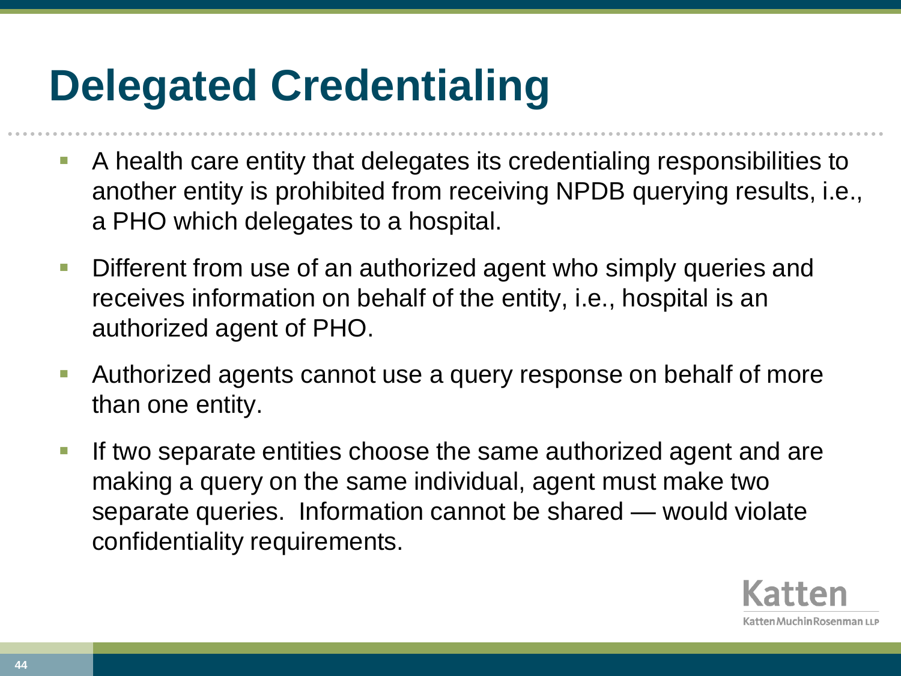# Delegated Credentialing

- A health care entity that delegates its credentialing responsibilities to another entity is prohibited from receiving NPDB querying results, i.e., a PHO which delegates to a hospital.
- Different from use of an authorized agent who simply queries and receives information on behalf of the entity, i.e., hospital is an authorized agent of PHO.
- Authorized agents cannot use a query response on behalf of more than one entity.
- If two separate entities choose the same authorized agent and are making a query on the same individual, agent must make two separate queries. Information cannot be shared — would violate confidentiality requirements.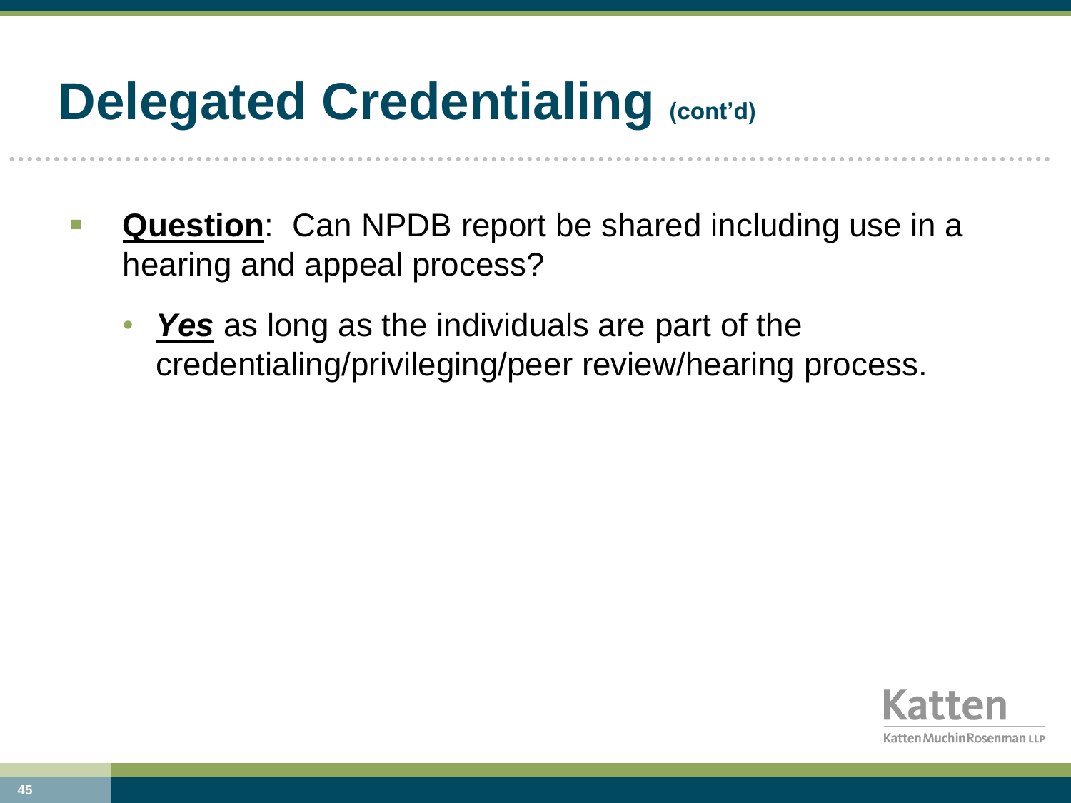# Delegated Credentialing (cont'd)

- **Question**: Can NPDB report be shared including use in a hearing and appeal process?
  - ***Yes*** as long as the individuals are part of the credentialing/privileging/peer review/hearing process.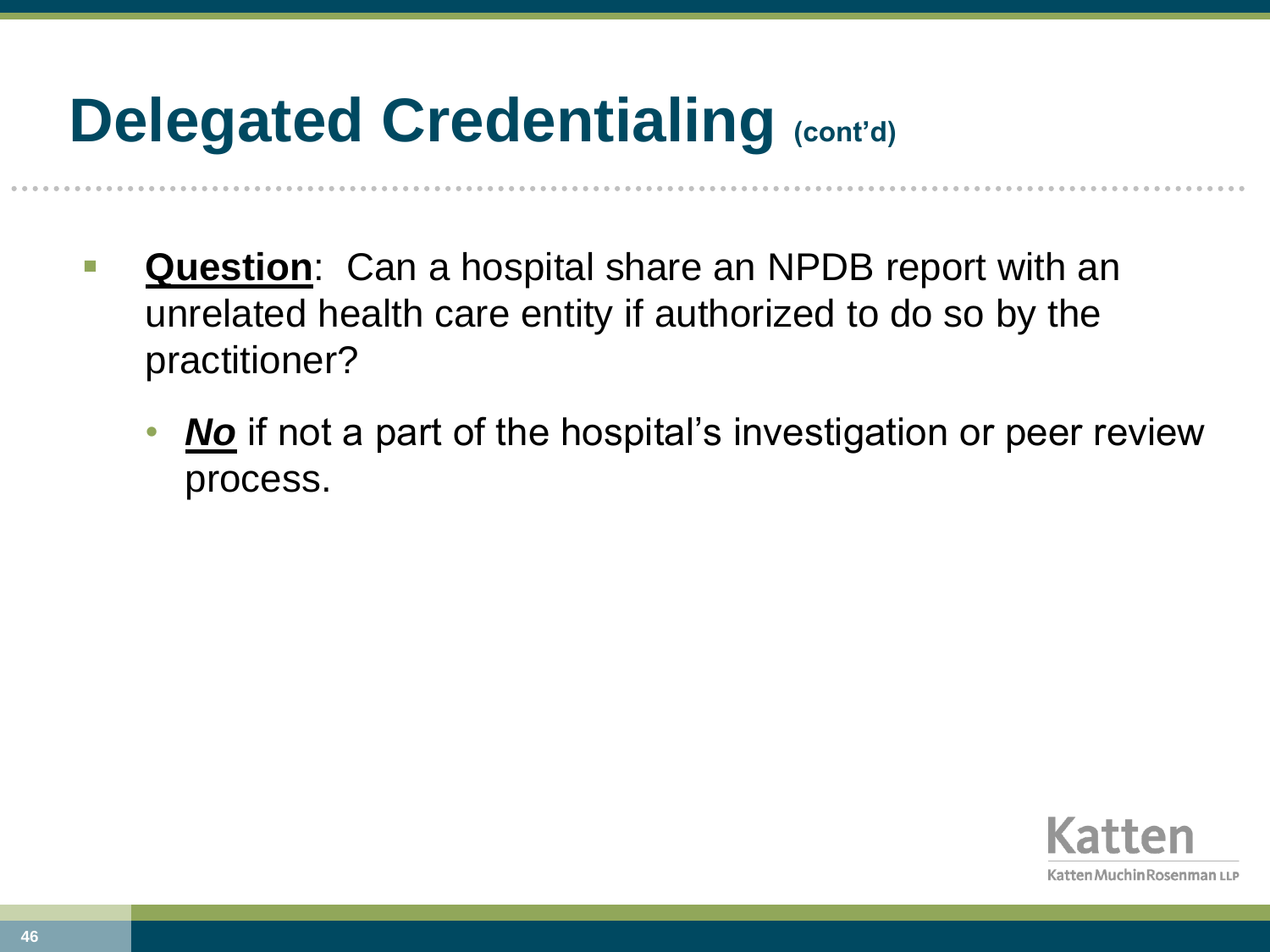# Delegated Credentialing (cont'd)

- **Question**: Can a hospital share an NPDB report with an unrelated health care entity if authorized to do so by the practitioner?
  - ***No*** if not a part of the hospital's investigation or peer review process.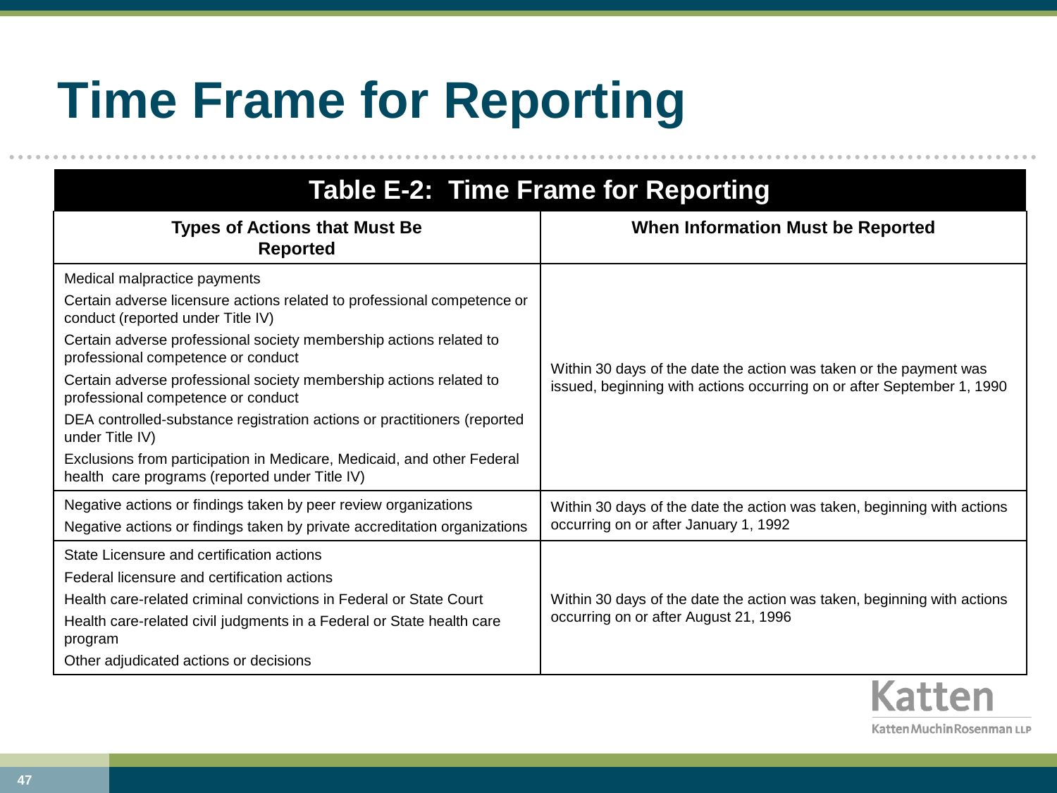# Time Frame for Reporting

| Table E-2: Time Frame for Reporting | |
|---|---|
| **Types of Actions that Must Be Reported** | **When Information Must be Reported** |
| Medical malpractice payments<br>Certain adverse licensure actions related to professional competence or conduct (reported under Title IV)<br>Certain adverse professional society membership actions related to professional competence or conduct<br>Certain adverse professional society membership actions related to professional competence or conduct<br>DEA controlled-substance registration actions or practitioners (reported under Title IV)<br>Exclusions from participation in Medicare, Medicaid, and other Federal health care programs (reported under Title IV) | Within 30 days of the date the action was taken or the payment was issued, beginning with actions occurring on or after September 1, 1990 |
| Negative actions or findings taken by peer review organizations<br>Negative actions or findings taken by private accreditation organizations | Within 30 days of the date the action was taken, beginning with actions occurring on or after January 1, 1992 |
| State Licensure and certification actions<br>Federal licensure and certification actions<br>Health care-related criminal convictions in Federal or State Court<br>Health care-related civil judgments in a Federal or State health care program<br>Other adjudicated actions or decisions | Within 30 days of the date the action was taken, beginning with actions occurring on or after August 21, 1996 |

Katten

Katten Muchin Rosenman LLP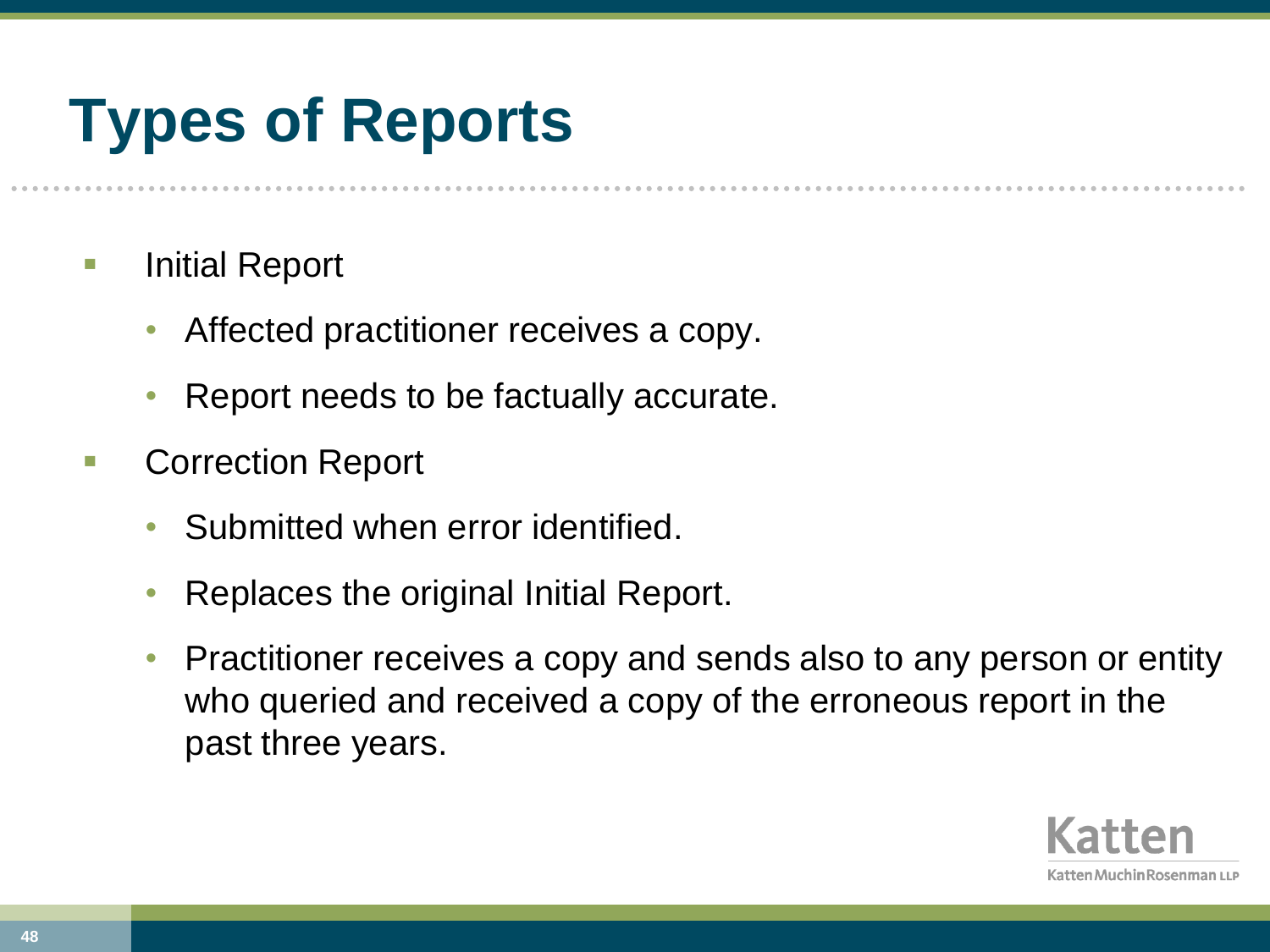# Types of Reports

- Initial Report
  - Affected practitioner receives a copy.
  - Report needs to be factually accurate.
- Correction Report
  - Submitted when error identified.
  - Replaces the original Initial Report.
  - Practitioner receives a copy and sends also to any person or entity who queried and received a copy of the erroneous report in the past three years.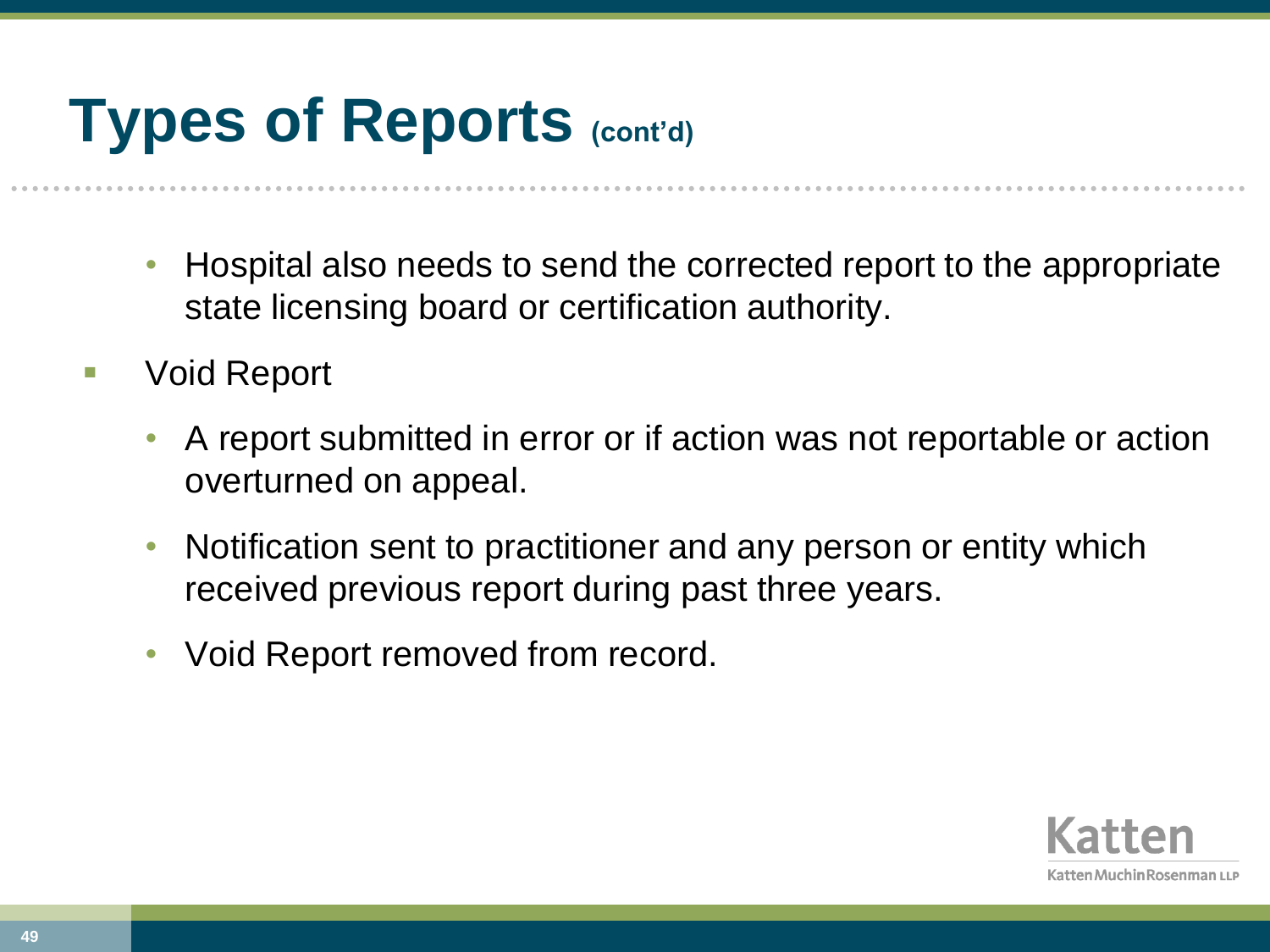# Types of Reports (cont'd)

  - Hospital also needs to send the corrected report to the appropriate state licensing board or certification authority.
- Void Report
  - A report submitted in error or if action was not reportable or action overturned on appeal.
  - Notification sent to practitioner and any person or entity which received previous report during past three years.
  - Void Report removed from record.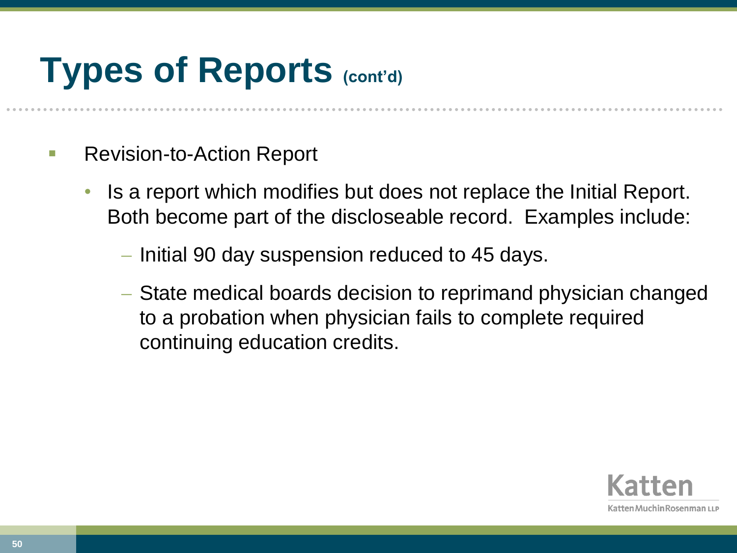# Types of Reports (cont'd)

- Revision-to-Action Report
  - Is a report which modifies but does not replace the Initial Report. Both become part of the discloseable record. Examples include:
    - Initial 90 day suspension reduced to 45 days.
    - State medical boards decision to reprimand physician changed to a probation when physician fails to complete required continuing education credits.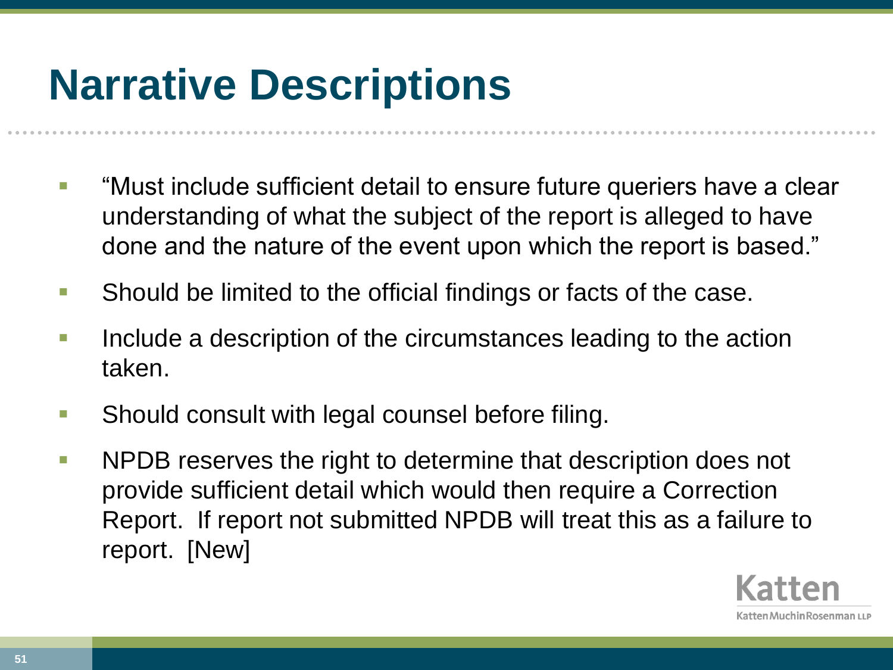# Narrative Descriptions

- "Must include sufficient detail to ensure future queriers have a clear understanding of what the subject of the report is alleged to have done and the nature of the event upon which the report is based."
- Should be limited to the official findings or facts of the case.
- Include a description of the circumstances leading to the action taken.
- Should consult with legal counsel before filing.
- NPDB reserves the right to determine that description does not provide sufficient detail which would then require a Correction Report. If report not submitted NPDB will treat this as a failure to report. [New]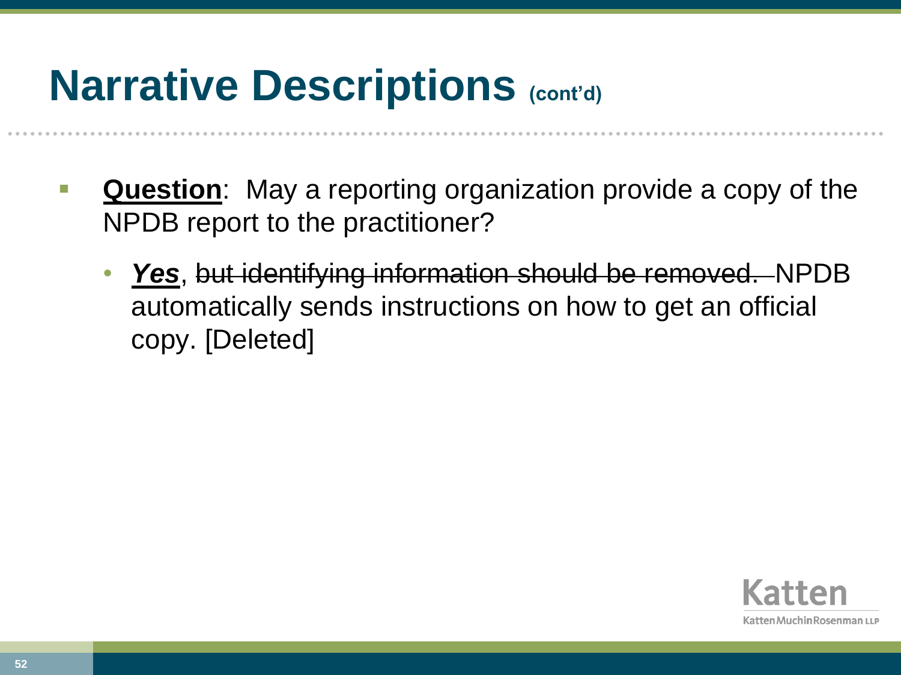# Narrative Descriptions (cont'd)

- **Question**: May a reporting organization provide a copy of the NPDB report to the practitioner?
  - ***Yes***, ~~but identifying information should be removed.~~ NPDB automatically sends instructions on how to get an official copy. [Deleted]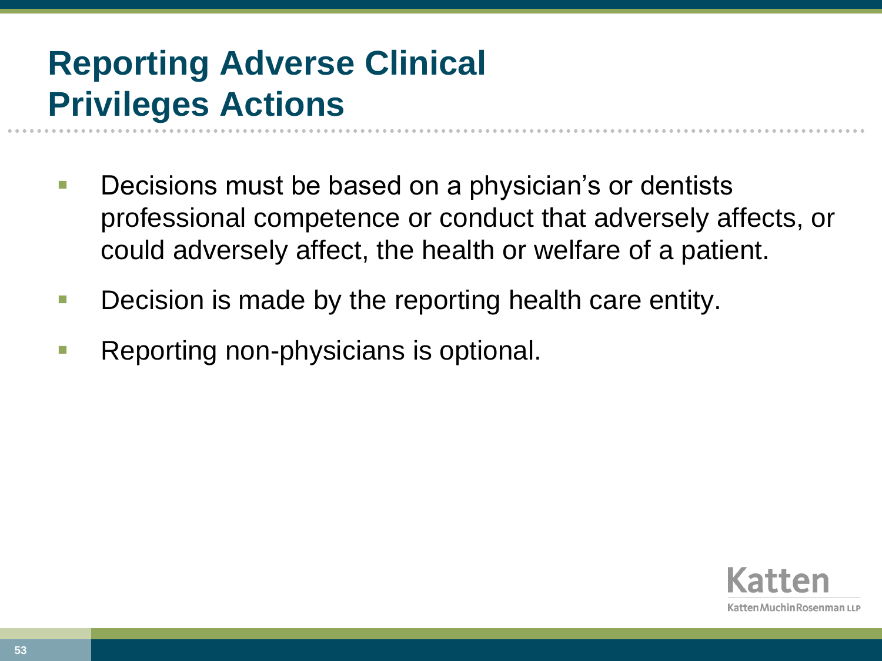# Reporting Adverse Clinical Privileges Actions

- Decisions must be based on a physician's or dentists professional competence or conduct that adversely affects, or could adversely affect, the health or welfare of a patient.
- Decision is made by the reporting health care entity.
- Reporting non-physicians is optional.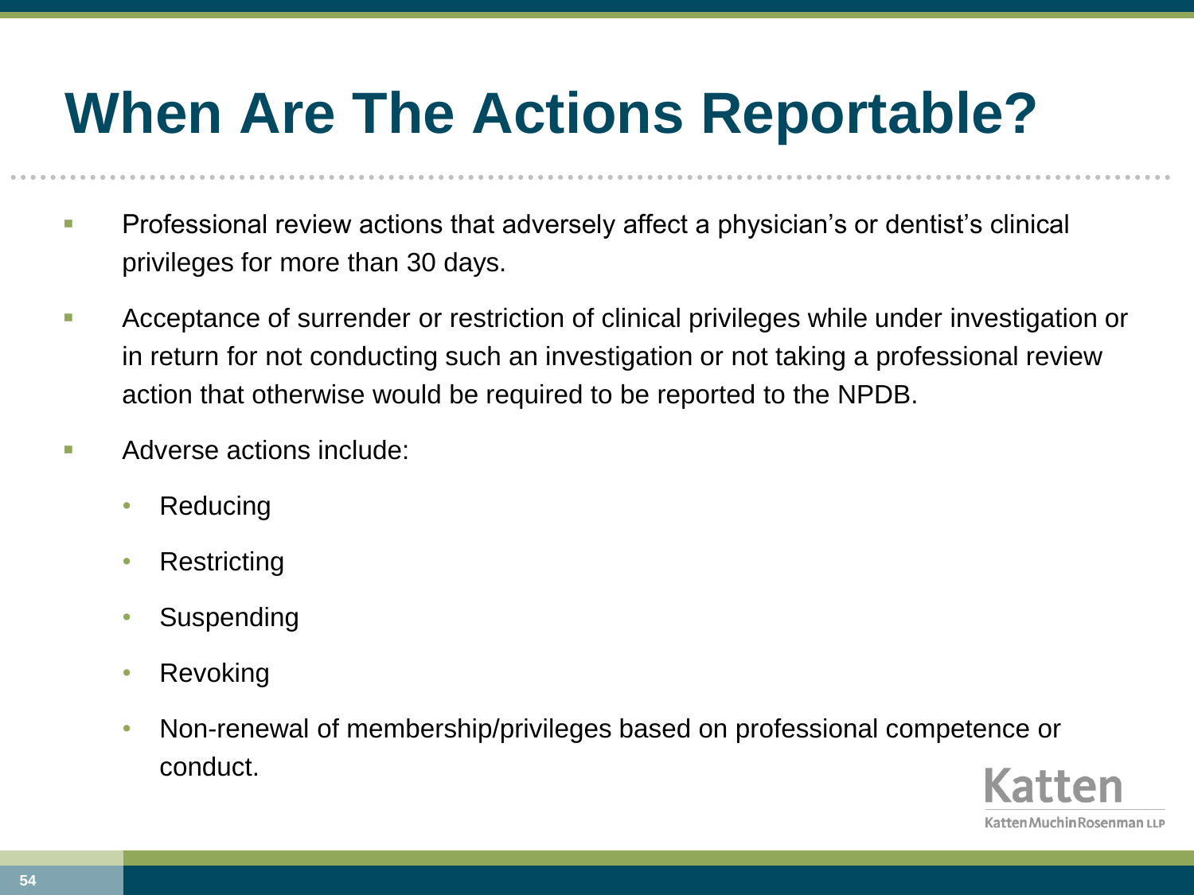# When Are The Actions Reportable?

- Professional review actions that adversely affect a physician's or dentist's clinical privileges for more than 30 days.
- Acceptance of surrender or restriction of clinical privileges while under investigation or in return for not conducting such an investigation or not taking a professional review action that otherwise would be required to be reported to the NPDB.
- Adverse actions include:
  - Reducing
  - Restricting
  - Suspending
  - Revoking
  - Non-renewal of membership/privileges based on professional competence or conduct.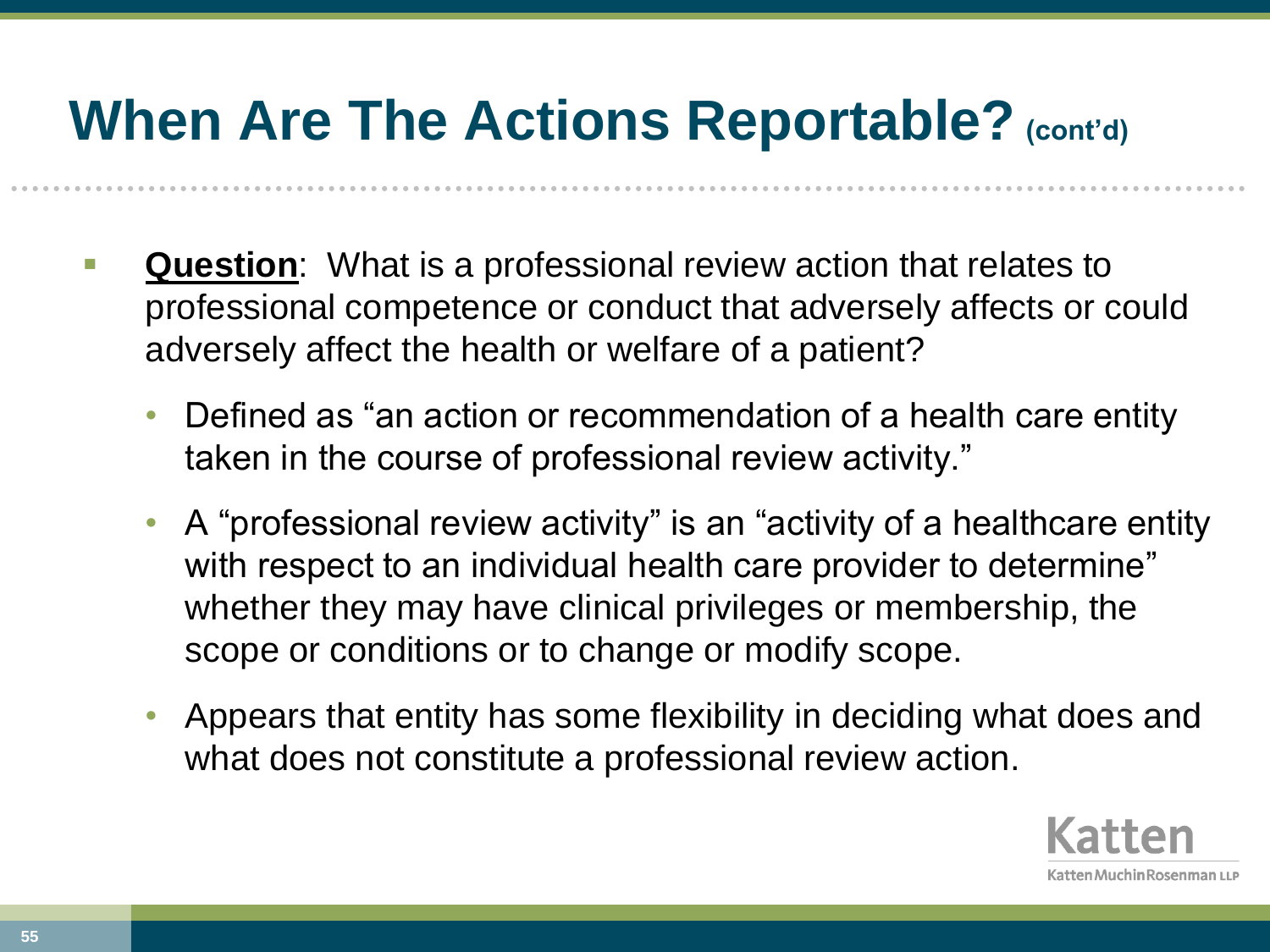# When Are The Actions Reportable? (cont'd)

- **Question**: What is a professional review action that relates to professional competence or conduct that adversely affects or could adversely affect the health or welfare of a patient?
  - Defined as "an action or recommendation of a health care entity taken in the course of professional review activity."
  - A "professional review activity" is an "activity of a healthcare entity with respect to an individual health care provider to determine" whether they may have clinical privileges or membership, the scope or conditions or to change or modify scope.
  - Appears that entity has some flexibility in deciding what does and what does not constitute a professional review action.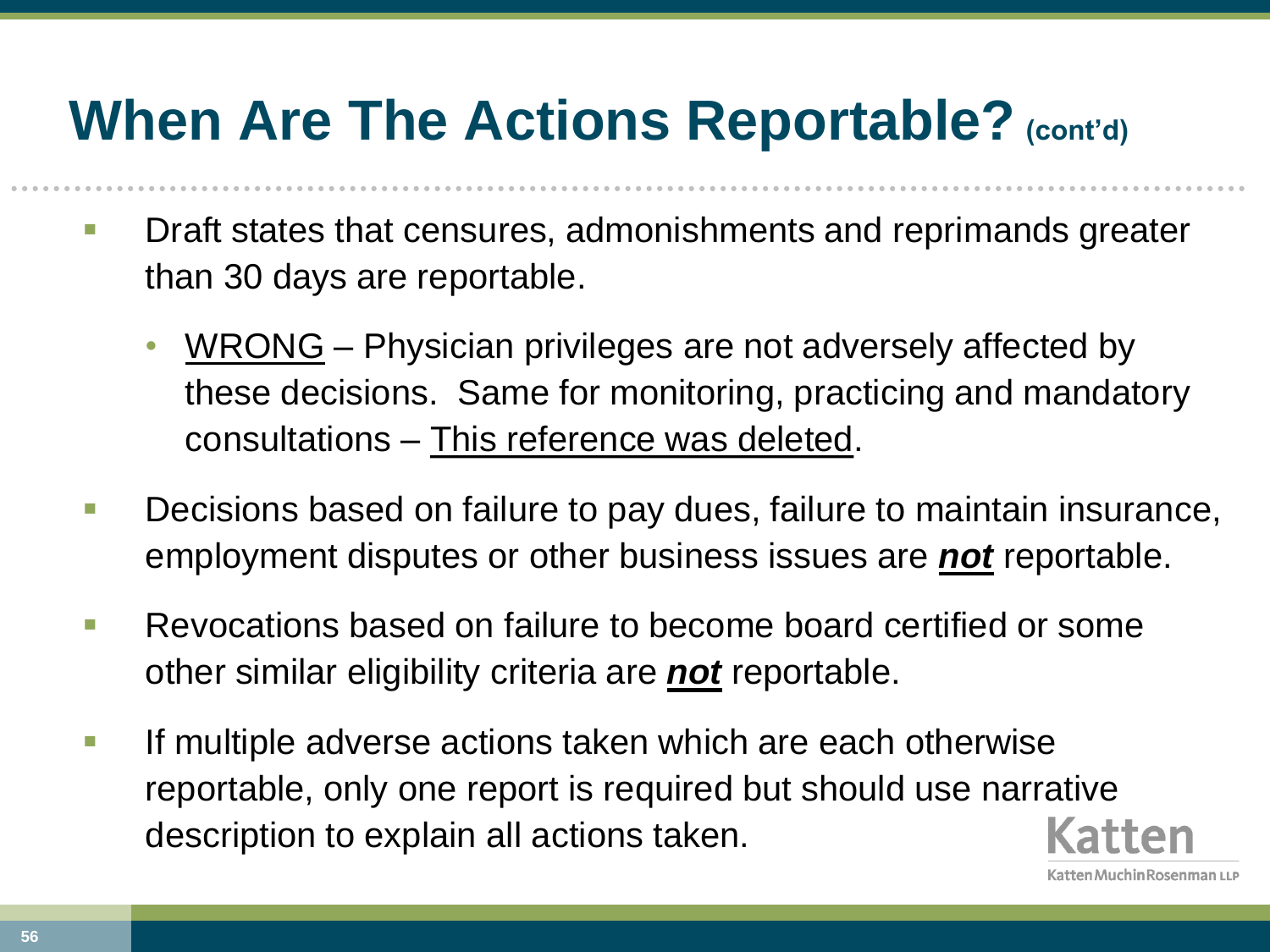# When Are The Actions Reportable? (cont'd)

- Draft states that censures, admonishments and reprimands greater than 30 days are reportable.
  - <u>WRONG</u> – Physician privileges are not adversely affected by these decisions. Same for monitoring, practicing and mandatory consultations – <u>This reference was deleted</u>.
- Decisions based on failure to pay dues, failure to maintain insurance, employment disputes or other business issues are <u>***not***</u> reportable.
- Revocations based on failure to become board certified or some other similar eligibility criteria are <u>***not***</u> reportable.
- If multiple adverse actions taken which are each otherwise reportable, only one report is required but should use narrative description to explain all actions taken.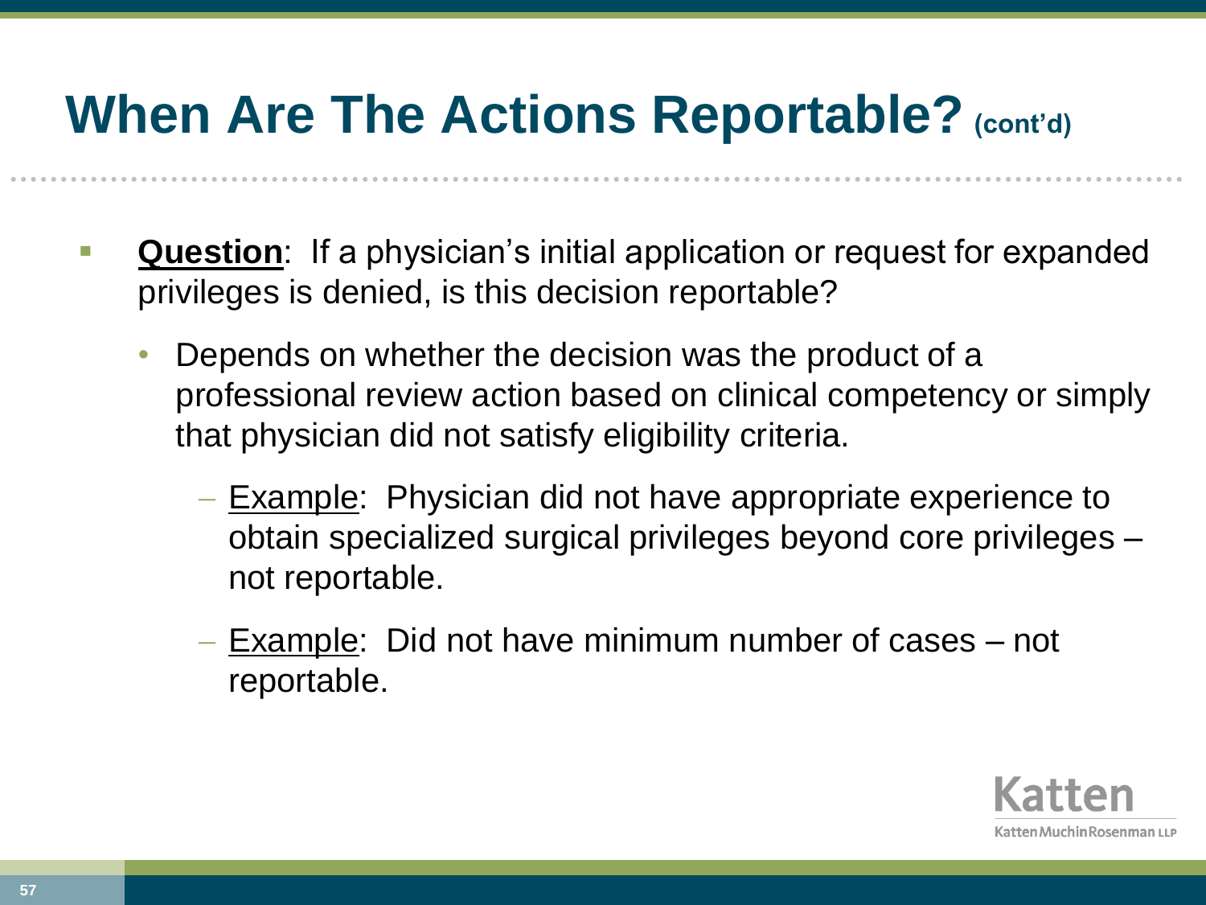# When Are The Actions Reportable? (cont'd)

- **<u>Question</u>**: If a physician's initial application or request for expanded privileges is denied, is this decision reportable?
  - Depends on whether the decision was the product of a professional review action based on clinical competency or simply that physician did not satisfy eligibility criteria.
    - <u>Example</u>: Physician did not have appropriate experience to obtain specialized surgical privileges beyond core privileges – not reportable.
    - <u>Example</u>: Did not have minimum number of cases – not reportable.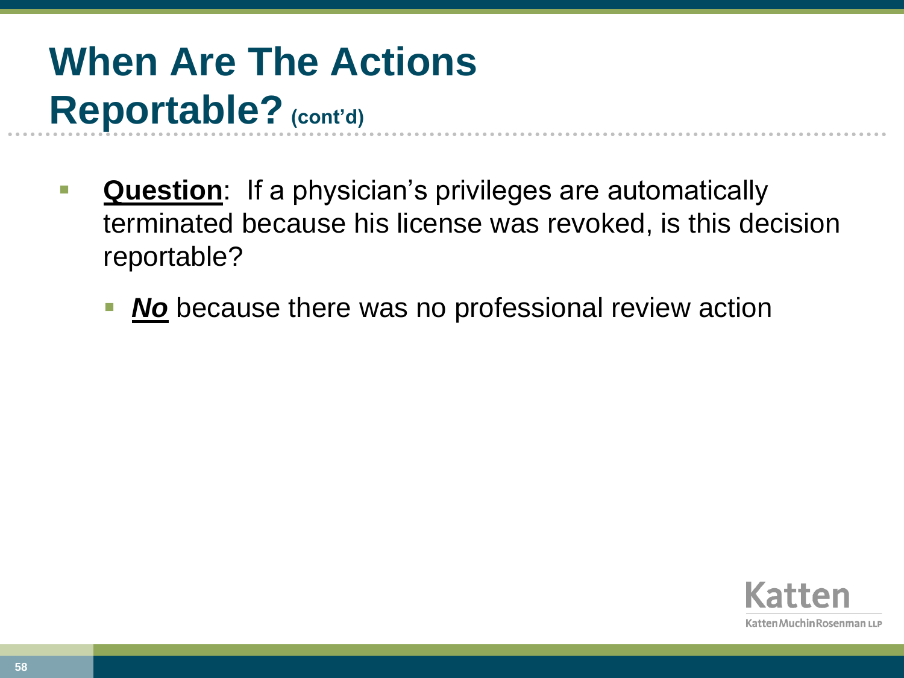# When Are The Actions Reportable? (cont'd)

- **Question**: If a physician's privileges are automatically terminated because his license was revoked, is this decision reportable?
  - ***No*** because there was no professional review action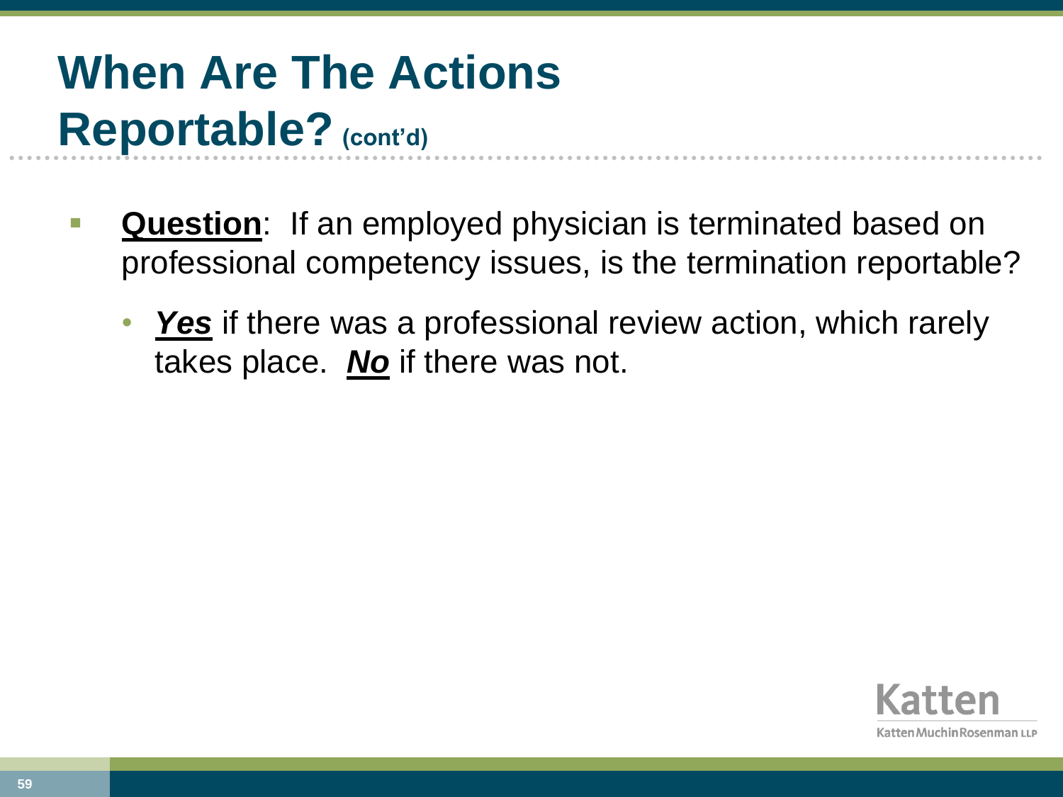# When Are The Actions Reportable? (cont'd)

- **Question**: If an employed physician is terminated based on professional competency issues, is the termination reportable?
  - ***Yes*** if there was a professional review action, which rarely takes place. ***No*** if there was not.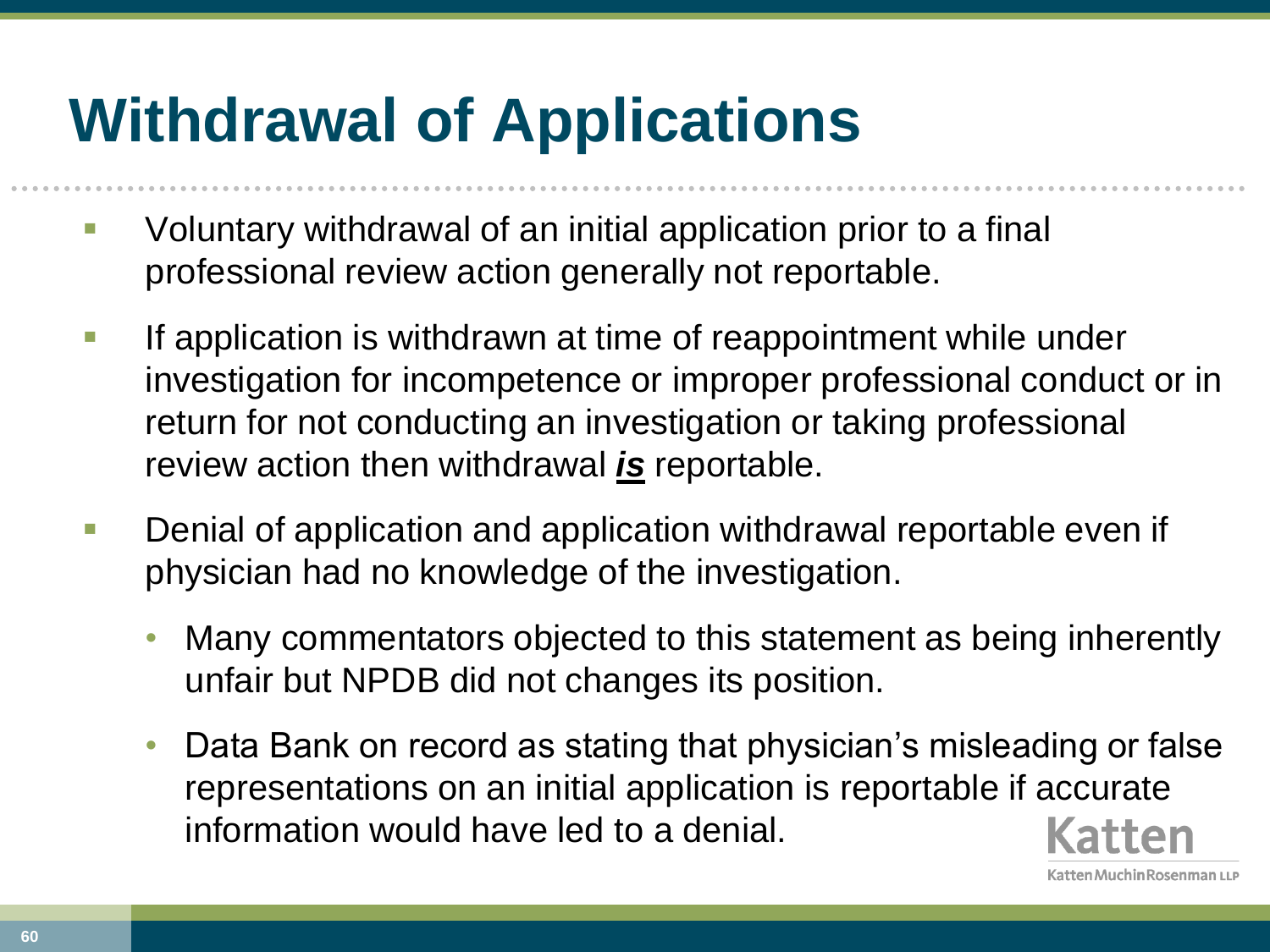# Withdrawal of Applications

- Voluntary withdrawal of an initial application prior to a final professional review action generally not reportable.
- If application is withdrawn at time of reappointment while under investigation for incompetence or improper professional conduct or in return for not conducting an investigation or taking professional review action then withdrawal ***is*** reportable.
- Denial of application and application withdrawal reportable even if physician had no knowledge of the investigation.
  - Many commentators objected to this statement as being inherently unfair but NPDB did not changes its position.
  - Data Bank on record as stating that physician's misleading or false representations on an initial application is reportable if accurate information would have led to a denial.

Katten
Katten Muchin Rosenman LLP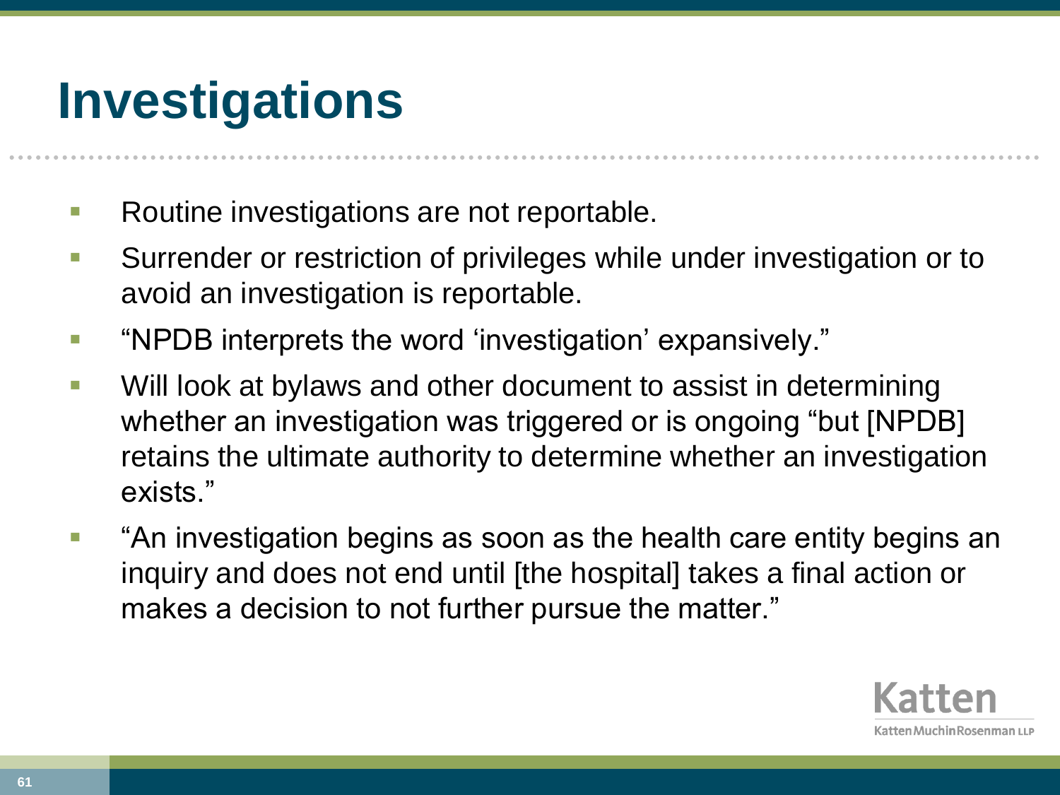# Investigations

- Routine investigations are not reportable.
- Surrender or restriction of privileges while under investigation or to avoid an investigation is reportable.
- "NPDB interprets the word 'investigation' expansively."
- Will look at bylaws and other document to assist in determining whether an investigation was triggered or is ongoing "but [NPDB] retains the ultimate authority to determine whether an investigation exists."
- "An investigation begins as soon as the health care entity begins an inquiry and does not end until [the hospital] takes a final action or makes a decision to not further pursue the matter."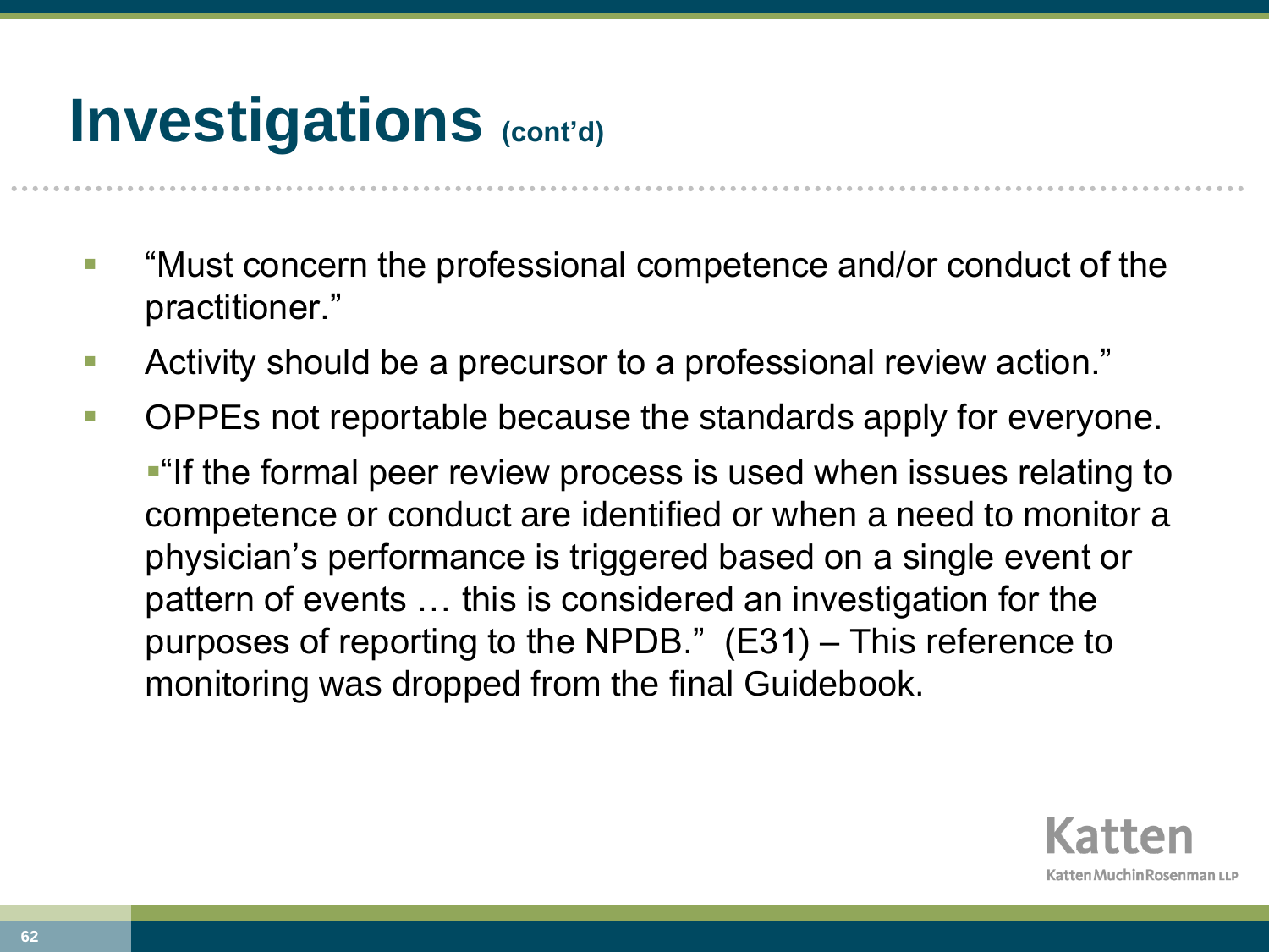# Investigations (cont'd)

- "Must concern the professional competence and/or conduct of the practitioner."
- Activity should be a precursor to a professional review action."
- OPPEs not reportable because the standards apply for everyone.
  - "If the formal peer review process is used when issues relating to competence or conduct are identified or when a need to monitor a physician's performance is triggered based on a single event or pattern of events … this is considered an investigation for the purposes of reporting to the NPDB." (E31) – This reference to monitoring was dropped from the final Guidebook.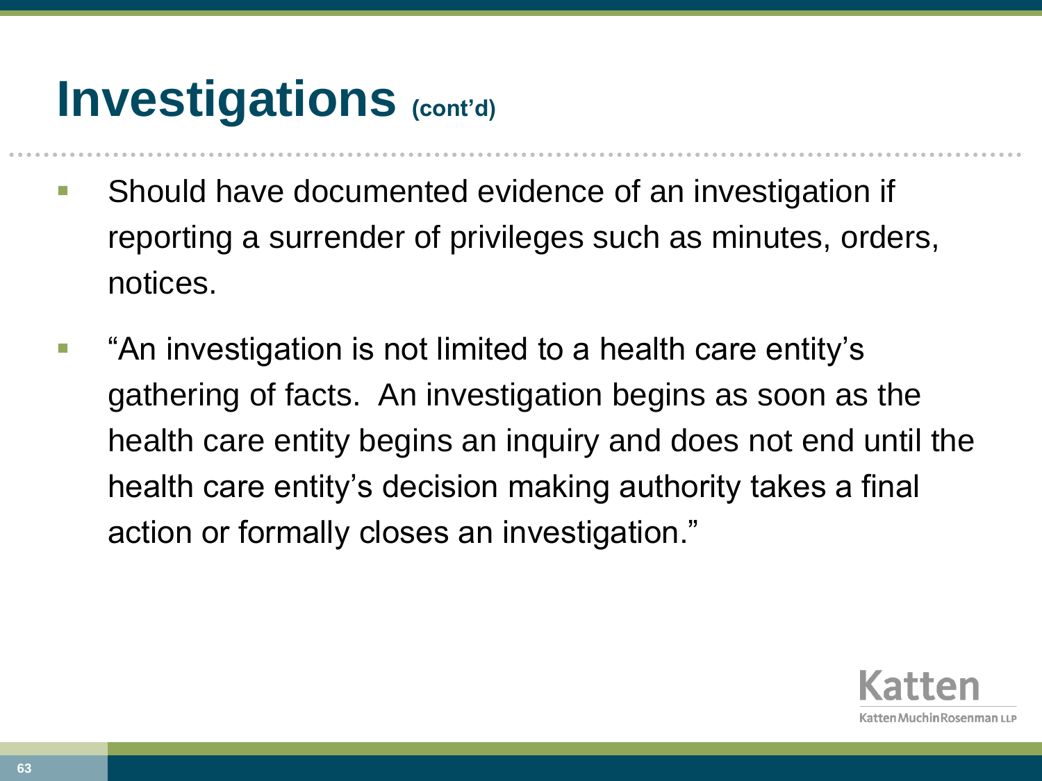# Investigations (cont'd)

- Should have documented evidence of an investigation if reporting a surrender of privileges such as minutes, orders, notices.
- "An investigation is not limited to a health care entity's gathering of facts. An investigation begins as soon as the health care entity begins an inquiry and does not end until the health care entity's decision making authority takes a final action or formally closes an investigation."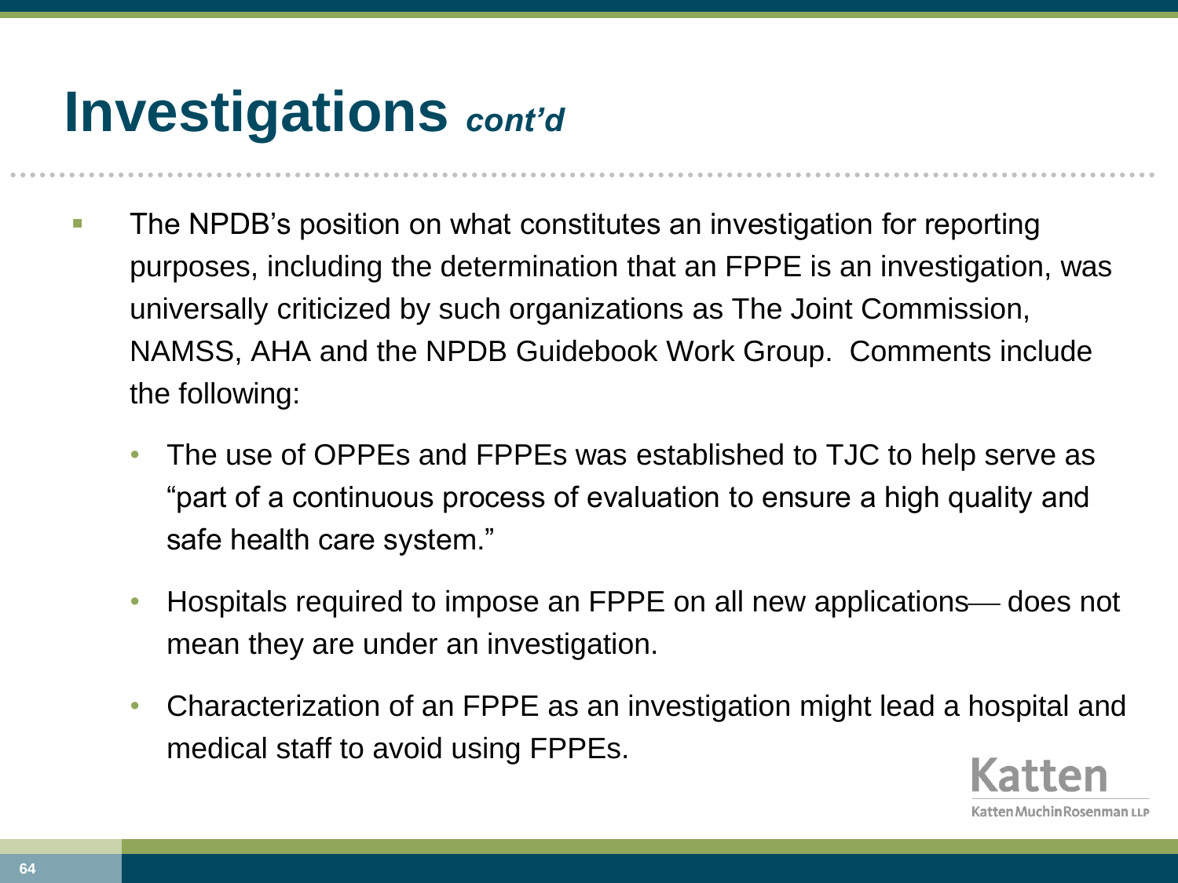# Investigations *cont'd*

- The NPDB's position on what constitutes an investigation for reporting purposes, including the determination that an FPPE is an investigation, was universally criticized by such organizations as The Joint Commission, NAMSS, AHA and the NPDB Guidebook Work Group. Comments include the following:
  - The use of OPPEs and FPPEs was established to TJC to help serve as "part of a continuous process of evaluation to ensure a high quality and safe health care system."
  - Hospitals required to impose an FPPE on all new applications— does not mean they are under an investigation.
  - Characterization of an FPPE as an investigation might lead a hospital and medical staff to avoid using FPPEs.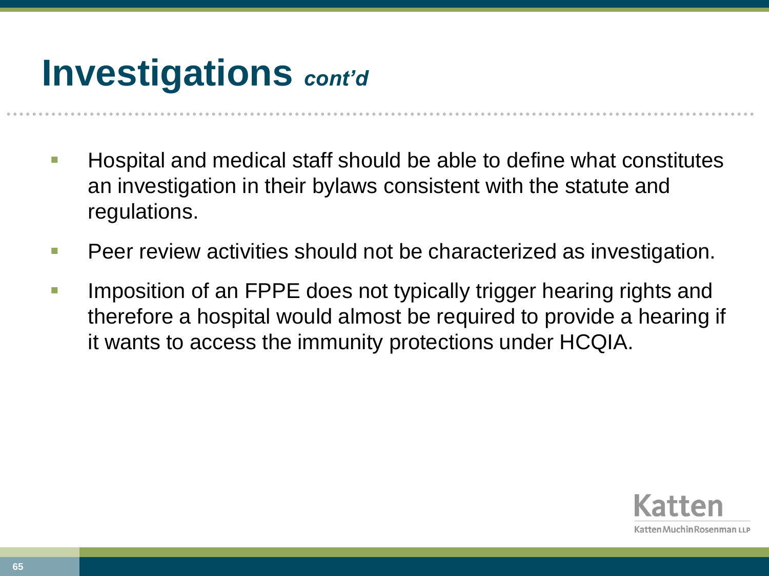# Investigations *cont'd*

- Hospital and medical staff should be able to define what constitutes an investigation in their bylaws consistent with the statute and regulations.
- Peer review activities should not be characterized as investigation.
- Imposition of an FPPE does not typically trigger hearing rights and therefore a hospital would almost be required to provide a hearing if it wants to access the immunity protections under HCQIA.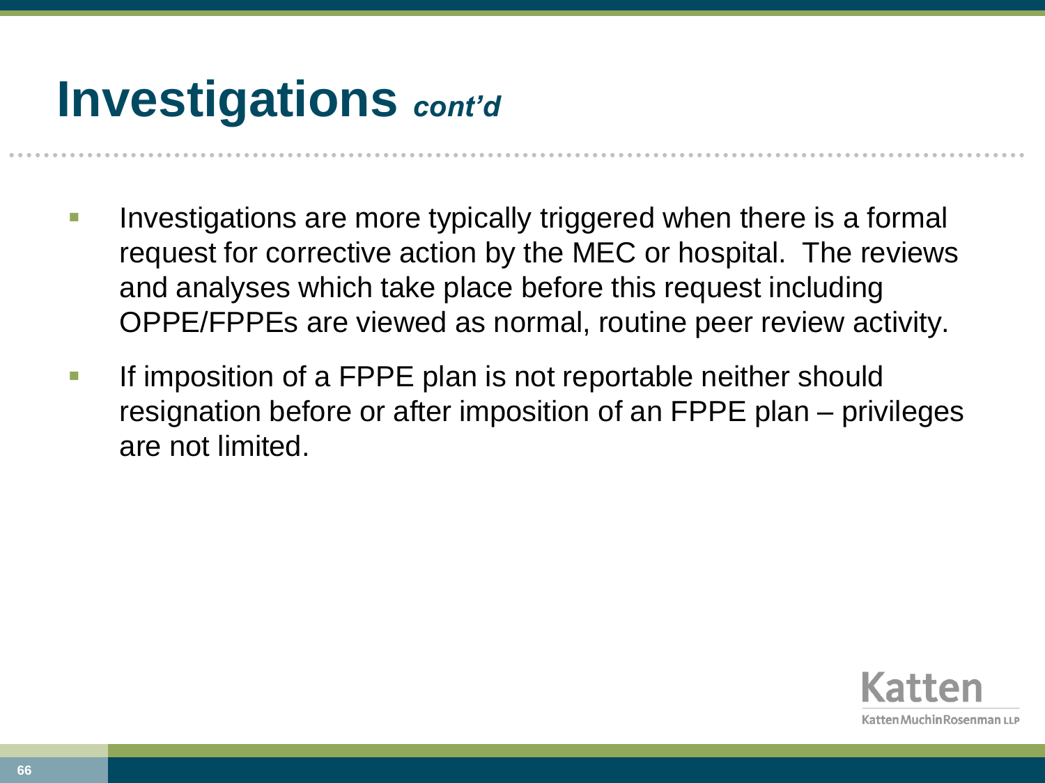# Investigations *cont'd*

- Investigations are more typically triggered when there is a formal request for corrective action by the MEC or hospital. The reviews and analyses which take place before this request including OPPE/FPPEs are viewed as normal, routine peer review activity.
- If imposition of a FPPE plan is not reportable neither should resignation before or after imposition of an FPPE plan – privileges are not limited.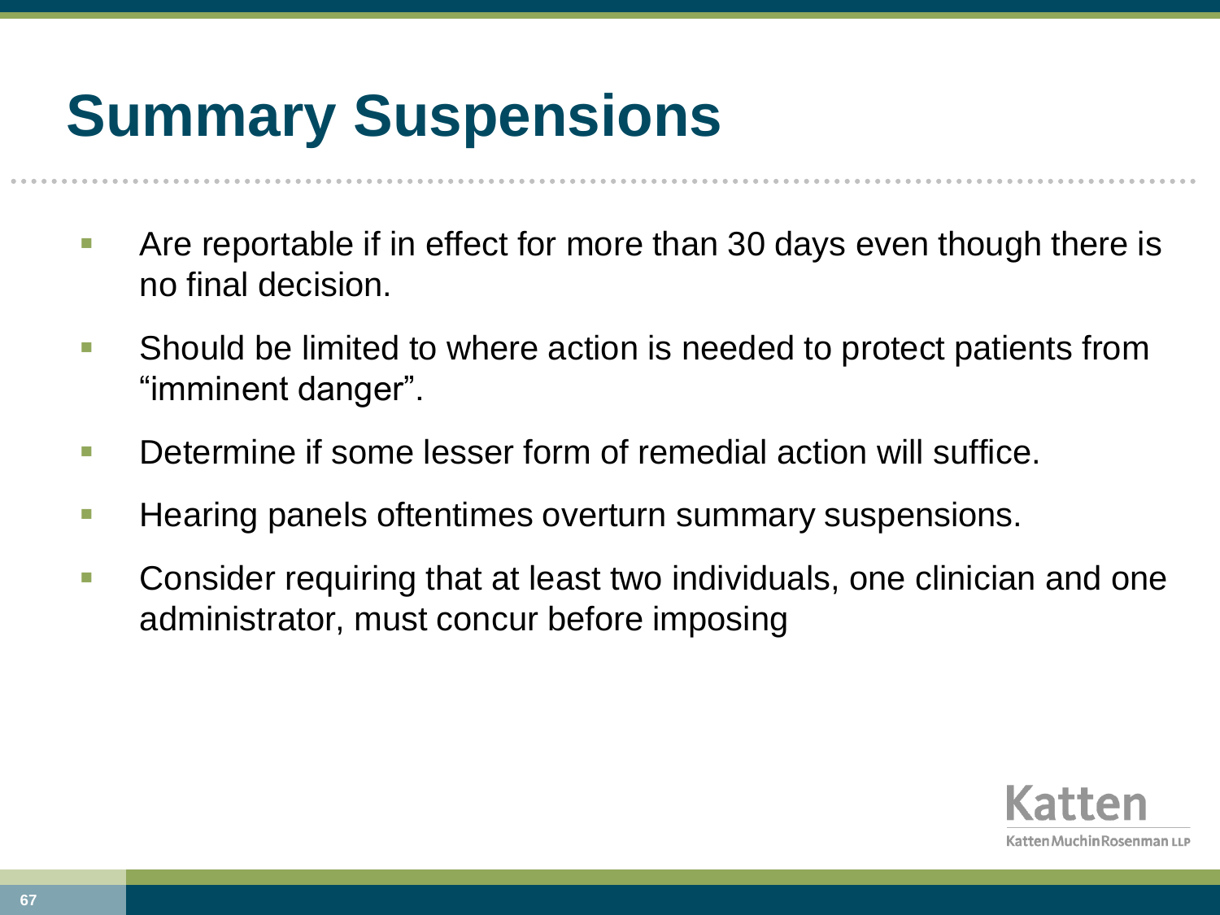# Summary Suspensions

- Are reportable if in effect for more than 30 days even though there is no final decision.
- Should be limited to where action is needed to protect patients from "imminent danger".
- Determine if some lesser form of remedial action will suffice.
- Hearing panels oftentimes overturn summary suspensions.
- Consider requiring that at least two individuals, one clinician and one administrator, must concur before imposing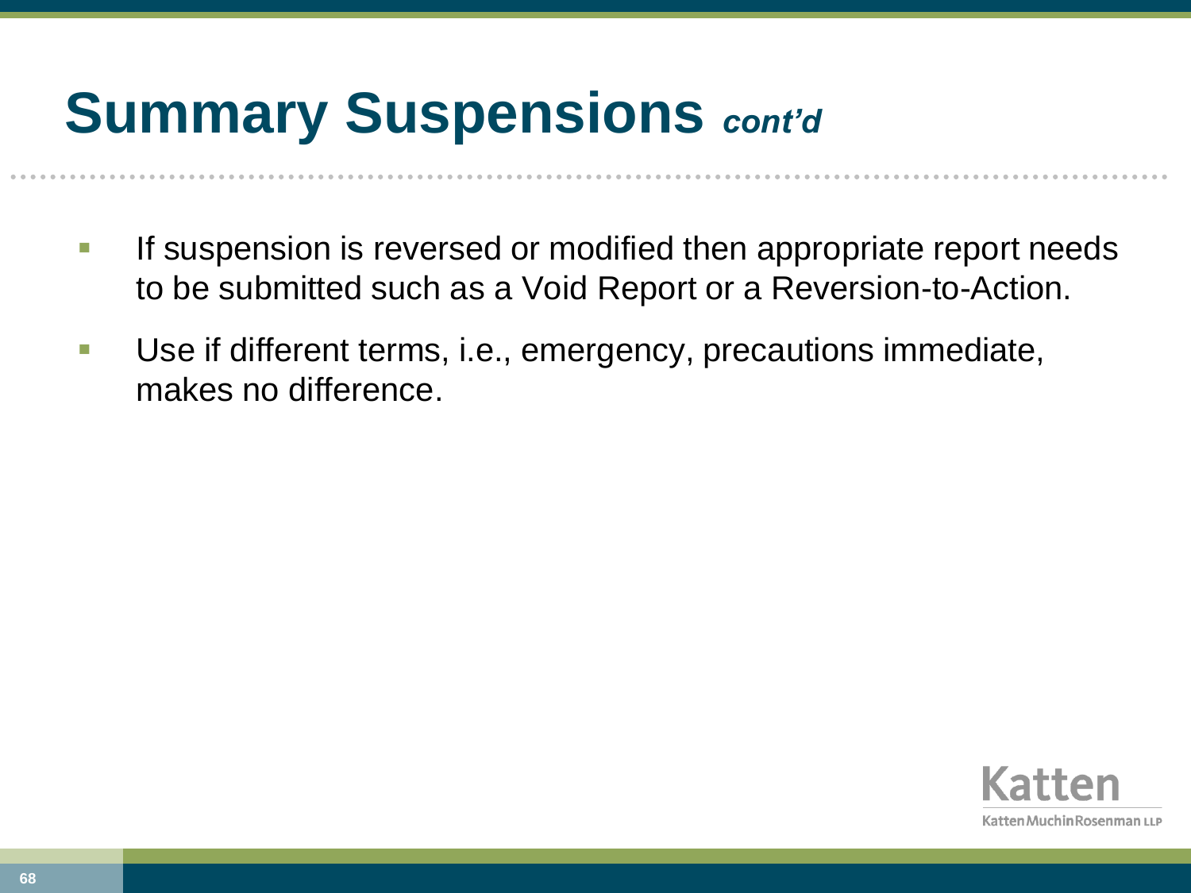# Summary Suspensions *cont'd*

- If suspension is reversed or modified then appropriate report needs to be submitted such as a Void Report or a Reversion-to-Action.
- Use if different terms, i.e., emergency, precautions immediate, makes no difference.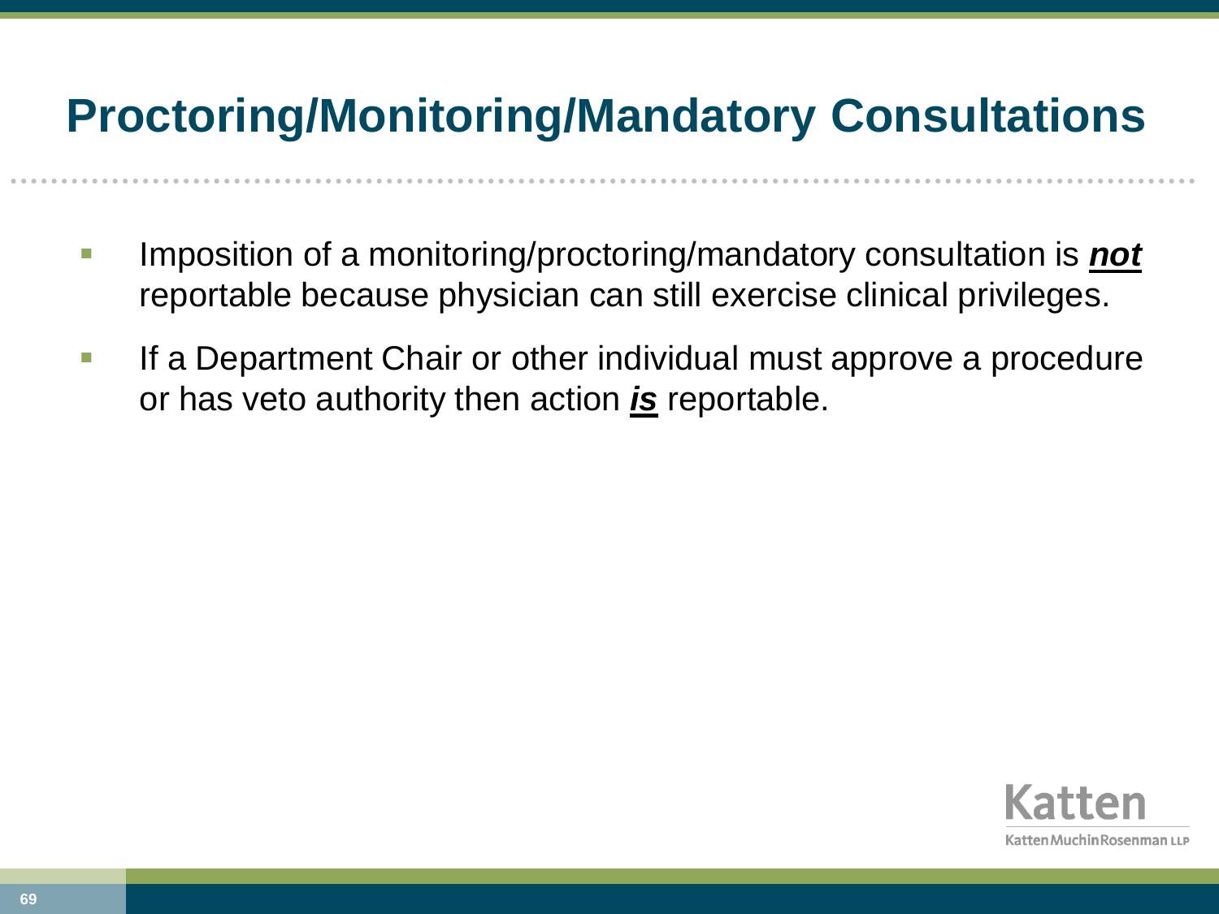# Proctoring/Monitoring/Mandatory Consultations

- Imposition of a monitoring/proctoring/mandatory consultation is ***not*** reportable because physician can still exercise clinical privileges.
- If a Department Chair or other individual must approve a procedure or has veto authority then action ***is*** reportable.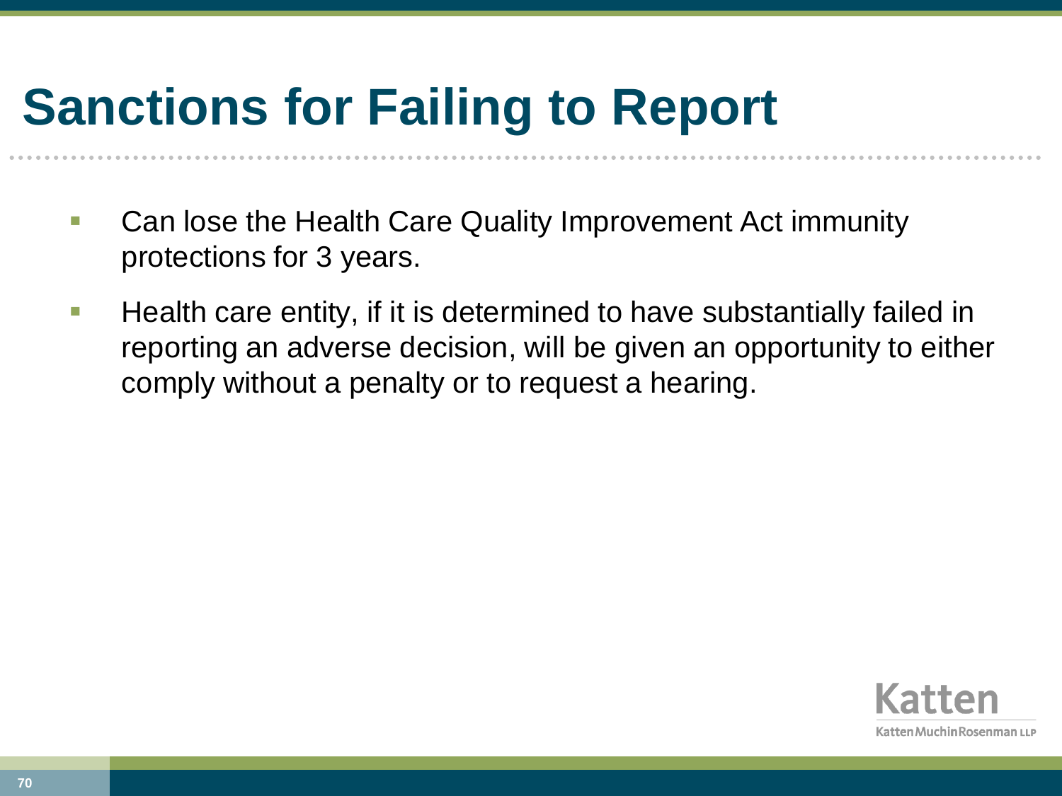# Sanctions for Failing to Report

- Can lose the Health Care Quality Improvement Act immunity protections for 3 years.
- Health care entity, if it is determined to have substantially failed in reporting an adverse decision, will be given an opportunity to either comply without a penalty or to request a hearing.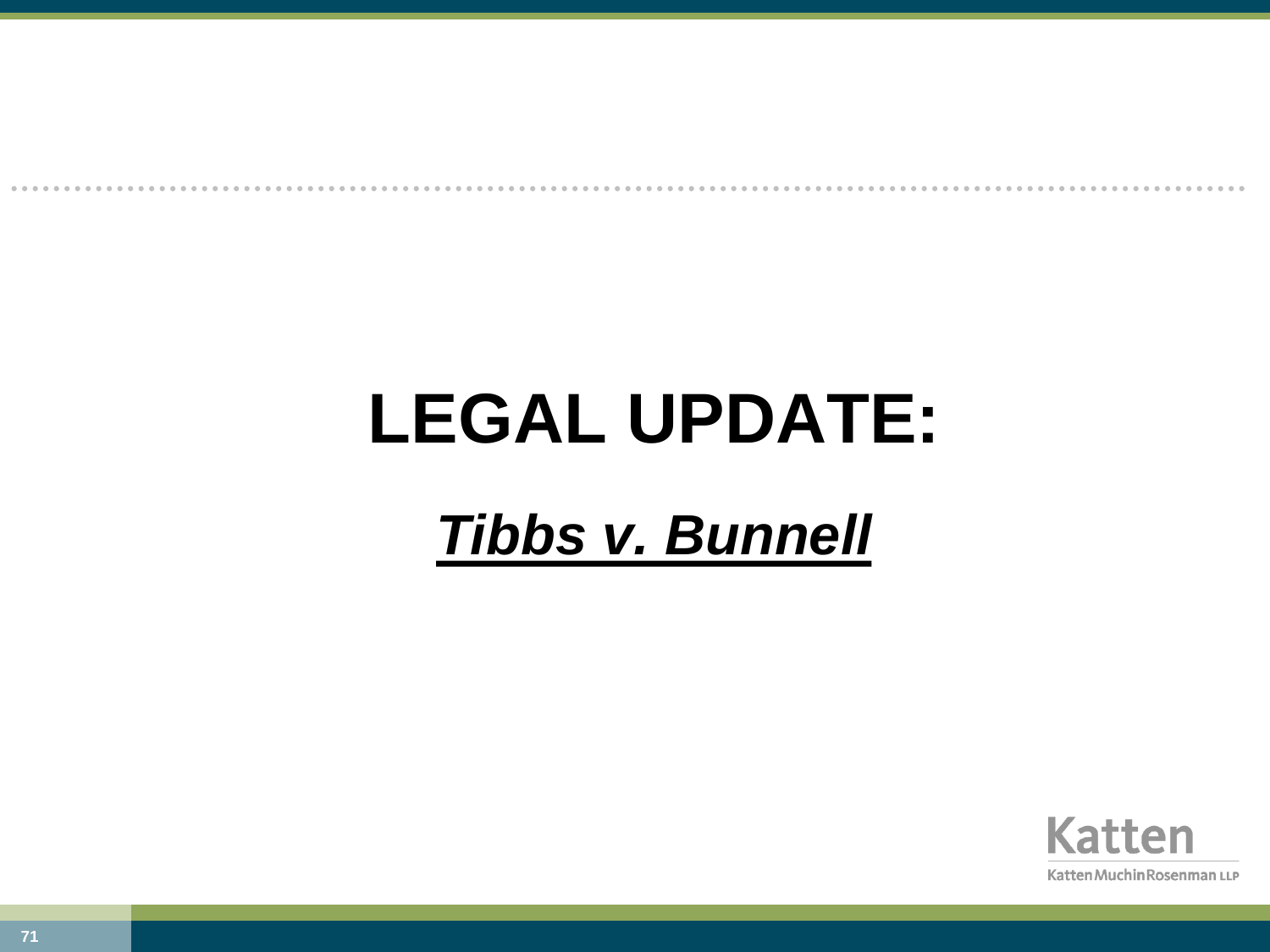# LEGAL UPDATE:

## ***Tibbs v. Bunnell***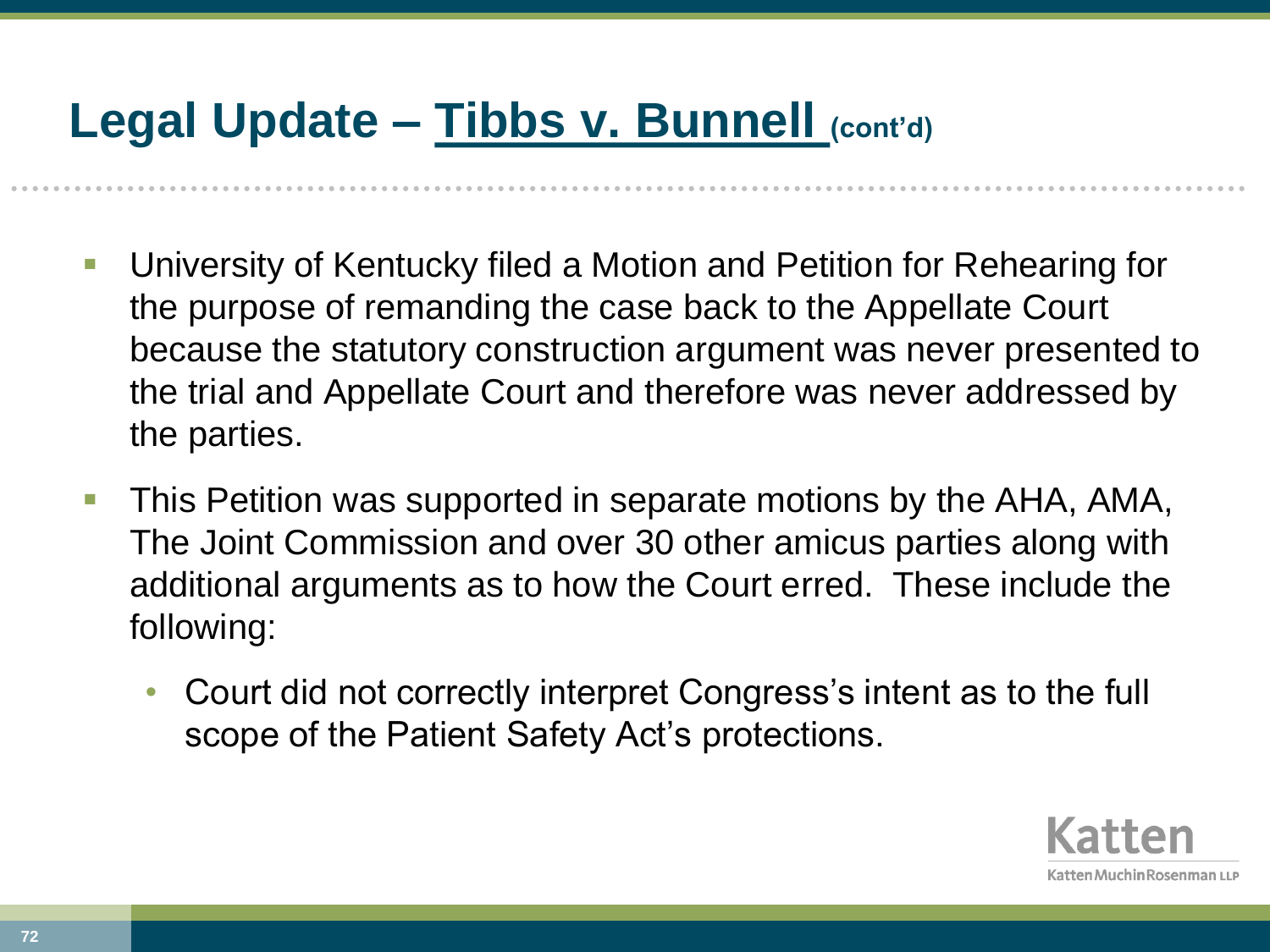# Legal Update – Tibbs v. Bunnell (cont'd)

- University of Kentucky filed a Motion and Petition for Rehearing for the purpose of remanding the case back to the Appellate Court because the statutory construction argument was never presented to the trial and Appellate Court and therefore was never addressed by the parties.
- This Petition was supported in separate motions by the AHA, AMA, The Joint Commission and over 30 other amicus parties along with additional arguments as to how the Court erred. These include the following:
  - Court did not correctly interpret Congress's intent as to the full scope of the Patient Safety Act's protections.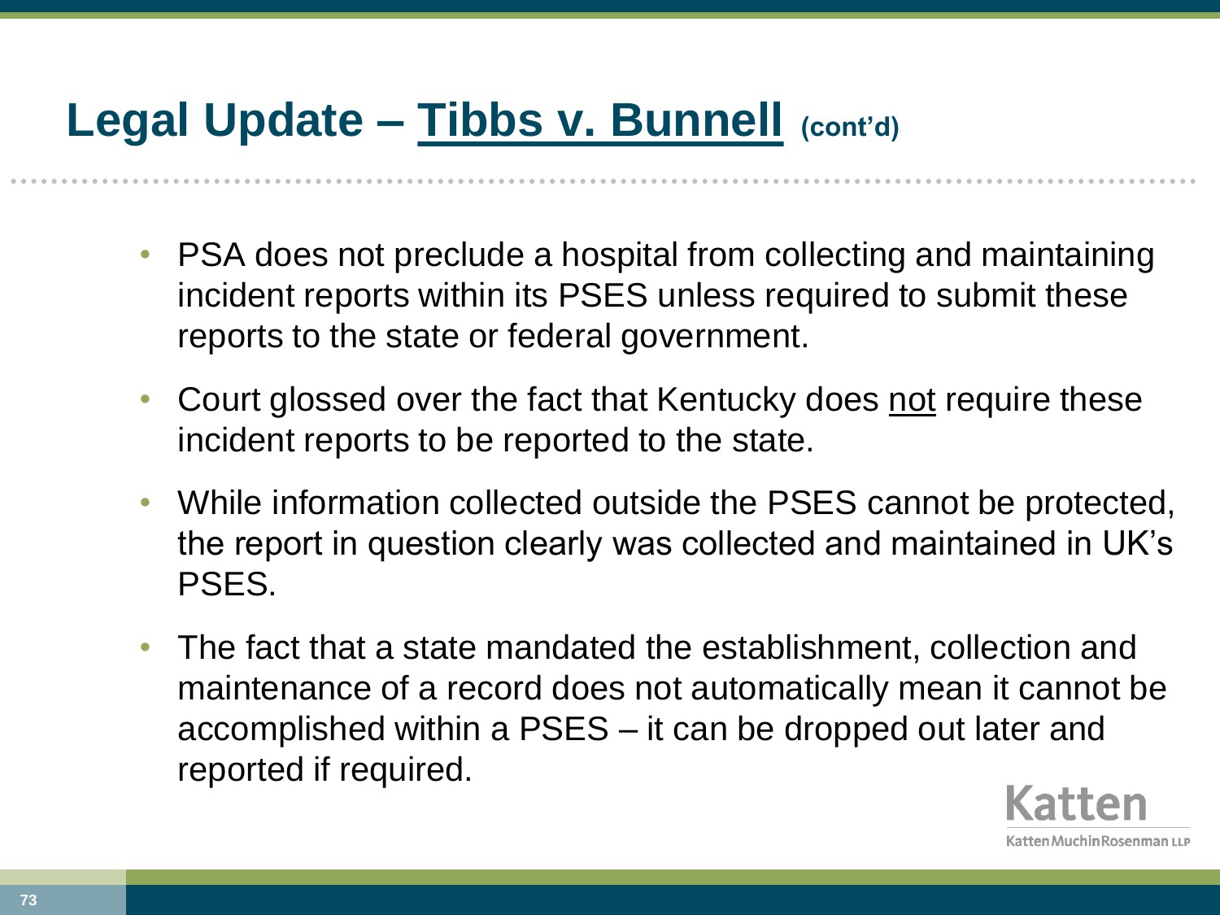# Legal Update – Tibbs v. Bunnell (cont'd)

- PSA does not preclude a hospital from collecting and maintaining incident reports within its PSES unless required to submit these reports to the state or federal government.
- Court glossed over the fact that Kentucky does not require these incident reports to be reported to the state.
- While information collected outside the PSES cannot be protected, the report in question clearly was collected and maintained in UK's PSES.
- The fact that a state mandated the establishment, collection and maintenance of a record does not automatically mean it cannot be accomplished within a PSES – it can be dropped out later and reported if required.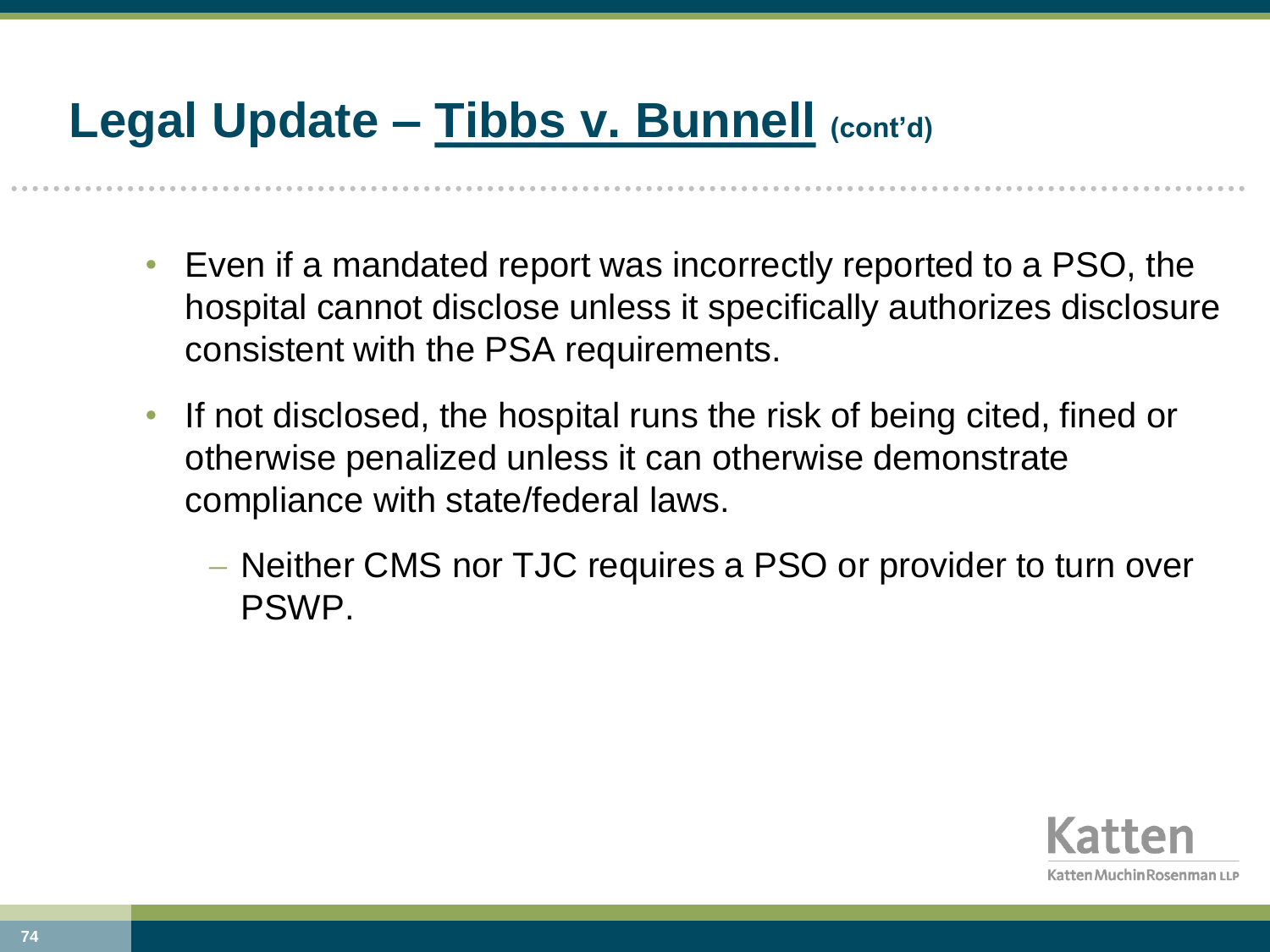# Legal Update – Tibbs v. Bunnell (cont'd)

- Even if a mandated report was incorrectly reported to a PSO, the hospital cannot disclose unless it specifically authorizes disclosure consistent with the PSA requirements.
- If not disclosed, the hospital runs the risk of being cited, fined or otherwise penalized unless it can otherwise demonstrate compliance with state/federal laws.
  - Neither CMS nor TJC requires a PSO or provider to turn over PSWP.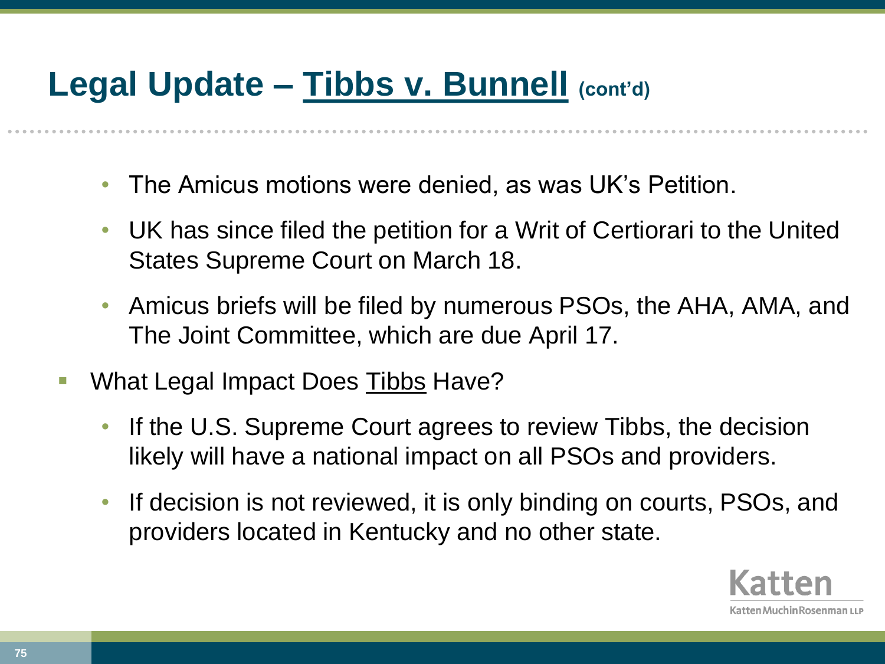# Legal Update – Tibbs v. Bunnell (cont'd)

- The Amicus motions were denied, as was UK's Petition.
- UK has since filed the petition for a Writ of Certiorari to the United States Supreme Court on March 18.
- Amicus briefs will be filed by numerous PSOs, the AHA, AMA, and The Joint Committee, which are due April 17.

- What Legal Impact Does Tibbs Have?
  - If the U.S. Supreme Court agrees to review Tibbs, the decision likely will have a national impact on all PSOs and providers.
  - If decision is not reviewed, it is only binding on courts, PSOs, and providers located in Kentucky and no other state.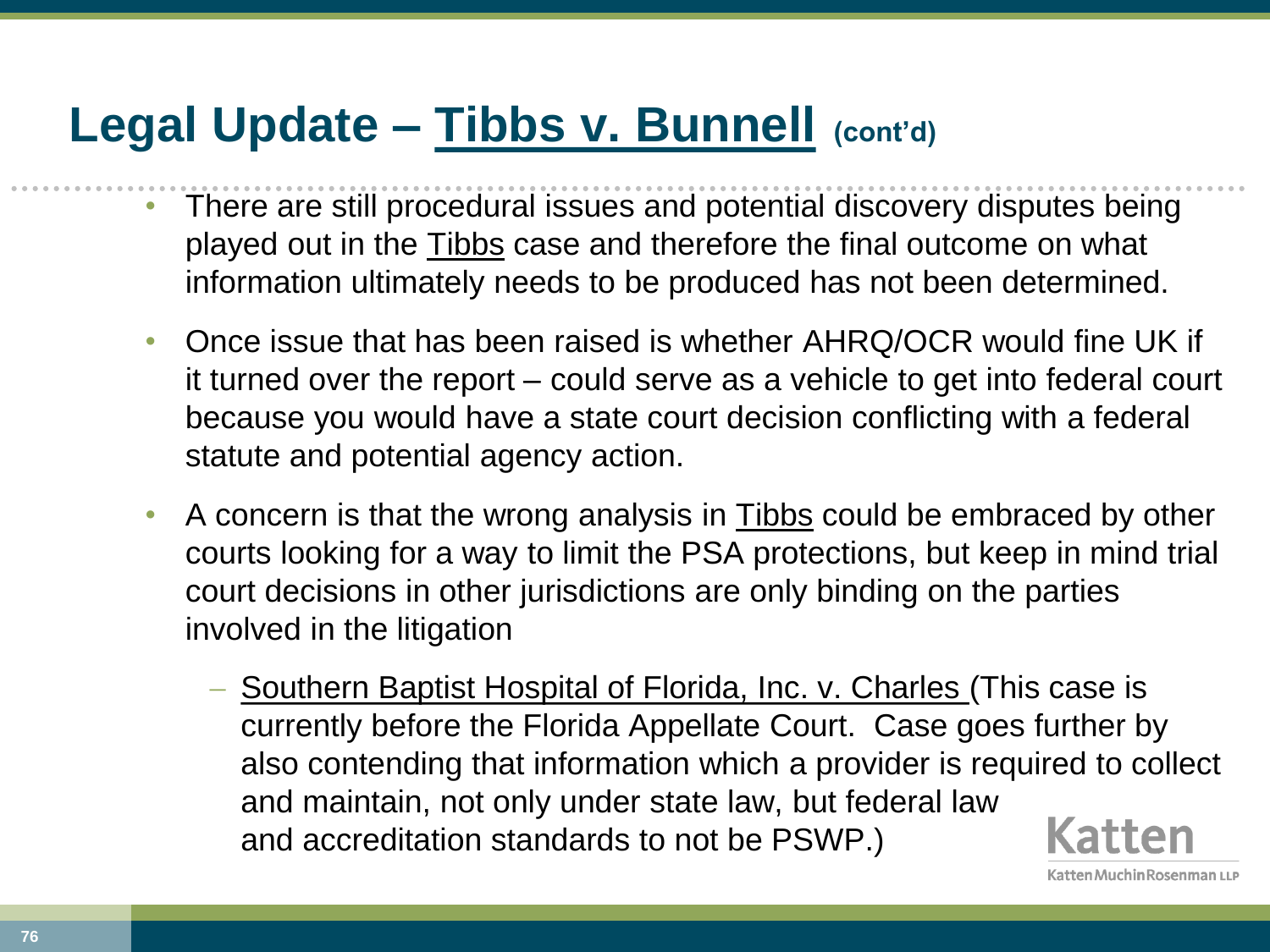# Legal Update – Tibbs v. Bunnell (cont'd)

- There are still procedural issues and potential discovery disputes being played out in the Tibbs case and therefore the final outcome on what information ultimately needs to be produced has not been determined.
- Once issue that has been raised is whether AHRQ/OCR would fine UK if it turned over the report – could serve as a vehicle to get into federal court because you would have a state court decision conflicting with a federal statute and potential agency action.
- A concern is that the wrong analysis in Tibbs could be embraced by other courts looking for a way to limit the PSA protections, but keep in mind trial court decisions in other jurisdictions are only binding on the parties involved in the litigation
  - Southern Baptist Hospital of Florida, Inc. v. Charles (This case is currently before the Florida Appellate Court. Case goes further by also contending that information which a provider is required to collect and maintain, not only under state law, but federal law and accreditation standards to not be PSWP.)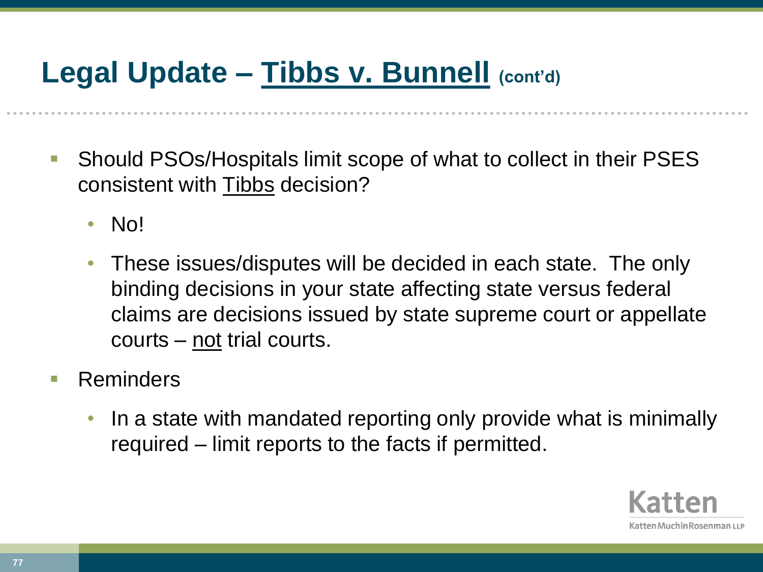# Legal Update – <u>Tibbs v. Bunnell</u> (cont'd)

- Should PSOs/Hospitals limit scope of what to collect in their PSES consistent with <u>Tibbs</u> decision?
  - No!
  - These issues/disputes will be decided in each state. The only binding decisions in your state affecting state versus federal claims are decisions issued by state supreme court or appellate courts – <u>not</u> trial courts.
- Reminders
  - In a state with mandated reporting only provide what is minimally required – limit reports to the facts if permitted.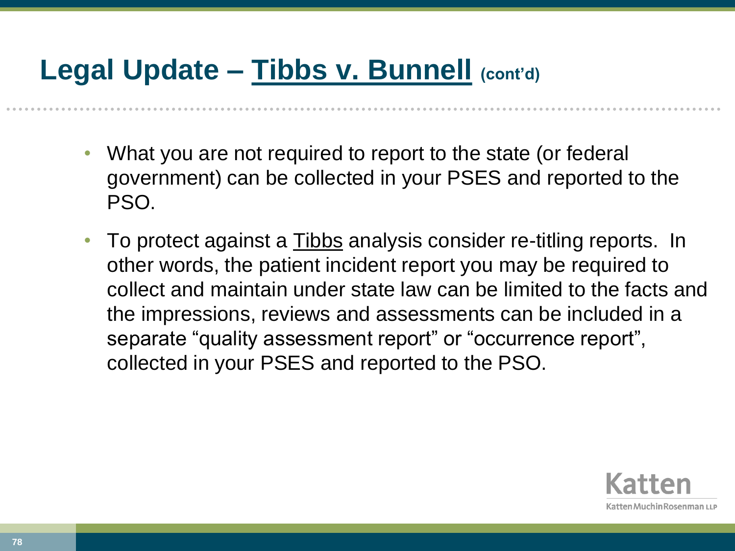# Legal Update – Tibbs v. Bunnell (cont'd)

- What you are not required to report to the state (or federal government) can be collected in your PSES and reported to the PSO.
- To protect against a Tibbs analysis consider re-titling reports. In other words, the patient incident report you may be required to collect and maintain under state law can be limited to the facts and the impressions, reviews and assessments can be included in a separate "quality assessment report" or "occurrence report", collected in your PSES and reported to the PSO.